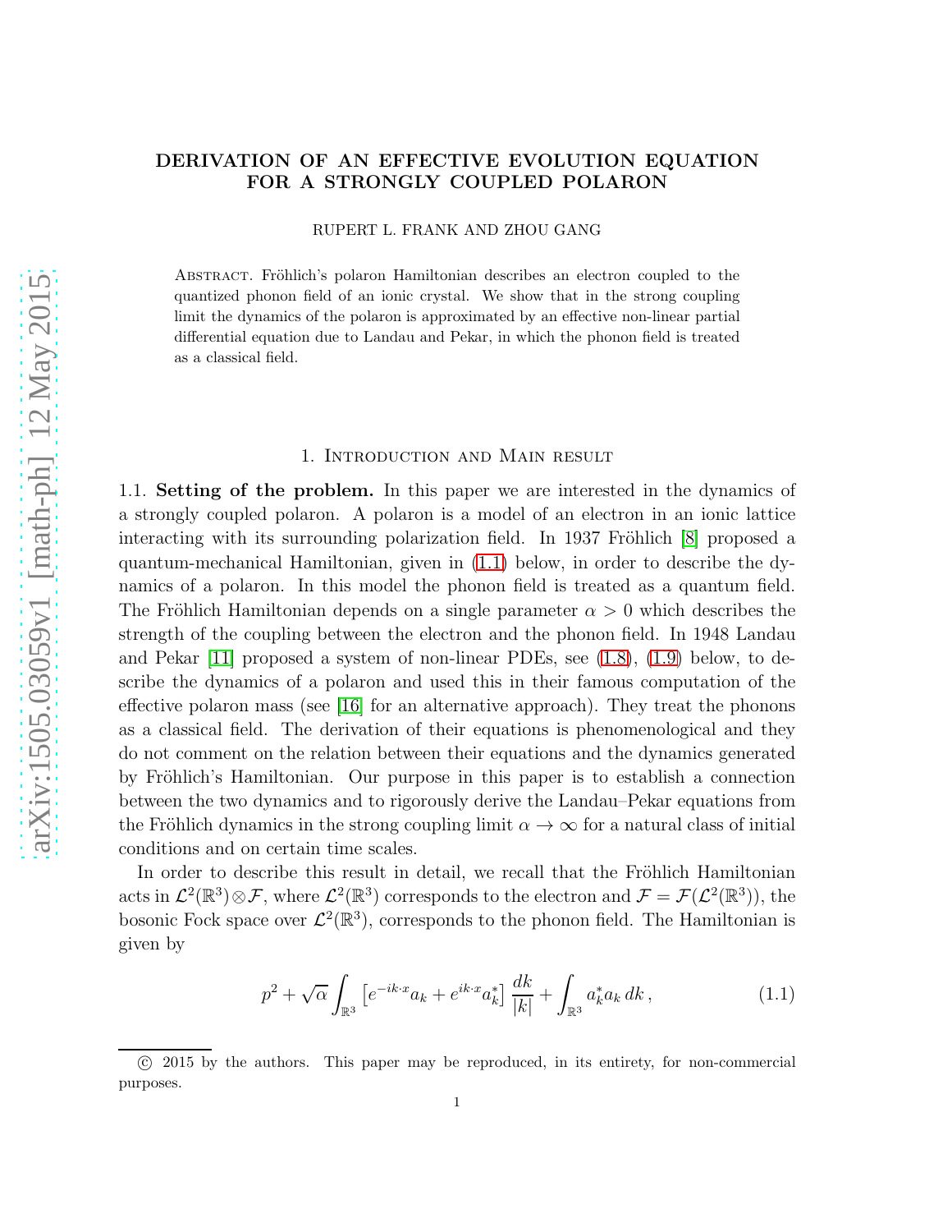# DERIVATION OF AN EFFECTIVE EVOLUTION EQUATION FOR A STRONGLY COUPLED POLARON

RUPERT L. FRANK AND ZHOU GANG

Abstract. Fröhlich's polaron Hamiltonian describes an electron coupled to the quantized phonon field of an ionic crystal. We show that in the strong coupling limit the dynamics of the polaron is approximated by an effective non-linear partial differential equation due to Landau and Pekar, in which the phonon field is treated as a classical field.

## 1. Introduction and Main result

### 1.1. Setting of the problem.

In this paper we are interested in the dynamics of a strongly coupled polaron. A polaron is a model of an electron in an ionic lattice interacting with its surrounding polarization field. In 1937 Fröhlich [8] proposed a quantum-mechanical Hamiltonian, given in (1.1) below, in order to describe the dynamics of a polaron. In this model the phonon field is treated as a quantum field. The Fröhlich Hamiltonian depends on a single parameter $\alpha > 0$ which describes the strength of the coupling between the electron and the phonon field. In 1948 Landau and Pekar [11] proposed a system of non-linear PDEs, see (1.8), (1.9) below, to describe the dynamics of a polaron and used this in their famous computation of the effective polaron mass (see [16] for an alternative approach). They treat the phonons as a classical field. The derivation of their equations is phenomenological and they do not comment on the relation between their equations and the dynamics generated by Fröhlich's Hamiltonian. Our purpose in this paper is to establish a connection between the two dynamics and to rigorously derive the Landau–Pekar equations from the Fröhlich dynamics in the strong coupling limit $\alpha \to \infty$ for a natural class of initial conditions and on certain time scales.

In order to describe this result in detail, we recall that the Fröhlich Hamiltonian acts in $\mathcal{L}^2(\mathbb{R}^3) \otimes \mathcal{F}$, where $\mathcal{L}^2(\mathbb{R}^3)$ corresponds to the electron and $\mathcal{F} = \mathcal{F}(\mathcal{L}^2(\mathbb{R}^3))$, the bosonic Fock space over $\mathcal{L}^2(\mathbb{R}^3)$, corresponds to the phonon field. The Hamiltonian is given by

$$p^2 + \sqrt{\alpha} \int_{\mathbb{R}^3} \left[ e^{-ik\cdot x} a_k + e^{ik\cdot x} a_k^* \right] \frac{dk}{|k|} + \int_{\mathbb{R}^3} a_k^* a_k \, dk \,, \tag{1.1}$$

© 2015 by the authors. This paper may be reproduced, in its entirety, for non-commercial purposes.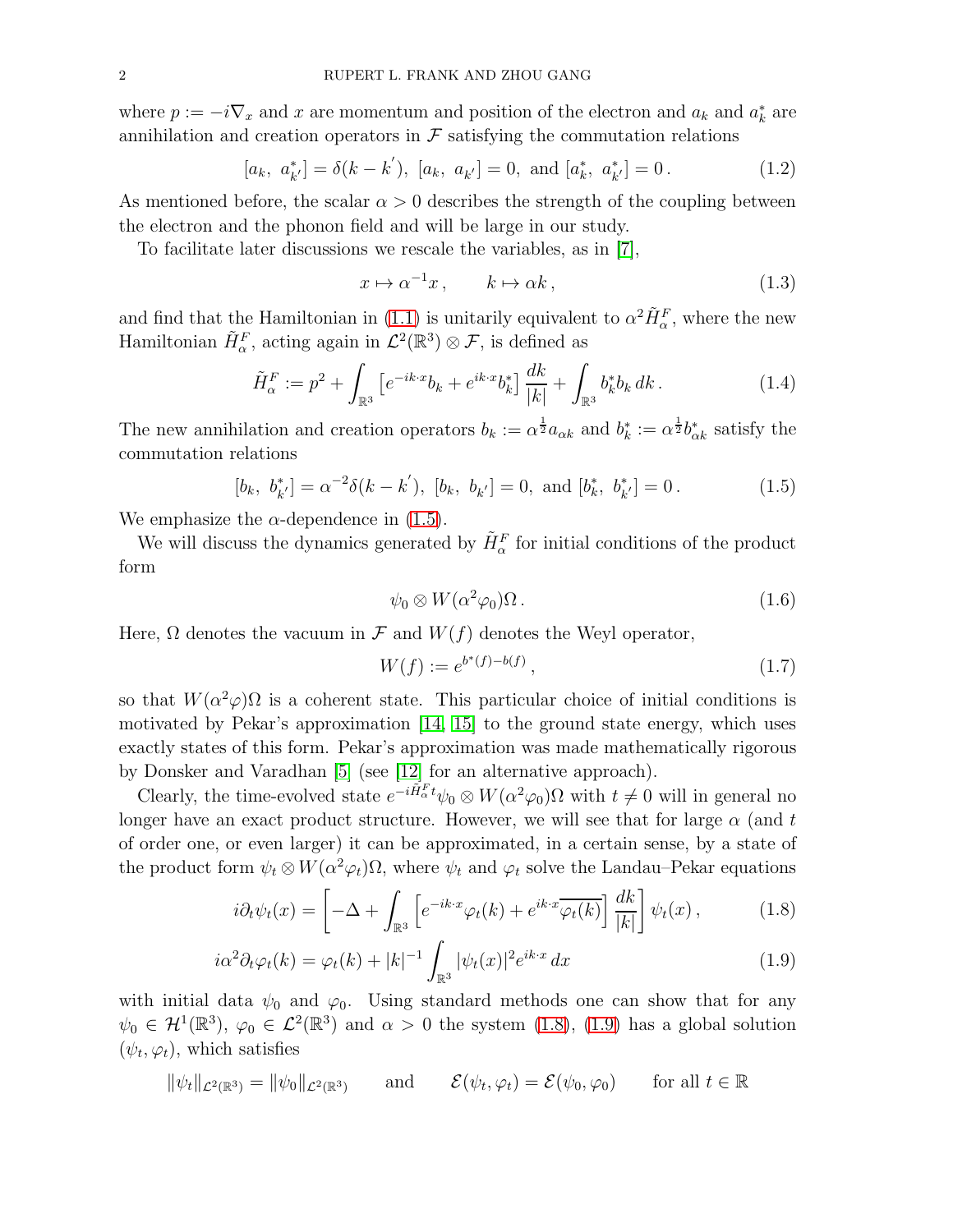where $p := -i\nabla_x$ and $x$ are momentum and position of the electron and $a_k$ and $a_k^*$ are annihilation and creation operators in $\mathcal{F}$ satisfying the commutation relations

$$[a_k,\ a_{k'}^*] = \delta(k-k'),\ [a_k,\ a_{k'}] = 0,\ \text{and}\ [a_k^*,\ a_{k'}^*] = 0\,. \tag{1.2}$$

As mentioned before, the scalar $\alpha > 0$ describes the strength of the coupling between the electron and the phonon field and will be large in our study.

To facilitate later discussions we rescale the variables, as in [7],

$$x \mapsto \alpha^{-1}x\,, \qquad k \mapsto \alpha k\,, \tag{1.3}$$

and find that the Hamiltonian in (1.1) is unitarily equivalent to $\alpha^2\tilde{H}_\alpha^F$, where the new Hamiltonian $\tilde{H}_\alpha^F$, acting again in $\mathcal{L}^2(\mathbb{R}^3)\otimes\mathcal{F}$, is defined as

$$\tilde{H}_\alpha^F := p^2 + \int_{\mathbb{R}^3}\left[e^{-ik\cdot x}b_k + e^{ik\cdot x}b_k^*\right]\frac{dk}{|k|} + \int_{\mathbb{R}^3} b_k^* b_k\,dk\,. \tag{1.4}$$

The new annihilation and creation operators $b_k := \alpha^{\frac{1}{2}}a_{\alpha k}$ and $b_k^* := \alpha^{\frac{1}{2}}b_{\alpha k}^*$ satisfy the commutation relations

$$[b_k,\ b_{k'}^*] = \alpha^{-2}\delta(k-k'),\ [b_k,\ b_{k'}] = 0,\ \text{and}\ [b_k^*,\ b_{k'}^*] = 0\,. \tag{1.5}$$

We emphasize the $\alpha$-dependence in (1.5).

We will discuss the dynamics generated by $\tilde{H}_\alpha^F$ for initial conditions of the product form

$$\psi_0 \otimes W(\alpha^2\varphi_0)\Omega\,. \tag{1.6}$$

Here, $\Omega$ denotes the vacuum in $\mathcal{F}$ and $W(f)$ denotes the Weyl operator,

$$W(f) := e^{b^*(f)-b(f)}\,, \tag{1.7}$$

so that $W(\alpha^2\varphi)\Omega$ is a coherent state. This particular choice of initial conditions is motivated by Pekar's approximation [14, 15] to the ground state energy, which uses exactly states of this form. Pekar's approximation was made mathematically rigorous by Donsker and Varadhan [5] (see [12] for an alternative approach).

Clearly, the time-evolved state $e^{-i\tilde{H}_\alpha^F t}\psi_0\otimes W(\alpha^2\varphi_0)\Omega$ with $t\neq 0$ will in general no longer have an exact product structure. However, we will see that for large $\alpha$ (and $t$ of order one, or even larger) it can be approximated, in a certain sense, by a state of the product form $\psi_t\otimes W(\alpha^2\varphi_t)\Omega$, where $\psi_t$ and $\varphi_t$ solve the Landau–Pekar equations

$$i\partial_t\psi_t(x) = \left[-\Delta + \int_{\mathbb{R}^3}\left[e^{-ik\cdot x}\varphi_t(k) + e^{ik\cdot x}\overline{\varphi_t(k)}\right]\frac{dk}{|k|}\right]\psi_t(x)\,, \tag{1.8}$$

$$i\alpha^2\partial_t\varphi_t(k) = \varphi_t(k) + |k|^{-1}\int_{\mathbb{R}^3}|\psi_t(x)|^2 e^{ik\cdot x}\,dx \tag{1.9}$$

with initial data $\psi_0$ and $\varphi_0$. Using standard methods one can show that for any $\psi_0\in\mathcal{H}^1(\mathbb{R}^3)$, $\varphi_0\in\mathcal{L}^2(\mathbb{R}^3)$ and $\alpha>0$ the system (1.8), (1.9) has a global solution $(\psi_t,\varphi_t)$, which satisfies

$$\|\psi_t\|_{\mathcal{L}^2(\mathbb{R}^3)} = \|\psi_0\|_{\mathcal{L}^2(\mathbb{R}^3)} \qquad \text{and} \qquad \mathcal{E}(\psi_t,\varphi_t) = \mathcal{E}(\psi_0,\varphi_0) \qquad \text{for all } t\in\mathbb{R}$$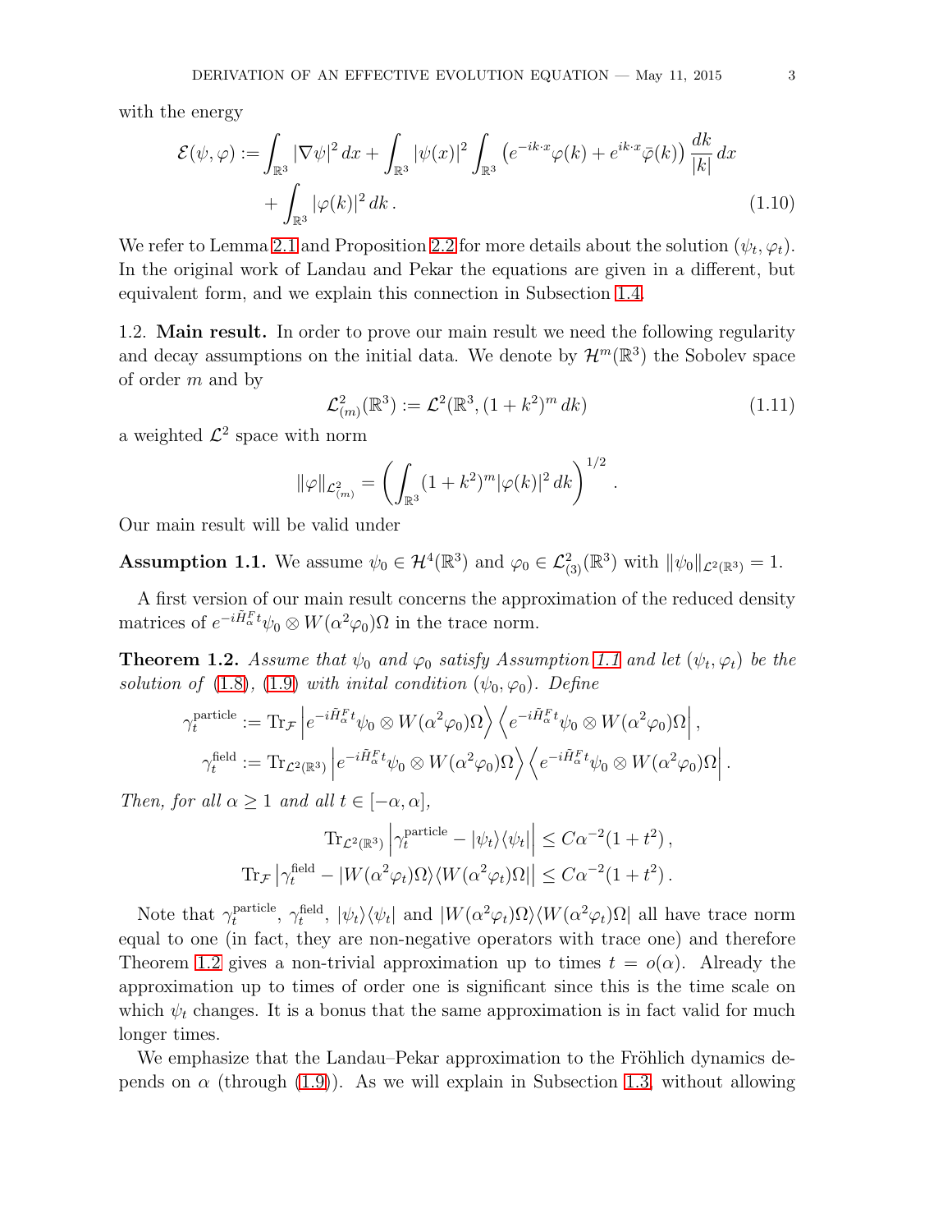with the energy

$$
\mathcal{E}(\psi,\varphi) := \int_{\mathbb{R}^3} |\nabla\psi|^2\,dx + \int_{\mathbb{R}^3} |\psi(x)|^2 \int_{\mathbb{R}^3} \left(e^{-ik\cdot x}\varphi(k) + e^{ik\cdot x}\bar{\varphi}(k)\right)\frac{dk}{|k|}\,dx
+ \int_{\mathbb{R}^3} |\varphi(k)|^2\,dk\,. \tag{1.10}
$$

We refer to Lemma 2.1 and Proposition 2.2 for more details about the solution $(\psi_t, \varphi_t)$. In the original work of Landau and Pekar the equations are given in a different, but equivalent form, and we explain this connection in Subsection 1.4.

## 1.2. Main result.

In order to prove our main result we need the following regularity and decay assumptions on the initial data. We denote by $\mathcal{H}^m(\mathbb{R}^3)$ the Sobolev space of order $m$ and by

$$
\mathcal{L}^2_{(m)}(\mathbb{R}^3) := \mathcal{L}^2(\mathbb{R}^3, (1+k^2)^m\,dk) \tag{1.11}
$$

a weighted $\mathcal{L}^2$ space with norm

$$
\|\varphi\|_{\mathcal{L}^2_{(m)}} = \left(\int_{\mathbb{R}^3} (1+k^2)^m |\varphi(k)|^2\,dk\right)^{1/2}.
$$

Our main result will be valid under

**Assumption 1.1.** We assume $\psi_0 \in \mathcal{H}^4(\mathbb{R}^3)$ and $\varphi_0 \in \mathcal{L}^2_{(3)}(\mathbb{R}^3)$ with $\|\psi_0\|_{\mathcal{L}^2(\mathbb{R}^3)} = 1$.

A first version of our main result concerns the approximation of the reduced density matrices of $e^{-i\tilde{H}^F_\alpha t}\psi_0 \otimes W(\alpha^2\varphi_0)\Omega$ in the trace norm.

**Theorem 1.2.** *Assume that $\psi_0$ and $\varphi_0$ satisfy Assumption 1.1 and let $(\psi_t, \varphi_t)$ be the solution of (1.8), (1.9) with inital condition $(\psi_0, \varphi_0)$. Define*

$$
\gamma_t^{\text{particle}} := \operatorname{Tr}_{\mathcal{F}} \left| e^{-i\tilde{H}^F_\alpha t}\psi_0 \otimes W(\alpha^2\varphi_0)\Omega \right\rangle \left\langle e^{-i\tilde{H}^F_\alpha t}\psi_0 \otimes W(\alpha^2\varphi_0)\Omega \right|,
$$

$$
\gamma_t^{\text{field}} := \operatorname{Tr}_{\mathcal{L}^2(\mathbb{R}^3)} \left| e^{-i\tilde{H}^F_\alpha t}\psi_0 \otimes W(\alpha^2\varphi_0)\Omega \right\rangle \left\langle e^{-i\tilde{H}^F_\alpha t}\psi_0 \otimes W(\alpha^2\varphi_0)\Omega \right|.
$$

*Then, for all $\alpha \geq 1$ and all $t \in [-\alpha, \alpha]$,*

$$
\operatorname{Tr}_{\mathcal{L}^2(\mathbb{R}^3)} \left| \gamma_t^{\text{particle}} - |\psi_t\rangle\langle\psi_t| \right| \leq C\alpha^{-2}(1+t^2)\,,
$$

$$
\operatorname{Tr}_{\mathcal{F}} \left| \gamma_t^{\text{field}} - |W(\alpha^2\varphi_t)\Omega\rangle\langle W(\alpha^2\varphi_t)\Omega| \right| \leq C\alpha^{-2}(1+t^2)\,.
$$

Note that $\gamma_t^{\text{particle}}$, $\gamma_t^{\text{field}}$, $|\psi_t\rangle\langle\psi_t|$ and $|W(\alpha^2\varphi_t)\Omega\rangle\langle W(\alpha^2\varphi_t)\Omega|$ all have trace norm equal to one (in fact, they are non-negative operators with trace one) and therefore Theorem 1.2 gives a non-trivial approximation up to times $t = o(\alpha)$. Already the approximation up to times of order one is significant since this is the time scale on which $\psi_t$ changes. It is a bonus that the same approximation is in fact valid for much longer times.

We emphasize that the Landau–Pekar approximation to the Fröhlich dynamics depends on $\alpha$ (through (1.9)). As we will explain in Subsection 1.3, without allowing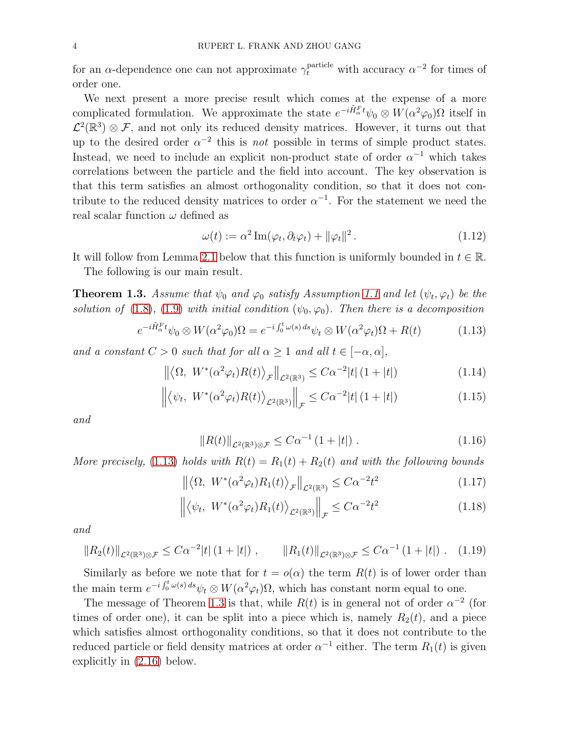for an $\alpha$-dependence one can not approximate $\gamma_t^{\text{particle}}$ with accuracy $\alpha^{-2}$ for times of order one.

We next present a more precise result which comes at the expense of a more complicated formulation. We approximate the state $e^{-i\tilde{H}_\alpha^F t}\psi_0 \otimes W(\alpha^2\varphi_0)\Omega$ itself in $\mathcal{L}^2(\mathbb{R}^3)\otimes\mathcal{F}$, and not only its reduced density matrices. However, it turns out that up to the desired order $\alpha^{-2}$ this is *not* possible in terms of simple product states. Instead, we need to include an explicit non-product state of order $\alpha^{-1}$ which takes correlations between the particle and the field into account. The key observation is that this term satisfies an almost orthogonality condition, so that it does not contribute to the reduced density matrices to order $\alpha^{-1}$. For the statement we need the real scalar function $\omega$ defined as

$$\omega(t) := \alpha^2 \operatorname{Im}(\varphi_t, \partial_t \varphi_t) + \|\varphi_t\|^2 . \tag{1.12}$$

It will follow from Lemma 2.1 below that this function is uniformly bounded in $t\in\mathbb{R}$.

The following is our main result.

**Theorem 1.3.** *Assume that $\psi_0$ and $\varphi_0$ satisfy Assumption 1.1 and let $(\psi_t,\varphi_t)$ be the solution of (1.8), (1.9) with initial condition $(\psi_0,\varphi_0)$. Then there is a decomposition*

$$e^{-i\tilde{H}_\alpha^F t}\psi_0 \otimes W(\alpha^2\varphi_0)\Omega = e^{-i\int_0^t \omega(s)\,ds}\psi_t \otimes W(\alpha^2\varphi_t)\Omega + R(t) \tag{1.13}$$

*and a constant $C>0$ such that for all $\alpha\geq 1$ and all $t\in[-\alpha,\alpha]$,*

$$\left\| \left\langle \Omega,\ W^*(\alpha^2\varphi_t)R(t)\right\rangle_{\mathcal{F}} \right\|_{\mathcal{L}^2(\mathbb{R}^3)} \leq C\alpha^{-2}|t|\,(1+|t|) \tag{1.14}$$

$$\left\| \left\langle \psi_t,\ W^*(\alpha^2\varphi_t)R(t)\right\rangle_{\mathcal{L}^2(\mathbb{R}^3)} \right\|_{\mathcal{F}} \leq C\alpha^{-2}|t|\,(1+|t|) \tag{1.15}$$

*and*

$$\|R(t)\|_{\mathcal{L}^2(\mathbb{R}^3)\otimes\mathcal{F}} \leq C\alpha^{-1}\,(1+|t|)\,. \tag{1.16}$$

*More precisely, (1.13) holds with $R(t)=R_1(t)+R_2(t)$ and with the following bounds*

$$\left\| \left\langle \Omega,\ W^*(\alpha^2\varphi_t)R_1(t)\right\rangle_{\mathcal{F}} \right\|_{\mathcal{L}^2(\mathbb{R}^3)} \leq C\alpha^{-2}t^2 \tag{1.17}$$

$$\left\| \left\langle \psi_t,\ W^*(\alpha^2\varphi_t)R_1(t)\right\rangle_{\mathcal{L}^2(\mathbb{R}^3)} \right\|_{\mathcal{F}} \leq C\alpha^{-2}t^2 \tag{1.18}$$

*and*

$$\|R_2(t)\|_{\mathcal{L}^2(\mathbb{R}^3)\otimes\mathcal{F}} \leq C\alpha^{-2}|t|\,(1+|t|)\,, \qquad \|R_1(t)\|_{\mathcal{L}^2(\mathbb{R}^3)\otimes\mathcal{F}} \leq C\alpha^{-1}\,(1+|t|)\,. \tag{1.19}$$

Similarly as before we note that for $t=o(\alpha)$ the term $R(t)$ is of lower order than the main term $e^{-i\int_0^t\omega(s)\,ds}\psi_t\otimes W(\alpha^2\varphi_t)\Omega$, which has constant norm equal to one.

The message of Theorem 1.3 is that, while $R(t)$ is in general not of order $\alpha^{-2}$ (for times of order one), it can be split into a piece which is, namely $R_2(t)$, and a piece which satisfies almost orthogonality conditions, so that it does not contribute to the reduced particle or field density matrices at order $\alpha^{-1}$ either. The term $R_1(t)$ is given explicitly in (2.16) below.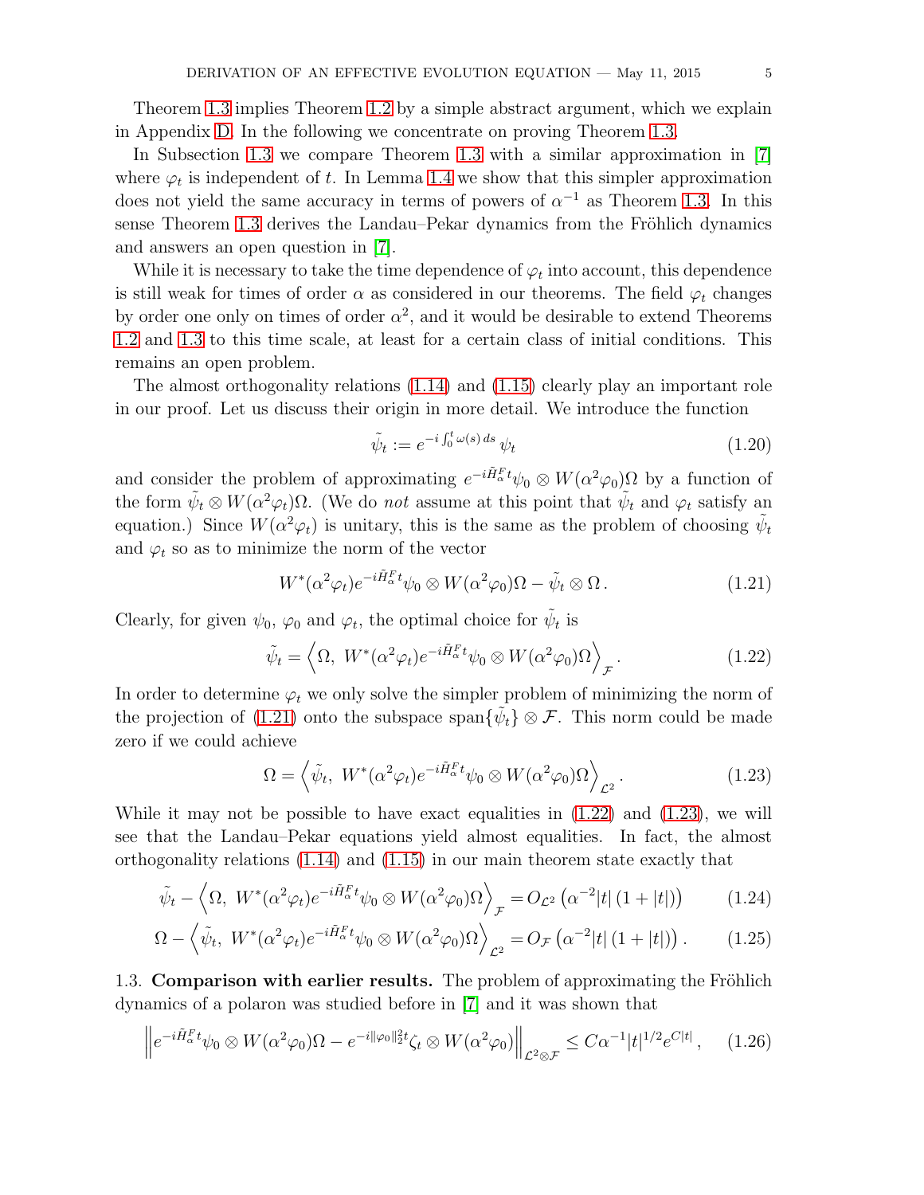Theorem 1.3 implies Theorem 1.2 by a simple abstract argument, which we explain in Appendix D. In the following we concentrate on proving Theorem 1.3.

In Subsection 1.3 we compare Theorem 1.3 with a similar approximation in [7] where $\varphi_t$ is independent of $t$. In Lemma 1.4 we show that this simpler approximation does not yield the same accuracy in terms of powers of $\alpha^{-1}$ as Theorem 1.3. In this sense Theorem 1.3 derives the Landau–Pekar dynamics from the Fröhlich dynamics and answers an open question in [7].

While it is necessary to take the time dependence of $\varphi_t$ into account, this dependence is still weak for times of order $\alpha$ as considered in our theorems. The field $\varphi_t$ changes by order one only on times of order $\alpha^2$, and it would be desirable to extend Theorems 1.2 and 1.3 to this time scale, at least for a certain class of initial conditions. This remains an open problem.

The almost orthogonality relations (1.14) and (1.15) clearly play an important role in our proof. Let us discuss their origin in more detail. We introduce the function

$$\tilde{\psi}_t := e^{-i\int_0^t \omega(s)\,ds}\,\psi_t \tag{1.20}$$

and consider the problem of approximating $e^{-i\tilde{H}_\alpha^F t}\psi_0 \otimes W(\alpha^2\varphi_0)\Omega$ by a function of the form $\tilde{\psi}_t \otimes W(\alpha^2\varphi_t)\Omega$. (We do *not* assume at this point that $\tilde{\psi}_t$ and $\varphi_t$ satisfy an equation.) Since $W(\alpha^2\varphi_t)$ is unitary, this is the same as the problem of choosing $\tilde{\psi}_t$ and $\varphi_t$ so as to minimize the norm of the vector

$$W^*(\alpha^2\varphi_t)e^{-i\tilde{H}_\alpha^F t}\psi_0 \otimes W(\alpha^2\varphi_0)\Omega - \tilde{\psi}_t \otimes \Omega\,. \tag{1.21}$$

Clearly, for given $\psi_0$, $\varphi_0$ and $\varphi_t$, the optimal choice for $\tilde{\psi}_t$ is

$$\tilde{\psi}_t = \left\langle \Omega,\ W^*(\alpha^2\varphi_t)e^{-i\tilde{H}_\alpha^F t}\psi_0 \otimes W(\alpha^2\varphi_0)\Omega\right\rangle_{\mathcal{F}}. \tag{1.22}$$

In order to determine $\varphi_t$ we only solve the simpler problem of minimizing the norm of the projection of (1.21) onto the subspace $\operatorname{span}\{\tilde{\psi}_t\}\otimes\mathcal{F}$. This norm could be made zero if we could achieve

$$\Omega = \left\langle \tilde{\psi}_t,\ W^*(\alpha^2\varphi_t)e^{-i\tilde{H}_\alpha^F t}\psi_0 \otimes W(\alpha^2\varphi_0)\Omega\right\rangle_{\mathcal{L}^2}. \tag{1.23}$$

While it may not be possible to have exact equalities in (1.22) and (1.23), we will see that the Landau–Pekar equations yield almost equalities. In fact, the almost orthogonality relations (1.14) and (1.15) in our main theorem state exactly that

$$\tilde{\psi}_t - \left\langle \Omega,\ W^*(\alpha^2\varphi_t)e^{-i\tilde{H}_\alpha^F t}\psi_0 \otimes W(\alpha^2\varphi_0)\Omega\right\rangle_{\mathcal{F}} = O_{\mathcal{L}^2}\left(\alpha^{-2}|t|\,(1+|t|)\right) \tag{1.24}$$

$$\Omega - \left\langle \tilde{\psi}_t,\ W^*(\alpha^2\varphi_t)e^{-i\tilde{H}_\alpha^F t}\psi_0 \otimes W(\alpha^2\varphi_0)\Omega\right\rangle_{\mathcal{L}^2} = O_{\mathcal{F}}\left(\alpha^{-2}|t|\,(1+|t|)\right). \tag{1.25}$$

## 1.3. Comparison with earlier results.

The problem of approximating the Fröhlich dynamics of a polaron was studied before in [7] and it was shown that

$$\left\| e^{-i\tilde{H}_\alpha^F t}\psi_0 \otimes W(\alpha^2\varphi_0)\Omega - e^{-i\|\varphi_0\|_2^2 t}\zeta_t \otimes W(\alpha^2\varphi_0)\right\|_{\mathcal{L}^2\otimes\mathcal{F}} \le C\alpha^{-1}|t|^{1/2}e^{C|t|}\,, \tag{1.26}$$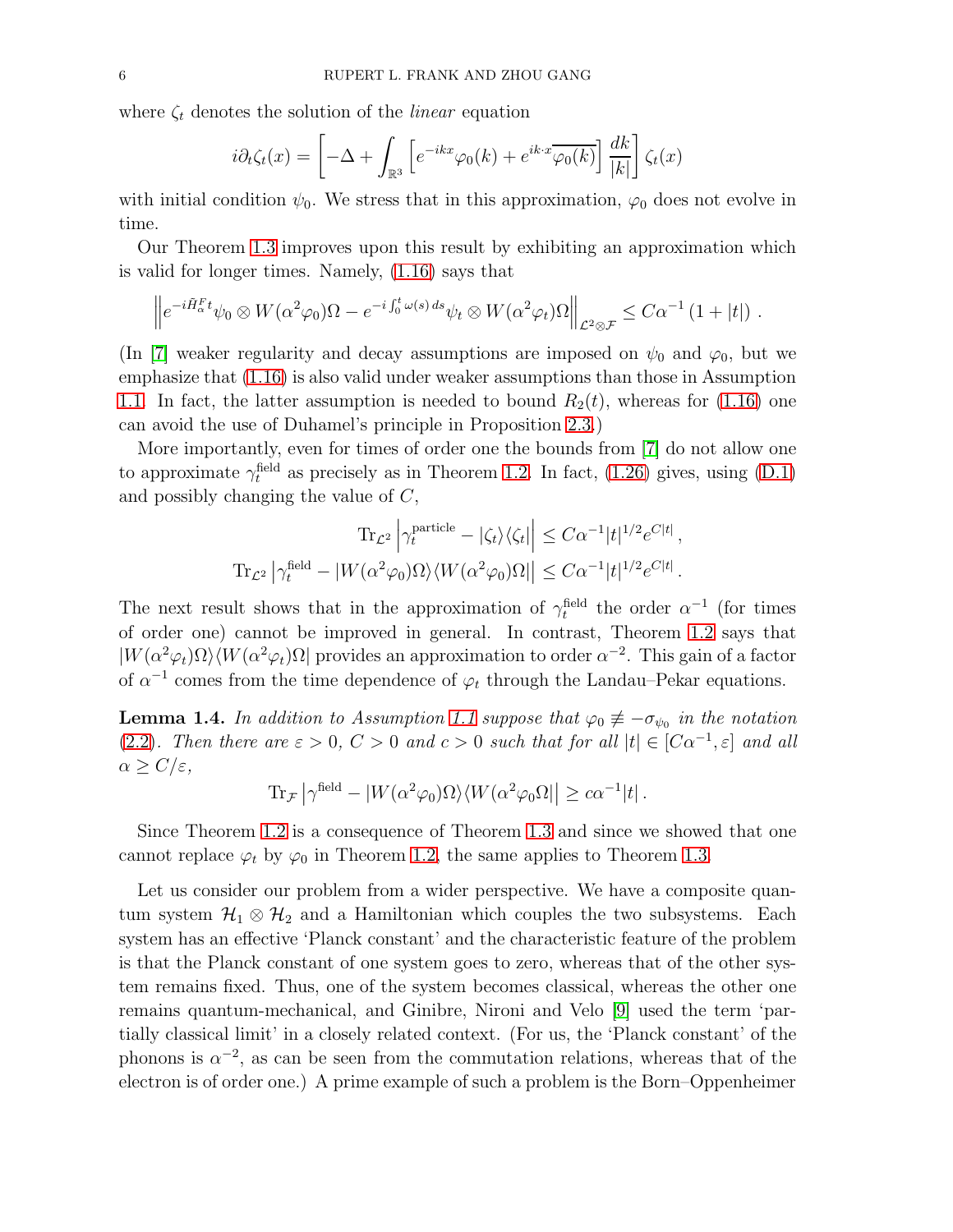where $\zeta_t$ denotes the solution of the *linear* equation

$$i\partial_t \zeta_t(x) = \left[ -\Delta + \int_{\mathbb{R}^3} \left[ e^{-ikx} \varphi_0(k) + e^{ik\cdot x} \overline{\varphi_0(k)} \right] \frac{dk}{|k|} \right] \zeta_t(x)$$

with initial condition $\psi_0$. We stress that in this approximation, $\varphi_0$ does not evolve in time.

Our Theorem 1.3 improves upon this result by exhibiting an approximation which is valid for longer times. Namely, (1.16) says that

$$\left\| e^{-i\tilde{H}^F_\alpha t} \psi_0 \otimes W(\alpha^2 \varphi_0)\Omega - e^{-i\int_0^t \omega(s)\,ds} \psi_t \otimes W(\alpha^2 \varphi_t)\Omega \right\|_{\mathcal{L}^2 \otimes \mathcal{F}} \leq C\alpha^{-1} \left(1 + |t|\right) .$$

(In [7] weaker regularity and decay assumptions are imposed on $\psi_0$ and $\varphi_0$, but we emphasize that (1.16) is also valid under weaker assumptions than those in Assumption 1.1. In fact, the latter assumption is needed to bound $R_2(t)$, whereas for (1.16) one can avoid the use of Duhamel's principle in Proposition 2.3.)

More importantly, even for times of order one the bounds from [7] do not allow one to approximate $\gamma_t^{\text{field}}$ as precisely as in Theorem 1.2. In fact, (1.26) gives, using (D.1) and possibly changing the value of $C$,

$$\operatorname{Tr}_{\mathcal{L}^2} \left| \gamma_t^{\text{particle}} - |\zeta_t\rangle\langle\zeta_t| \right| \leq C\alpha^{-1} |t|^{1/2} e^{C|t|} ,$$

$$\operatorname{Tr}_{\mathcal{L}^2} \left| \gamma_t^{\text{field}} - |W(\alpha^2\varphi_0)\Omega\rangle\langle W(\alpha^2\varphi_0)\Omega| \right| \leq C\alpha^{-1} |t|^{1/2} e^{C|t|} .$$

The next result shows that in the approximation of $\gamma_t^{\text{field}}$ the order $\alpha^{-1}$ (for times of order one) cannot be improved in general. In contrast, Theorem 1.2 says that $|W(\alpha^2\varphi_t)\Omega\rangle\langle W(\alpha^2\varphi_t)\Omega|$ provides an approximation to order $\alpha^{-2}$. This gain of a factor of $\alpha^{-1}$ comes from the time dependence of $\varphi_t$ through the Landau–Pekar equations.

**Lemma 1.4.** *In addition to Assumption 1.1 suppose that $\varphi_0 \not\equiv -\sigma_{\psi_0}$ in the notation (2.2). Then there are $\varepsilon > 0$, $C > 0$ and $c > 0$ such that for all $|t| \in [C\alpha^{-1}, \varepsilon]$ and all $\alpha \geq C/\varepsilon$,*

$$\operatorname{Tr}_{\mathcal{F}} \left| \gamma^{\text{field}} - |W(\alpha^2\varphi_0)\Omega\rangle\langle W(\alpha^2\varphi_0\Omega| \right| \geq c\alpha^{-1}|t| .$$

Since Theorem 1.2 is a consequence of Theorem 1.3 and since we showed that one cannot replace $\varphi_t$ by $\varphi_0$ in Theorem 1.2, the same applies to Theorem 1.3.

Let us consider our problem from a wider perspective. We have a composite quantum system $\mathcal{H}_1 \otimes \mathcal{H}_2$ and a Hamiltonian which couples the two subsystems. Each system has an effective 'Planck constant' and the characteristic feature of the problem is that the Planck constant of one system goes to zero, whereas that of the other system remains fixed. Thus, one of the system becomes classical, whereas the other one remains quantum-mechanical, and Ginibre, Nironi and Velo [9] used the term 'partially classical limit' in a closely related context. (For us, the 'Planck constant' of the phonons is $\alpha^{-2}$, as can be seen from the commutation relations, whereas that of the electron is of order one.) A prime example of such a problem is the Born–Oppenheimer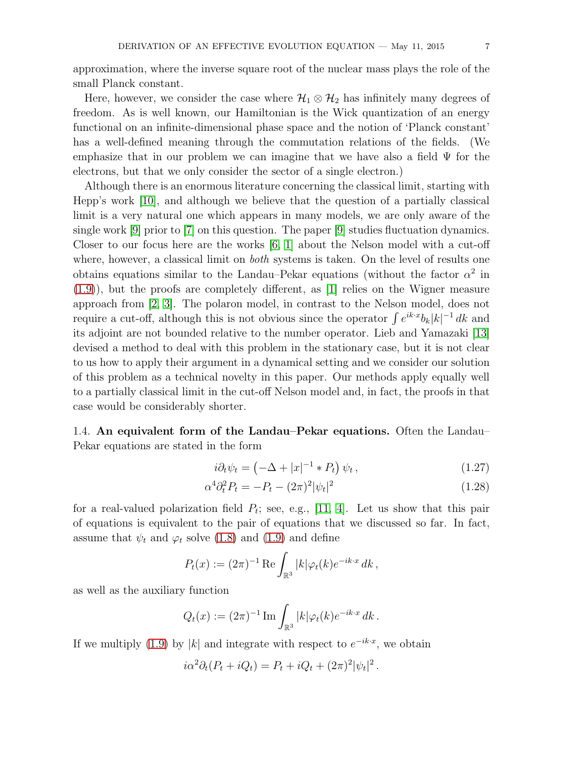approximation, where the inverse square root of the nuclear mass plays the role of the small Planck constant.

Here, however, we consider the case where $\mathcal{H}_1 \otimes \mathcal{H}_2$ has infinitely many degrees of freedom. As is well known, our Hamiltonian is the Wick quantization of an energy functional on an infinite-dimensional phase space and the notion of 'Planck constant' has a well-defined meaning through the commutation relations of the fields. (We emphasize that in our problem we can imagine that we have also a field $\Psi$ for the electrons, but that we only consider the sector of a single electron.)

Although there is an enormous literature concerning the classical limit, starting with Hepp's work [10], and although we believe that the question of a partially classical limit is a very natural one which appears in many models, we are only aware of the single work [9] prior to [7] on this question. The paper [9] studies fluctuation dynamics. Closer to our focus here are the works [6, 1] about the Nelson model with a cut-off where, however, a classical limit on *both* systems is taken. On the level of results one obtains equations similar to the Landau–Pekar equations (without the factor $\alpha^2$ in (1.9)), but the proofs are completely different, as [1] relies on the Wigner measure approach from [2, 3]. The polaron model, in contrast to the Nelson model, does not require a cut-off, although this is not obvious since the operator $\int e^{ik\cdot x} b_k |k|^{-1}\, dk$ and its adjoint are not bounded relative to the number operator. Lieb and Yamazaki [13] devised a method to deal with this problem in the stationary case, but it is not clear to us how to apply their argument in a dynamical setting and we consider our solution of this problem as a technical novelty in this paper. Our methods apply equally well to a partially classical limit in the cut-off Nelson model and, in fact, the proofs in that case would be considerably shorter.

### 1.4. An equivalent form of the Landau–Pekar equations.

Often the Landau–Pekar equations are stated in the form

$$
i\partial_t \psi_t = \left(-\Delta + |x|^{-1} * P_t\right) \psi_t\,, \tag{1.27}
$$

$$
\alpha^4 \partial_t^2 P_t = -P_t - (2\pi)^2 |\psi_t|^2 \tag{1.28}
$$

for a real-valued polarization field $P_t$; see, e.g., [11, 4]. Let us show that this pair of equations is equivalent to the pair of equations that we discussed so far. In fact, assume that $\psi_t$ and $\varphi_t$ solve (1.8) and (1.9) and define

$$
P_t(x) := (2\pi)^{-1} \operatorname{Re} \int_{\mathbb{R}^3} |k| \varphi_t(k) e^{-ik\cdot x}\, dk\,,
$$

as well as the auxiliary function

$$
Q_t(x) := (2\pi)^{-1} \operatorname{Im} \int_{\mathbb{R}^3} |k| \varphi_t(k) e^{-ik\cdot x}\, dk\,.
$$

If we multiply (1.9) by $|k|$ and integrate with respect to $e^{-ik\cdot x}$, we obtain

$$
i\alpha^2 \partial_t (P_t + iQ_t) = P_t + iQ_t + (2\pi)^2 |\psi_t|^2\,.
$$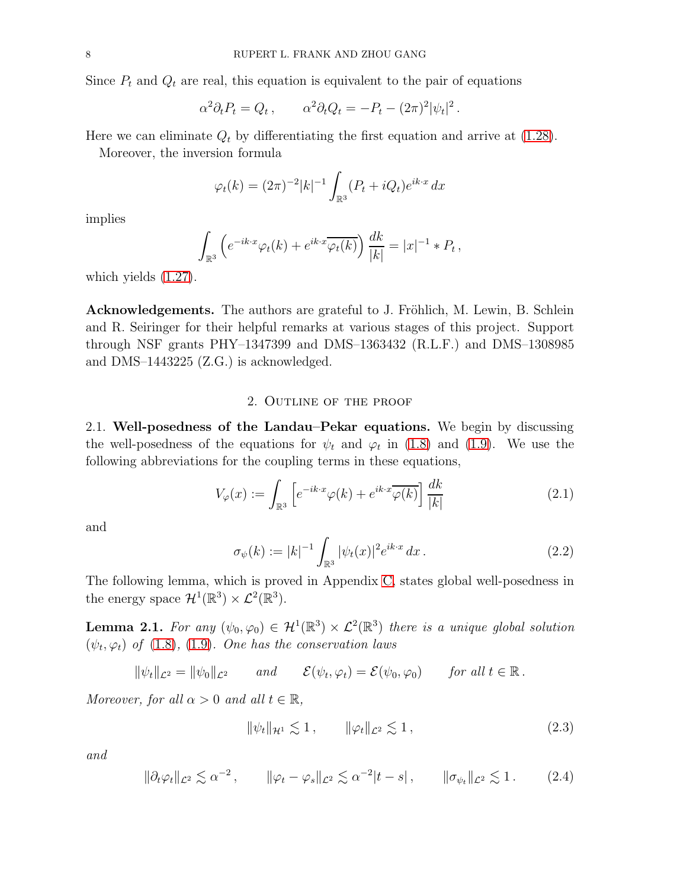Since $P_t$ and $Q_t$ are real, this equation is equivalent to the pair of equations

$$\alpha^2 \partial_t P_t = Q_t \,, \qquad \alpha^2 \partial_t Q_t = -P_t - (2\pi)^2 |\psi_t|^2 \,.$$

Here we can eliminate $Q_t$ by differentiating the first equation and arrive at (1.28).

Moreover, the inversion formula

$$\varphi_t(k) = (2\pi)^{-2} |k|^{-1} \int_{\mathbb{R}^3} (P_t + iQ_t) e^{ik\cdot x} \, dx$$

implies

$$\int_{\mathbb{R}^3} \left( e^{-ik\cdot x} \varphi_t(k) + e^{ik\cdot x} \overline{\varphi_t(k)} \right) \frac{dk}{|k|} = |x|^{-1} * P_t \,,$$

which yields (1.27).

**Acknowledgements.** The authors are grateful to J. Fröhlich, M. Lewin, B. Schlein and R. Seiringer for their helpful remarks at various stages of this project. Support through NSF grants PHY–1347399 and DMS–1363432 (R.L.F.) and DMS–1308985 and DMS–1443225 (Z.G.) is acknowledged.

## 2. Outline of the proof

2.1. **Well-posedness of the Landau–Pekar equations.** We begin by discussing the well-posedness of the equations for $\psi_t$ and $\varphi_t$ in (1.8) and (1.9). We use the following abbreviations for the coupling terms in these equations,

$$V_\varphi(x) := \int_{\mathbb{R}^3} \left[ e^{-ik\cdot x} \varphi(k) + e^{ik\cdot x} \overline{\varphi(k)} \right] \frac{dk}{|k|} \tag{2.1}$$

and

$$\sigma_\psi(k) := |k|^{-1} \int_{\mathbb{R}^3} |\psi_t(x)|^2 e^{ik\cdot x} \, dx \,. \tag{2.2}$$

The following lemma, which is proved in Appendix C, states global well-posedness in the energy space $\mathcal{H}^1(\mathbb{R}^3) \times \mathcal{L}^2(\mathbb{R}^3)$.

**Lemma 2.1.** *For any $(\psi_0, \varphi_0) \in \mathcal{H}^1(\mathbb{R}^3) \times \mathcal{L}^2(\mathbb{R}^3)$ there is a unique global solution $(\psi_t, \varphi_t)$ of (1.8), (1.9). One has the conservation laws*

$$\|\psi_t\|_{\mathcal{L}^2} = \|\psi_0\|_{\mathcal{L}^2} \qquad \text{and} \qquad \mathcal{E}(\psi_t, \varphi_t) = \mathcal{E}(\psi_0, \varphi_0) \qquad \text{for all } t \in \mathbb{R} \,.$$

*Moreover, for all $\alpha > 0$ and all $t \in \mathbb{R}$,*

$$\|\psi_t\|_{\mathcal{H}^1} \lesssim 1 \,, \qquad \|\varphi_t\|_{\mathcal{L}^2} \lesssim 1 \,, \tag{2.3}$$

*and*

$$\|\partial_t \varphi_t\|_{\mathcal{L}^2} \lesssim \alpha^{-2} \,, \qquad \|\varphi_t - \varphi_s\|_{\mathcal{L}^2} \lesssim \alpha^{-2} |t - s| \,, \qquad \|\sigma_{\psi_t}\|_{\mathcal{L}^2} \lesssim 1 \,. \tag{2.4}$$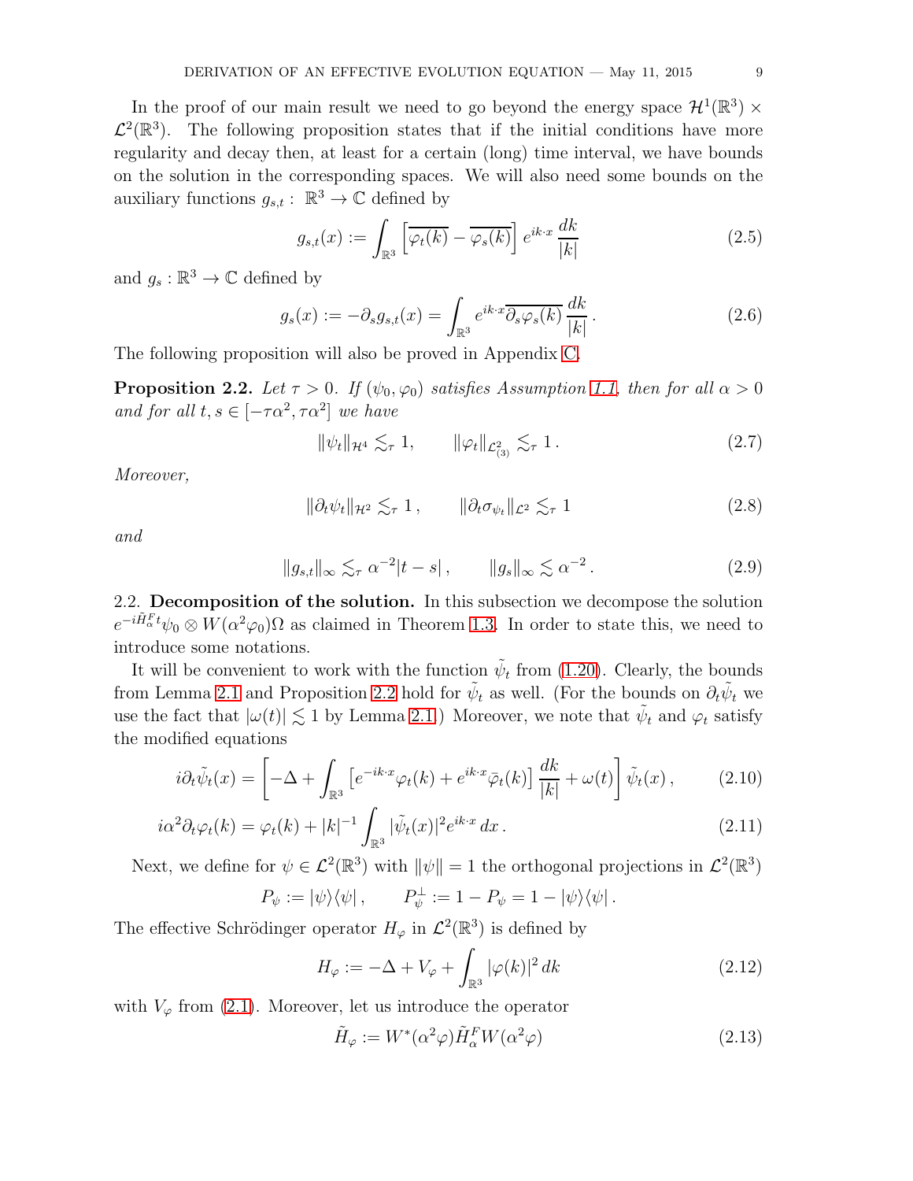In the proof of our main result we need to go beyond the energy space $\mathcal{H}^1(\mathbb{R}^3) \times \mathcal{L}^2(\mathbb{R}^3)$. The following proposition states that if the initial conditions have more regularity and decay then, at least for a certain (long) time interval, we have bounds on the solution in the corresponding spaces. We will also need some bounds on the auxiliary functions $g_{s,t} : \mathbb{R}^3 \to \mathbb{C}$ defined by

$$g_{s,t}(x) := \int_{\mathbb{R}^3} \left[\overline{\varphi_t(k)} - \overline{\varphi_s(k)}\right] e^{ik\cdot x} \frac{dk}{|k|} \tag{2.5}$$

and $g_s : \mathbb{R}^3 \to \mathbb{C}$ defined by

$$g_s(x) := -\partial_s g_{s,t}(x) = \int_{\mathbb{R}^3} e^{ik\cdot x} \overline{\partial_s \varphi_s(k)} \frac{dk}{|k|} . \tag{2.6}$$

The following proposition will also be proved in Appendix C.

**Proposition 2.2.** *Let $\tau > 0$. If $(\psi_0, \varphi_0)$ satisfies Assumption 1.1, then for all $\alpha > 0$ and for all $t, s \in [-\tau\alpha^2, \tau\alpha^2]$ we have*

$$\|\psi_t\|_{\mathcal{H}^4} \lesssim_\tau 1, \qquad \|\varphi_t\|_{\mathcal{L}^2_{(3)}} \lesssim_\tau 1 . \tag{2.7}$$

*Moreover,*

$$\|\partial_t \psi_t\|_{\mathcal{H}^2} \lesssim_\tau 1 , \qquad \|\partial_t \sigma_{\psi_t}\|_{\mathcal{L}^2} \lesssim_\tau 1 \tag{2.8}$$

*and*

$$\|g_{s,t}\|_\infty \lesssim_\tau \alpha^{-2} |t - s| , \qquad \|g_s\|_\infty \lesssim \alpha^{-2} . \tag{2.9}$$

2.2. **Decomposition of the solution.** In this subsection we decompose the solution $e^{-i\tilde{H}_\alpha^F t} \psi_0 \otimes W(\alpha^2 \varphi_0)\Omega$ as claimed in Theorem 1.3. In order to state this, we need to introduce some notations.

It will be convenient to work with the function $\tilde{\psi}_t$ from (1.20). Clearly, the bounds from Lemma 2.1 and Proposition 2.2 hold for $\tilde{\psi}_t$ as well. (For the bounds on $\partial_t \tilde{\psi}_t$ we use the fact that $|\omega(t)| \lesssim 1$ by Lemma 2.1.) Moreover, we note that $\tilde{\psi}_t$ and $\varphi_t$ satisfy the modified equations

$$i\partial_t \tilde{\psi}_t(x) = \left[-\Delta + \int_{\mathbb{R}^3} \left[e^{-ik\cdot x}\varphi_t(k) + e^{ik\cdot x}\bar{\varphi}_t(k)\right] \frac{dk}{|k|} + \omega(t)\right] \tilde{\psi}_t(x) , \tag{2.10}$$

$$i\alpha^2 \partial_t \varphi_t(k) = \varphi_t(k) + |k|^{-1} \int_{\mathbb{R}^3} |\tilde{\psi}_t(x)|^2 e^{ik\cdot x} \, dx . \tag{2.11}$$

Next, we define for $\psi \in \mathcal{L}^2(\mathbb{R}^3)$ with $\|\psi\| = 1$ the orthogonal projections in $\mathcal{L}^2(\mathbb{R}^3)$

$$P_\psi := |\psi\rangle\langle\psi| , \qquad P_\psi^\perp := 1 - P_\psi = 1 - |\psi\rangle\langle\psi| .$$

The effective Schrödinger operator $H_\varphi$ in $\mathcal{L}^2(\mathbb{R}^3)$ is defined by

$$H_\varphi := -\Delta + V_\varphi + \int_{\mathbb{R}^3} |\varphi(k)|^2 \, dk \tag{2.12}$$

with $V_\varphi$ from (2.1). Moreover, let us introduce the operator

$$\tilde{H}_\varphi := W^*(\alpha^2\varphi) \tilde{H}_\alpha^F W(\alpha^2\varphi) \tag{2.13}$$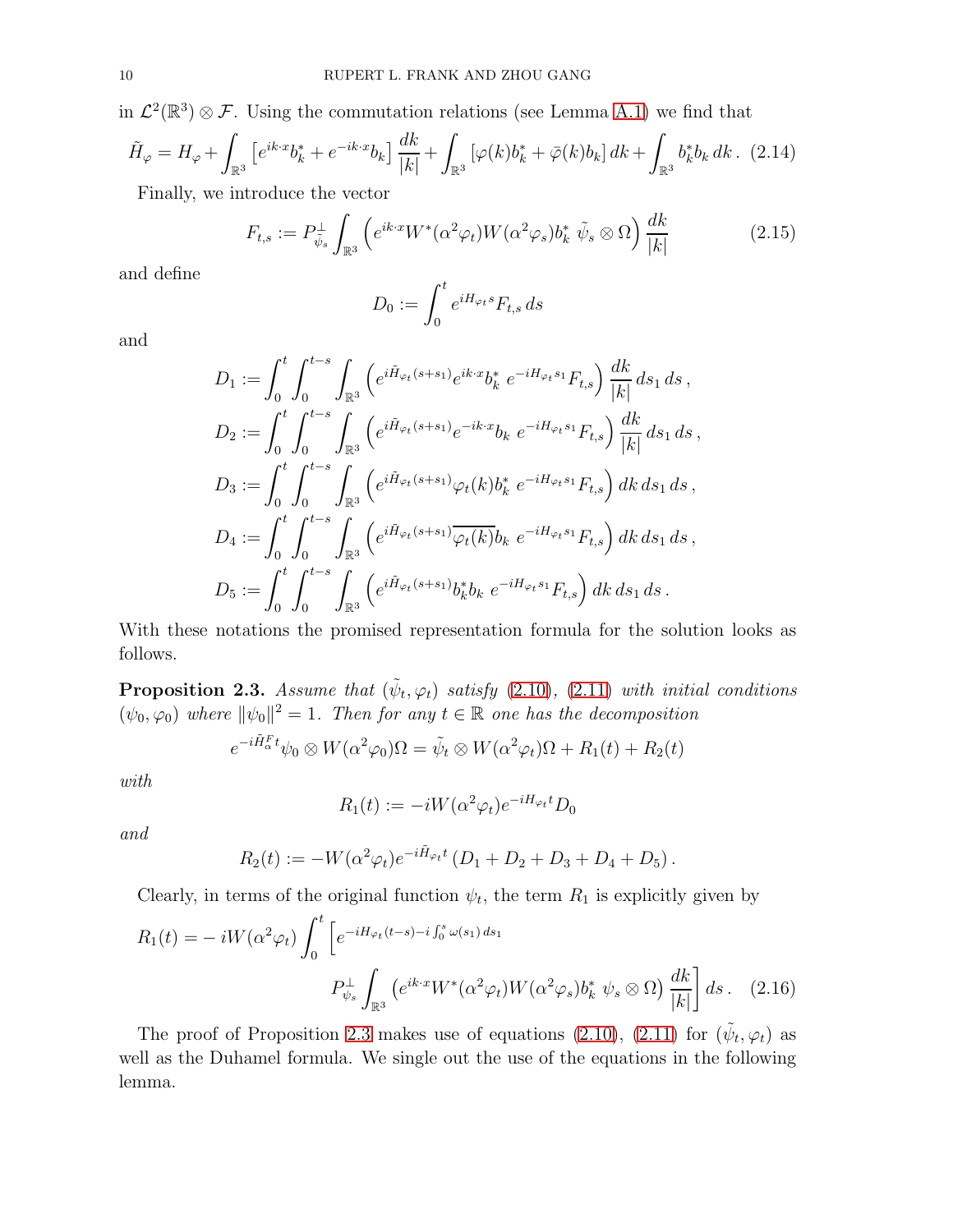in $\mathcal{L}^2(\mathbb{R}^3) \otimes \mathcal{F}$. Using the commutation relations (see Lemma A.1) we find that

$$\tilde{H}_\varphi = H_\varphi + \int_{\mathbb{R}^3} \left[ e^{ik\cdot x} b_k^* + e^{-ik\cdot x} b_k \right] \frac{dk}{|k|} + \int_{\mathbb{R}^3} \left[ \varphi(k) b_k^* + \bar{\varphi}(k) b_k \right] dk + \int_{\mathbb{R}^3} b_k^* b_k \, dk \,. \tag{2.14}$$

Finally, we introduce the vector

$$F_{t,s} := P_{\tilde{\psi}_s}^{\perp} \int_{\mathbb{R}^3} \left( e^{ik\cdot x} W^*(\alpha^2 \varphi_t) W(\alpha^2 \varphi_s) b_k^* \; \tilde{\psi}_s \otimes \Omega \right) \frac{dk}{|k|} \tag{2.15}$$

and define

$$D_0 := \int_0^t e^{iH_{\varphi_t} s} F_{t,s} \, ds$$

and

$$D_1 := \int_0^t \int_0^{t-s} \int_{\mathbb{R}^3} \left( e^{i\tilde{H}_{\varphi_t}(s+s_1)} e^{ik\cdot x} b_k^* \; e^{-iH_{\varphi_t} s_1} F_{t,s} \right) \frac{dk}{|k|} \, ds_1 \, ds \,,$$

$$D_2 := \int_0^t \int_0^{t-s} \int_{\mathbb{R}^3} \left( e^{i\tilde{H}_{\varphi_t}(s+s_1)} e^{-ik\cdot x} b_k \; e^{-iH_{\varphi_t} s_1} F_{t,s} \right) \frac{dk}{|k|} \, ds_1 \, ds \,,$$

$$D_3 := \int_0^t \int_0^{t-s} \int_{\mathbb{R}^3} \left( e^{i\tilde{H}_{\varphi_t}(s+s_1)} \varphi_t(k) b_k^* \; e^{-iH_{\varphi_t} s_1} F_{t,s} \right) dk \, ds_1 \, ds \,,$$

$$D_4 := \int_0^t \int_0^{t-s} \int_{\mathbb{R}^3} \left( e^{i\tilde{H}_{\varphi_t}(s+s_1)} \overline{\varphi_t(k)} b_k \; e^{-iH_{\varphi_t} s_1} F_{t,s} \right) dk \, ds_1 \, ds \,,$$

$$D_5 := \int_0^t \int_0^{t-s} \int_{\mathbb{R}^3} \left( e^{i\tilde{H}_{\varphi_t}(s+s_1)} b_k^* b_k \; e^{-iH_{\varphi_t} s_1} F_{t,s} \right) dk \, ds_1 \, ds \,.$$

With these notations the promised representation formula for the solution looks as follows.

**Proposition 2.3.** *Assume that $(\tilde{\psi}_t, \varphi_t)$ satisfy (2.10), (2.11) with initial conditions $(\psi_0, \varphi_0)$ where $\|\psi_0\|^2 = 1$. Then for any $t \in \mathbb{R}$ one has the decomposition*

$$e^{-i\tilde{H}_\alpha^F t} \psi_0 \otimes W(\alpha^2 \varphi_0)\Omega = \tilde{\psi}_t \otimes W(\alpha^2 \varphi_t)\Omega + R_1(t) + R_2(t)$$

*with*

$$R_1(t) := -iW(\alpha^2 \varphi_t) e^{-iH_{\varphi_t} t} D_0$$

*and*

$$R_2(t) := -W(\alpha^2 \varphi_t) e^{-i\tilde{H}_{\varphi_t} t} \left( D_1 + D_2 + D_3 + D_4 + D_5 \right).$$

Clearly, in terms of the original function $\psi_t$, the term $R_1$ is explicitly given by

$$R_1(t) = -\, iW(\alpha^2 \varphi_t) \int_0^t \Big[ e^{-iH_{\varphi_t}(t-s) - i\int_0^s \omega(s_1)\, ds_1} \\ P_{\psi_s}^{\perp} \int_{\mathbb{R}^3} \left( e^{ik\cdot x} W^*(\alpha^2 \varphi_t) W(\alpha^2 \varphi_s) b_k^* \; \psi_s \otimes \Omega \right) \frac{dk}{|k|} \Big] \, ds \,. \tag{2.16}$$

The proof of Proposition 2.3 makes use of equations (2.10), (2.11) for $(\tilde{\psi}_t, \varphi_t)$ as well as the Duhamel formula. We single out the use of the equations in the following lemma.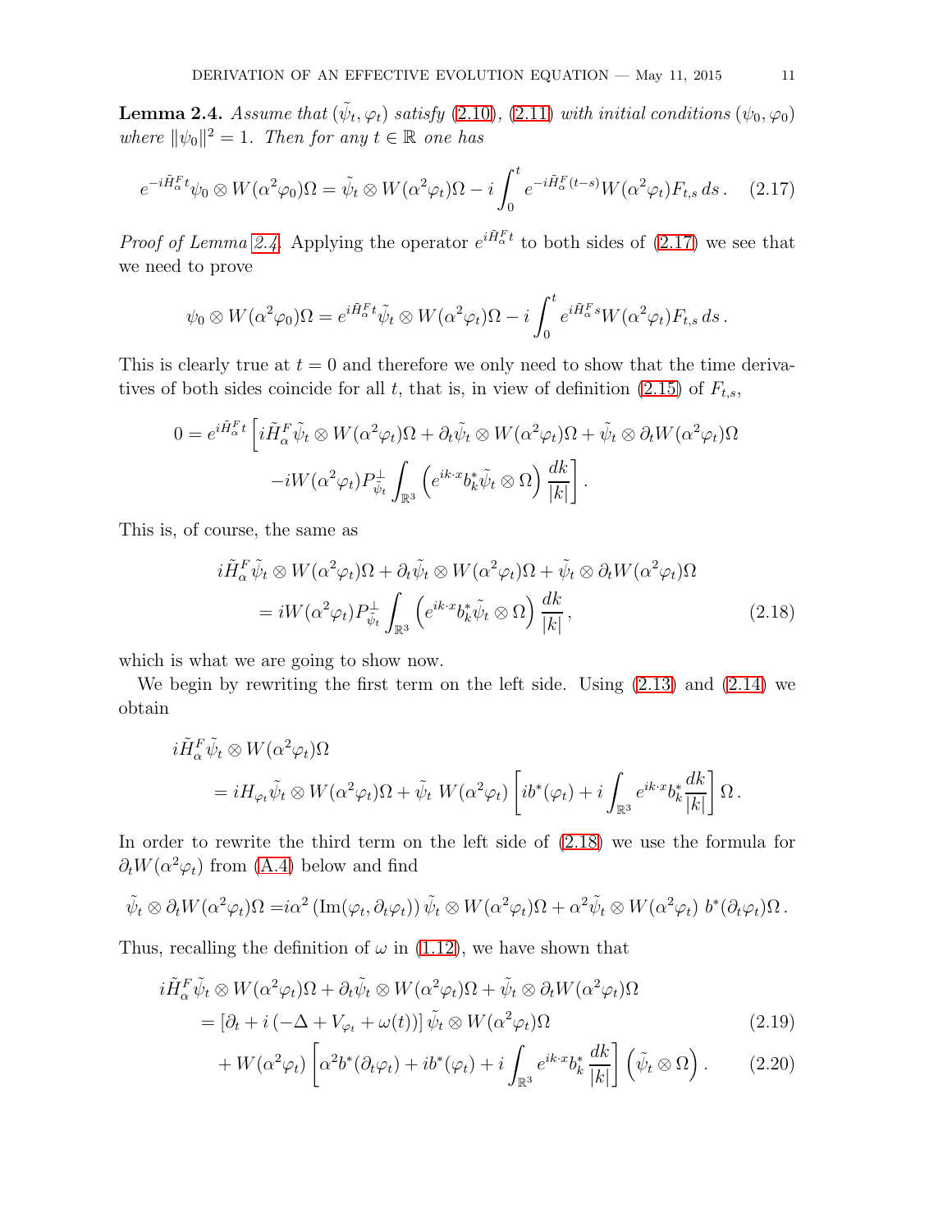**Lemma 2.4.** *Assume that $(\tilde\psi_t, \varphi_t)$ satisfy (2.10), (2.11) with initial conditions $(\psi_0, \varphi_0)$ where $\|\psi_0\|^2 = 1$. Then for any $t \in \mathbb{R}$ one has*

$$e^{-i\tilde H_\alpha^F t}\psi_0 \otimes W(\alpha^2\varphi_0)\Omega = \tilde\psi_t \otimes W(\alpha^2\varphi_t)\Omega - i\int_0^t e^{-i\tilde H_\alpha^F (t-s)} W(\alpha^2\varphi_t) F_{t,s}\, ds\,. \tag{2.17}$$

*Proof of Lemma 2.4.* Applying the operator $e^{i\tilde H_\alpha^F t}$ to both sides of (2.17) we see that we need to prove

$$\psi_0 \otimes W(\alpha^2\varphi_0)\Omega = e^{i\tilde H_\alpha^F t}\tilde\psi_t \otimes W(\alpha^2\varphi_t)\Omega - i\int_0^t e^{i\tilde H_\alpha^F s} W(\alpha^2\varphi_t) F_{t,s}\, ds\,.$$

This is clearly true at $t=0$ and therefore we only need to show that the time derivatives of both sides coincide for all $t$, that is, in view of definition (2.15) of $F_{t,s}$,

$$\begin{aligned}0 = e^{i\tilde H_\alpha^F t}\Big[ & i\tilde H_\alpha^F \tilde\psi_t \otimes W(\alpha^2\varphi_t)\Omega + \partial_t\tilde\psi_t \otimes W(\alpha^2\varphi_t)\Omega + \tilde\psi_t \otimes \partial_t W(\alpha^2\varphi_t)\Omega \\ & - iW(\alpha^2\varphi_t) P^\perp_{\tilde\psi_t} \int_{\mathbb{R}^3}\left(e^{ik\cdot x} b_k^* \tilde\psi_t \otimes \Omega\right)\frac{dk}{|k|}\Big]\,.\end{aligned}$$

This is, of course, the same as

$$\begin{aligned} & i\tilde H_\alpha^F \tilde\psi_t \otimes W(\alpha^2\varphi_t)\Omega + \partial_t\tilde\psi_t \otimes W(\alpha^2\varphi_t)\Omega + \tilde\psi_t \otimes \partial_t W(\alpha^2\varphi_t)\Omega \\ & \qquad = iW(\alpha^2\varphi_t) P^\perp_{\tilde\psi_t} \int_{\mathbb{R}^3}\left(e^{ik\cdot x} b_k^* \tilde\psi_t \otimes \Omega\right)\frac{dk}{|k|}\,, \end{aligned} \tag{2.18}$$

which is what we are going to show now.

We begin by rewriting the first term on the left side. Using (2.13) and (2.14) we obtain

$$\begin{aligned} & i\tilde H_\alpha^F \tilde\psi_t \otimes W(\alpha^2\varphi_t)\Omega \\ & \qquad = iH_{\varphi_t}\tilde\psi_t \otimes W(\alpha^2\varphi_t)\Omega + \tilde\psi_t\ W(\alpha^2\varphi_t)\left[ib^*(\varphi_t) + i\int_{\mathbb{R}^3} e^{ik\cdot x} b_k^* \frac{dk}{|k|}\right]\Omega\,. \end{aligned}$$

In order to rewrite the third term on the left side of (2.18) we use the formula for $\partial_t W(\alpha^2\varphi_t)$ from (A.4) below and find

$$\tilde\psi_t \otimes \partial_t W(\alpha^2\varphi_t)\Omega = i\alpha^2\left(\operatorname{Im}(\varphi_t, \partial_t\varphi_t)\right)\tilde\psi_t \otimes W(\alpha^2\varphi_t)\Omega + \alpha^2\tilde\psi_t \otimes W(\alpha^2\varphi_t)\ b^*(\partial_t\varphi_t)\Omega\,.$$

Thus, recalling the definition of $\omega$ in (1.12), we have shown that

$$\begin{aligned} & i\tilde H_\alpha^F \tilde\psi_t \otimes W(\alpha^2\varphi_t)\Omega + \partial_t\tilde\psi_t \otimes W(\alpha^2\varphi_t)\Omega + \tilde\psi_t \otimes \partial_t W(\alpha^2\varphi_t)\Omega \\ & \qquad = \left[\partial_t + i\left(-\Delta + V_{\varphi_t} + \omega(t)\right)\right]\tilde\psi_t \otimes W(\alpha^2\varphi_t)\Omega \end{aligned} \tag{2.19}$$

$$\qquad + W(\alpha^2\varphi_t)\left[\alpha^2 b^*(\partial_t\varphi_t) + ib^*(\varphi_t) + i\int_{\mathbb{R}^3} e^{ik\cdot x} b_k^* \frac{dk}{|k|}\right]\left(\tilde\psi_t \otimes \Omega\right). \tag{2.20}$$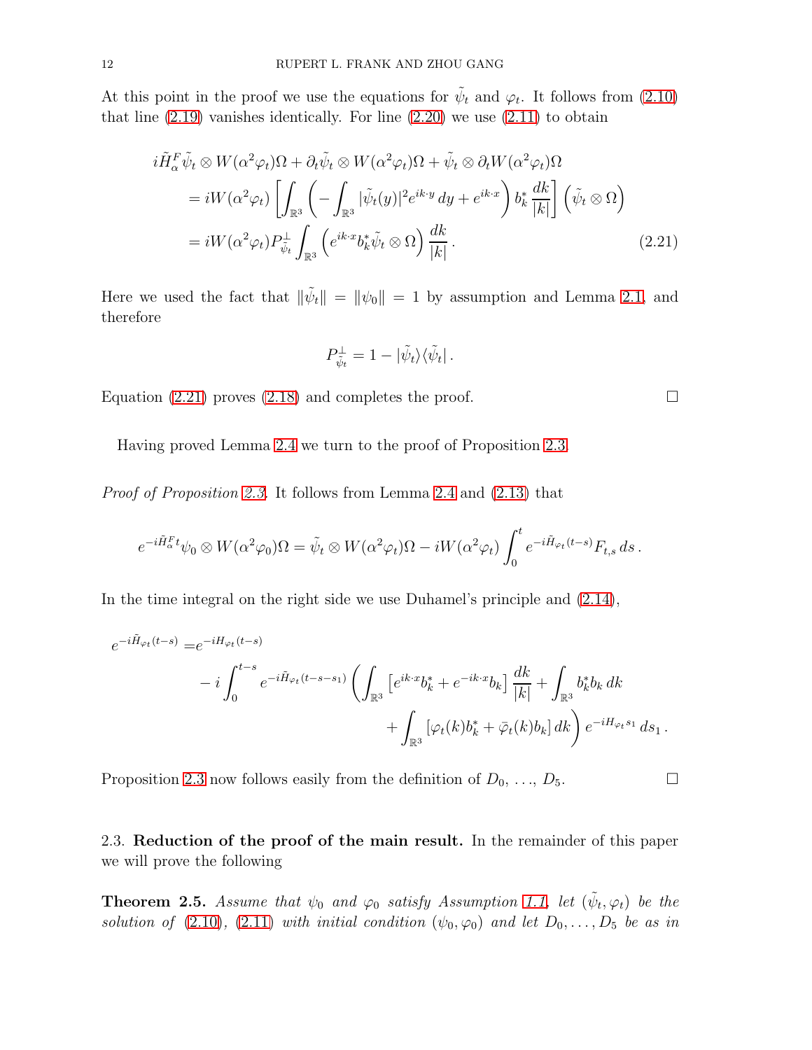At this point in the proof we use the equations for $\tilde\psi_t$ and $\varphi_t$. It follows from (2.10) that line (2.19) vanishes identically. For line (2.20) we use (2.11) to obtain

$$
\begin{aligned}
i\tilde H^F_\alpha \tilde\psi_t \otimes W(\alpha^2\varphi_t)\Omega &+ \partial_t \tilde\psi_t \otimes W(\alpha^2\varphi_t)\Omega + \tilde\psi_t \otimes \partial_t W(\alpha^2\varphi_t)\Omega \\
&= iW(\alpha^2\varphi_t)\left[\int_{\mathbb{R}^3}\left(-\int_{\mathbb{R}^3}|\tilde\psi_t(y)|^2 e^{ik\cdot y}\,dy + e^{ik\cdot x}\right) b_k^*\,\frac{dk}{|k|}\right]\left(\tilde\psi_t\otimes\Omega\right) \\
&= iW(\alpha^2\varphi_t) P^\perp_{\tilde\psi_t}\int_{\mathbb{R}^3}\left(e^{ik\cdot x} b_k^* \tilde\psi_t \otimes \Omega\right)\frac{dk}{|k|}\,. \qquad (2.21)
\end{aligned}
$$

Here we used the fact that $\|\tilde\psi_t\| = \|\psi_0\| = 1$ by assumption and Lemma 2.1, and therefore

$$
P^\perp_{\tilde\psi_t} = 1 - |\tilde\psi_t\rangle\langle\tilde\psi_t|\,.
$$

Equation (2.21) proves (2.18) and completes the proof. ∎

Having proved Lemma 2.4 we turn to the proof of Proposition 2.3.

*Proof of Proposition 2.3.* It follows from Lemma 2.4 and (2.13) that

$$
e^{-i\tilde H^F_\alpha t}\psi_0 \otimes W(\alpha^2\varphi_0)\Omega = \tilde\psi_t \otimes W(\alpha^2\varphi_t)\Omega - iW(\alpha^2\varphi_t)\int_0^t e^{-i\tilde H_{\varphi_t}(t-s)} F_{t,s}\,ds\,.
$$

In the time integral on the right side we use Duhamel's principle and (2.14),

$$
\begin{aligned}
e^{-i\tilde H_{\varphi_t}(t-s)} =& e^{-iH_{\varphi_t}(t-s)} \\
&- i\int_0^{t-s} e^{-i\tilde H_{\varphi_t}(t-s-s_1)}\left(\int_{\mathbb{R}^3}\left[e^{ik\cdot x}b_k^* + e^{-ik\cdot x}b_k\right]\frac{dk}{|k|} + \int_{\mathbb{R}^3} b_k^* b_k\,dk\right. \\
&\left.+ \int_{\mathbb{R}^3}\left[\varphi_t(k) b_k^* + \bar\varphi_t(k) b_k\right]dk\right) e^{-iH_{\varphi_t}s_1}\,ds_1\,.
\end{aligned}
$$

Proposition 2.3 now follows easily from the definition of $D_0, \ldots, D_5$. ∎

## 2.3. **Reduction of the proof of the main result.**

In the remainder of this paper we will prove the following

**Theorem 2.5.** *Assume that $\psi_0$ and $\varphi_0$ satisfy Assumption 1.1, let $(\tilde\psi_t, \varphi_t)$ be the solution of (2.10), (2.11) with initial condition $(\psi_0, \varphi_0)$ and let $D_0, \ldots, D_5$ be as in*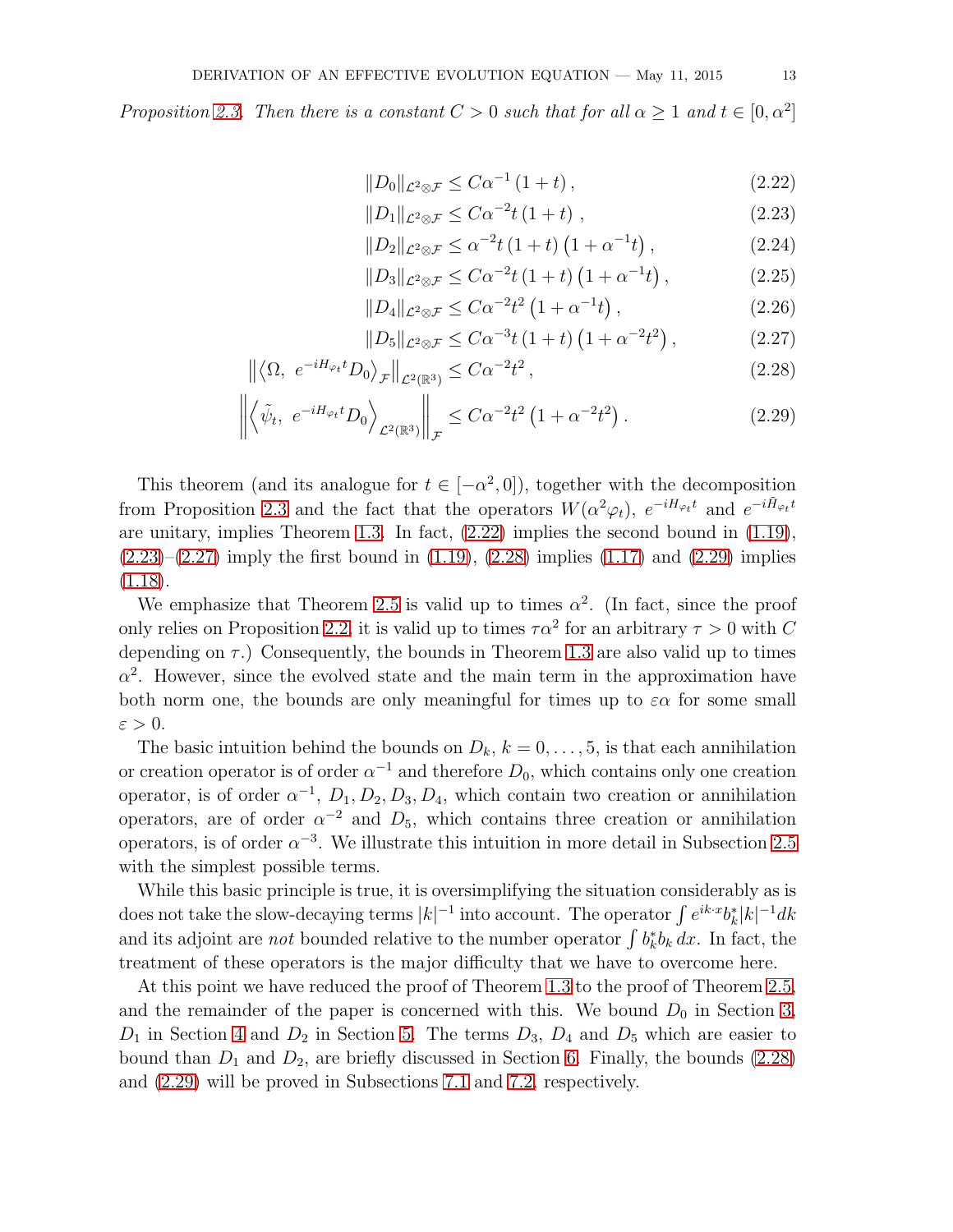*Proposition 2.3. Then there is a constant $C > 0$ such that for all $\alpha \geq 1$ and $t \in [0, \alpha^2]$*

$$\|D_0\|_{\mathcal{L}^2\otimes\mathcal{F}} \leq C\alpha^{-1}(1+t), \tag{2.22}$$

$$\|D_1\|_{\mathcal{L}^2\otimes\mathcal{F}} \leq C\alpha^{-2}t(1+t), \tag{2.23}$$

$$\|D_2\|_{\mathcal{L}^2\otimes\mathcal{F}} \leq \alpha^{-2}t(1+t)\left(1+\alpha^{-1}t\right), \tag{2.24}$$

$$\|D_3\|_{\mathcal{L}^2\otimes\mathcal{F}} \leq C\alpha^{-2}t(1+t)\left(1+\alpha^{-1}t\right), \tag{2.25}$$

$$\|D_4\|_{\mathcal{L}^2\otimes\mathcal{F}} \leq C\alpha^{-2}t^2\left(1+\alpha^{-1}t\right), \tag{2.26}$$

$$\|D_5\|_{\mathcal{L}^2\otimes\mathcal{F}} \leq C\alpha^{-3}t(1+t)\left(1+\alpha^{-2}t^2\right), \tag{2.27}$$

$$\left\|\left\langle\Omega,\ e^{-iH_{\varphi_t}t}D_0\right\rangle_{\mathcal{F}}\right\|_{\mathcal{L}^2(\mathbb{R}^3)} \leq C\alpha^{-2}t^2, \tag{2.28}$$

$$\left\|\left\langle\tilde{\psi}_t,\ e^{-iH_{\varphi_t}t}D_0\right\rangle_{\mathcal{L}^2(\mathbb{R}^3)}\right\|_{\mathcal{F}} \leq C\alpha^{-2}t^2\left(1+\alpha^{-2}t^2\right). \tag{2.29}$$

This theorem (and its analogue for $t \in [-\alpha^2, 0]$), together with the decomposition from Proposition 2.3 and the fact that the operators $W(\alpha^2\varphi_t)$, $e^{-iH_{\varphi_t}t}$ and $e^{-i\tilde{H}_{\varphi_t}t}$ are unitary, implies Theorem 1.3. In fact, (2.22) implies the second bound in (1.19), (2.23)–(2.27) imply the first bound in (1.19), (2.28) implies (1.17) and (2.29) implies (1.18).

We emphasize that Theorem 2.5 is valid up to times $\alpha^2$. (In fact, since the proof only relies on Proposition 2.2, it is valid up to times $\tau\alpha^2$ for an arbitrary $\tau > 0$ with $C$ depending on $\tau$.) Consequently, the bounds in Theorem 1.3 are also valid up to times $\alpha^2$. However, since the evolved state and the main term in the approximation have both norm one, the bounds are only meaningful for times up to $\varepsilon\alpha$ for some small $\varepsilon > 0$.

The basic intuition behind the bounds on $D_k$, $k = 0, \ldots, 5$, is that each annihilation or creation operator is of order $\alpha^{-1}$ and therefore $D_0$, which contains only one creation operator, is of order $\alpha^{-1}$, $D_1, D_2, D_3, D_4$, which contain two creation or annihilation operators, are of order $\alpha^{-2}$ and $D_5$, which contains three creation or annihilation operators, is of order $\alpha^{-3}$. We illustrate this intuition in more detail in Subsection 2.5 with the simplest possible terms.

While this basic principle is true, it is oversimplifying the situation considerably as is does not take the slow-decaying terms $|k|^{-1}$ into account. The operator $\int e^{ik\cdot x}b_k^*|k|^{-1}dk$ and its adjoint are *not* bounded relative to the number operator $\int b_k^* b_k\, dx$. In fact, the treatment of these operators is the major difficulty that we have to overcome here.

At this point we have reduced the proof of Theorem 1.3 to the proof of Theorem 2.5, and the remainder of the paper is concerned with this. We bound $D_0$ in Section 3, $D_1$ in Section 4 and $D_2$ in Section 5. The terms $D_3$, $D_4$ and $D_5$ which are easier to bound than $D_1$ and $D_2$, are briefly discussed in Section 6. Finally, the bounds (2.28) and (2.29) will be proved in Subsections 7.1 and 7.2, respectively.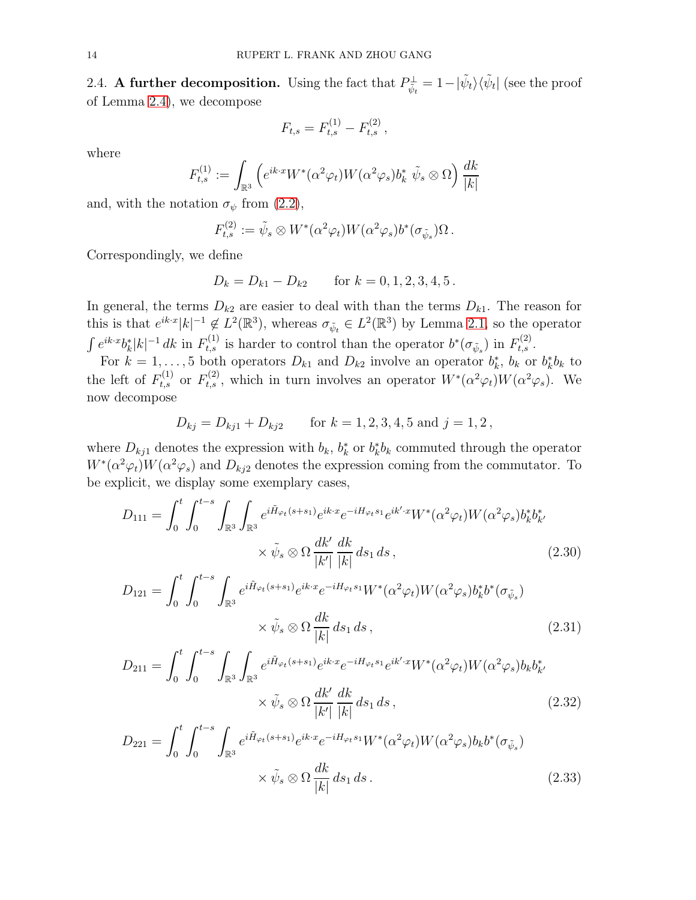2.4. **A further decomposition.** Using the fact that $P^\perp_{\tilde\psi_t} = 1 - |\tilde\psi_t\rangle\langle\tilde\psi_t|$ (see the proof of Lemma 2.4), we decompose

$$F_{t,s} = F^{(1)}_{t,s} - F^{(2)}_{t,s}\,,$$

where

$$F^{(1)}_{t,s} := \int_{\mathbb{R}^3} \left( e^{ik\cdot x} W^*(\alpha^2\varphi_t) W(\alpha^2\varphi_s) b_k^* \ \tilde\psi_s \otimes \Omega \right) \frac{dk}{|k|}$$

and, with the notation $\sigma_\psi$ from (2.2),

$$F^{(2)}_{t,s} := \tilde\psi_s \otimes W^*(\alpha^2\varphi_t) W(\alpha^2\varphi_s) b^*(\sigma_{\tilde\psi_s})\Omega\,.$$

Correspondingly, we define

$$D_k = D_{k1} - D_{k2} \qquad \text{for } k = 0,1,2,3,4,5\,.$$

In general, the terms $D_{k2}$ are easier to deal with than the terms $D_{k1}$. The reason for this is that $e^{ik\cdot x}|k|^{-1} \notin L^2(\mathbb{R}^3)$, whereas $\sigma_{\tilde\psi_t} \in L^2(\mathbb{R}^3)$ by Lemma 2.1, so the operator $\int e^{ik\cdot x} b_k^* |k|^{-1}\,dk$ in $F^{(1)}_{t,s}$ is harder to control than the operator $b^*(\sigma_{\tilde\psi_s})$ in $F^{(2)}_{t,s}$.

For $k = 1,\ldots,5$ both operators $D_{k1}$ and $D_{k2}$ involve an operator $b_k^*$, $b_k$ or $b_k^* b_k$ to the left of $F^{(1)}_{t,s}$ or $F^{(2)}_{t,s}$, which in turn involves an operator $W^*(\alpha^2\varphi_t)W(\alpha^2\varphi_s)$. We now decompose

$$D_{kj} = D_{kj1} + D_{kj2} \qquad \text{for } k = 1,2,3,4,5 \text{ and } j = 1,2\,,$$

where $D_{kj1}$ denotes the expression with $b_k$, $b_k^*$ or $b_k^* b_k$ commuted through the operator $W^*(\alpha^2\varphi_t)W(\alpha^2\varphi_s)$ and $D_{kj2}$ denotes the expression coming from the commutator. To be explicit, we display some exemplary cases,

$$D_{111} = \int_0^t \int_0^{t-s} \int_{\mathbb{R}^3} \int_{\mathbb{R}^3} e^{i\tilde H_{\varphi_t}(s+s_1)} e^{ik\cdot x} e^{-iH_{\varphi_t}s_1} e^{ik'\cdot x} W^*(\alpha^2\varphi_t) W(\alpha^2\varphi_s) b_k^* b_{k'}^* \times \tilde\psi_s \otimes \Omega \,\frac{dk'}{|k'|}\,\frac{dk}{|k|}\,ds_1\,ds\,, \tag{2.30}$$

$$D_{121} = \int_0^t \int_0^{t-s} \int_{\mathbb{R}^3} e^{i\tilde H_{\varphi_t}(s+s_1)} e^{ik\cdot x} e^{-iH_{\varphi_t}s_1} W^*(\alpha^2\varphi_t) W(\alpha^2\varphi_s) b_k^* b^*(\sigma_{\tilde\psi_s}) \times \tilde\psi_s \otimes \Omega \,\frac{dk}{|k|}\,ds_1\,ds\,, \tag{2.31}$$

$$D_{211} = \int_0^t \int_0^{t-s} \int_{\mathbb{R}^3} \int_{\mathbb{R}^3} e^{i\tilde H_{\varphi_t}(s+s_1)} e^{ik\cdot x} e^{-iH_{\varphi_t}s_1} e^{ik'\cdot x} W^*(\alpha^2\varphi_t) W(\alpha^2\varphi_s) b_k b_{k'}^* \times \tilde\psi_s \otimes \Omega \,\frac{dk'}{|k'|}\,\frac{dk}{|k|}\,ds_1\,ds\,, \tag{2.32}$$

$$D_{221} = \int_0^t \int_0^{t-s} \int_{\mathbb{R}^3} e^{i\tilde H_{\varphi_t}(s+s_1)} e^{ik\cdot x} e^{-iH_{\varphi_t}s_1} W^*(\alpha^2\varphi_t) W(\alpha^2\varphi_s) b_k b^*(\sigma_{\tilde\psi_s}) \times \tilde\psi_s \otimes \Omega \,\frac{dk}{|k|}\,ds_1\,ds\,. \tag{2.33}$$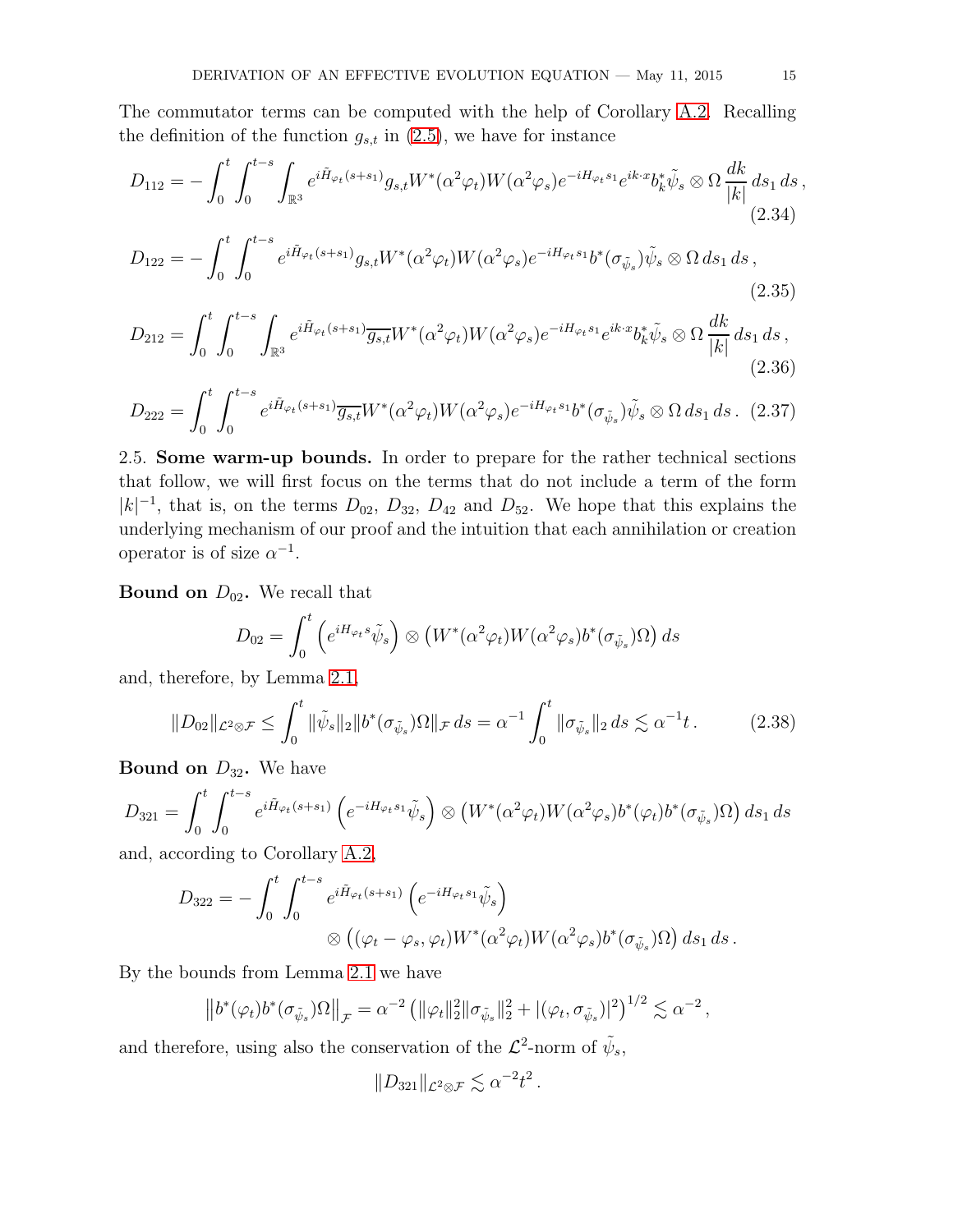The commutator terms can be computed with the help of Corollary A.2. Recalling the definition of the function $g_{s,t}$ in (2.5), we have for instance

$$D_{112} = -\int_0^t \int_0^{t-s} \int_{\mathbb{R}^3} e^{i\tilde{H}_{\varphi_t}(s+s_1)} g_{s,t} W^*(\alpha^2 \varphi_t) W(\alpha^2 \varphi_s) e^{-iH_{\varphi_t} s_1} e^{ik\cdot x} b_k^* \tilde{\psi}_s \otimes \Omega \, \frac{dk}{|k|} \, ds_1 \, ds \,, \tag{2.34}$$

$$D_{122} = -\int_0^t \int_0^{t-s} e^{i\tilde{H}_{\varphi_t}(s+s_1)} g_{s,t} W^*(\alpha^2 \varphi_t) W(\alpha^2 \varphi_s) e^{-iH_{\varphi_t} s_1} b^*(\sigma_{\tilde{\psi}_s}) \tilde{\psi}_s \otimes \Omega \, ds_1 \, ds \,, \tag{2.35}$$

$$D_{212} = \int_0^t \int_0^{t-s} \int_{\mathbb{R}^3} e^{i\tilde{H}_{\varphi_t}(s+s_1)} \overline{g_{s,t}} W^*(\alpha^2 \varphi_t) W(\alpha^2 \varphi_s) e^{-iH_{\varphi_t} s_1} e^{ik\cdot x} b_k^* \tilde{\psi}_s \otimes \Omega \, \frac{dk}{|k|} \, ds_1 \, ds \,, \tag{2.36}$$

$$D_{222} = \int_0^t \int_0^{t-s} e^{i\tilde{H}_{\varphi_t}(s+s_1)} \overline{g_{s,t}} W^*(\alpha^2 \varphi_t) W(\alpha^2 \varphi_s) e^{-iH_{\varphi_t} s_1} b^*(\sigma_{\tilde{\psi}_s}) \tilde{\psi}_s \otimes \Omega \, ds_1 \, ds \,. \tag{2.37}$$

2.5. **Some warm-up bounds.** In order to prepare for the rather technical sections that follow, we will first focus on the terms that do not include a term of the form $|k|^{-1}$, that is, on the terms $D_{02}$, $D_{32}$, $D_{42}$ and $D_{52}$. We hope that this explains the underlying mechanism of our proof and the intuition that each annihilation or creation operator is of size $\alpha^{-1}$.

**Bound on $D_{02}$.** We recall that

$$D_{02} = \int_0^t \left( e^{iH_{\varphi_t} s} \tilde{\psi}_s \right) \otimes \left( W^*(\alpha^2 \varphi_t) W(\alpha^2 \varphi_s) b^*(\sigma_{\tilde{\psi}_s}) \Omega \right) ds$$

and, therefore, by Lemma 2.1,

$$\|D_{02}\|_{\mathcal{L}^2 \otimes \mathcal{F}} \leq \int_0^t \|\tilde{\psi}_s\|_2 \|b^*(\sigma_{\tilde{\psi}_s}) \Omega\|_{\mathcal{F}} \, ds = \alpha^{-1} \int_0^t \|\sigma_{\tilde{\psi}_s}\|_2 \, ds \lesssim \alpha^{-1} t \,. \tag{2.38}$$

**Bound on $D_{32}$.** We have

$$D_{321} = \int_0^t \int_0^{t-s} e^{i\tilde{H}_{\varphi_t}(s+s_1)} \left( e^{-iH_{\varphi_t} s_1} \tilde{\psi}_s \right) \otimes \left( W^*(\alpha^2 \varphi_t) W(\alpha^2 \varphi_s) b^*(\varphi_t) b^*(\sigma_{\tilde{\psi}_s}) \Omega \right) ds_1 \, ds$$

and, according to Corollary A.2,

$$\begin{aligned} D_{322} = -\int_0^t \int_0^{t-s} & e^{i\tilde{H}_{\varphi_t}(s+s_1)} \left( e^{-iH_{\varphi_t} s_1} \tilde{\psi}_s \right) \\ & \otimes \left( (\varphi_t - \varphi_s, \varphi_t) W^*(\alpha^2 \varphi_t) W(\alpha^2 \varphi_s) b^*(\sigma_{\tilde{\psi}_s}) \Omega \right) ds_1 \, ds \,. \end{aligned}$$

By the bounds from Lemma 2.1 we have

$$\left\| b^*(\varphi_t) b^*(\sigma_{\tilde{\psi}_s}) \Omega \right\|_{\mathcal{F}} = \alpha^{-2} \left( \|\varphi_t\|_2^2 \|\sigma_{\tilde{\psi}_s}\|_2^2 + |(\varphi_t, \sigma_{\tilde{\psi}_s})|^2 \right)^{1/2} \lesssim \alpha^{-2} \,,$$

and therefore, using also the conservation of the $\mathcal{L}^2$-norm of $\tilde{\psi}_s$,

$$\|D_{321}\|_{\mathcal{L}^2 \otimes \mathcal{F}} \lesssim \alpha^{-2} t^2 \,.$$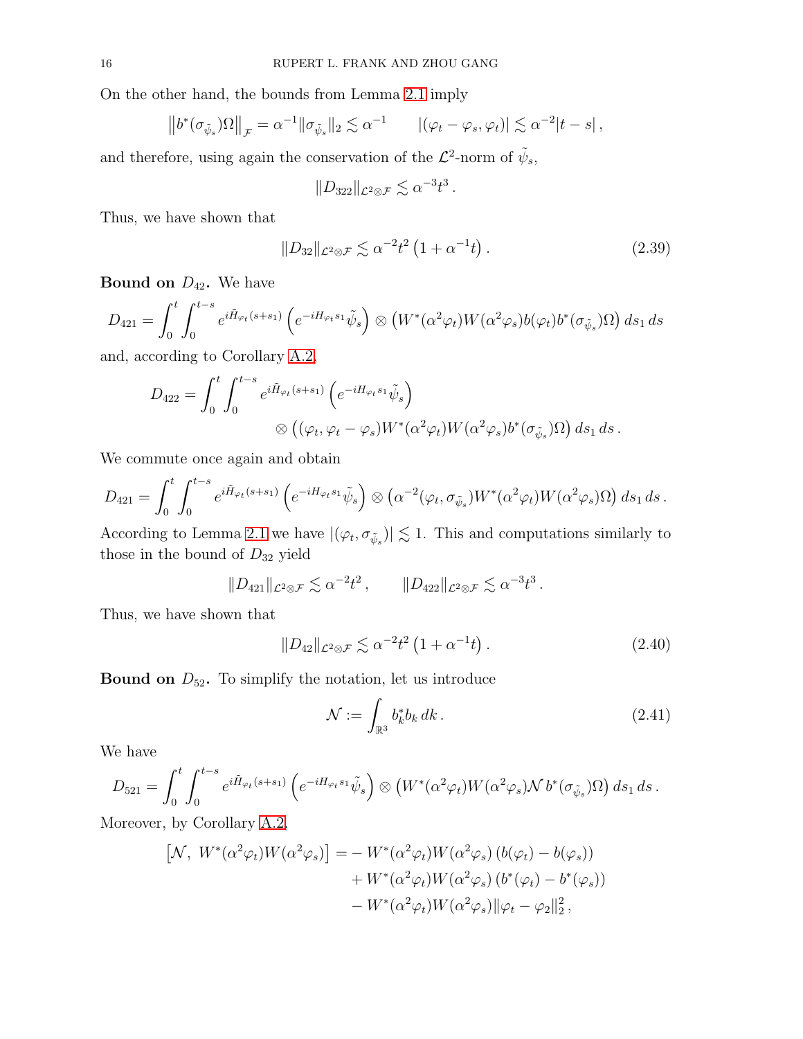On the other hand, the bounds from Lemma 2.1 imply

$$\left\|b^*(\sigma_{\tilde{\psi}_s})\Omega\right\|_{\mathcal{F}} = \alpha^{-1}\|\sigma_{\tilde{\psi}_s}\|_2 \lesssim \alpha^{-1} \qquad |(\varphi_t - \varphi_s, \varphi_t)| \lesssim \alpha^{-2}|t-s|\,,$$

and therefore, using again the conservation of the $\mathcal{L}^2$-norm of $\tilde{\psi}_s$,

$$\|D_{322}\|_{\mathcal{L}^2\otimes\mathcal{F}} \lesssim \alpha^{-3}t^3\,.$$

Thus, we have shown that

$$\|D_{32}\|_{\mathcal{L}^2\otimes\mathcal{F}} \lesssim \alpha^{-2}t^2\left(1+\alpha^{-1}t\right). \tag{2.39}$$

**Bound on $D_{42}$.** We have

$$D_{421} = \int_0^t\int_0^{t-s} e^{i\tilde{H}_{\varphi_t}(s+s_1)}\left(e^{-iH_{\varphi_t}s_1}\tilde{\psi}_s\right)\otimes\left(W^*(\alpha^2\varphi_t)W(\alpha^2\varphi_s)b(\varphi_t)b^*(\sigma_{\tilde{\psi}_s})\Omega\right)ds_1\,ds$$

and, according to Corollary A.2,

$$\begin{aligned} D_{422} = \int_0^t\int_0^{t-s} & e^{i\tilde{H}_{\varphi_t}(s+s_1)}\left(e^{-iH_{\varphi_t}s_1}\tilde{\psi}_s\right) \\ & \otimes\left((\varphi_t, \varphi_t-\varphi_s)W^*(\alpha^2\varphi_t)W(\alpha^2\varphi_s)b^*(\sigma_{\tilde{\psi}_s})\Omega\right)ds_1\,ds\,. \end{aligned}$$

We commute once again and obtain

$$D_{421} = \int_0^t\int_0^{t-s} e^{i\tilde{H}_{\varphi_t}(s+s_1)}\left(e^{-iH_{\varphi_t}s_1}\tilde{\psi}_s\right)\otimes\left(\alpha^{-2}(\varphi_t,\sigma_{\tilde{\psi}_s})W^*(\alpha^2\varphi_t)W(\alpha^2\varphi_s)\Omega\right)ds_1\,ds\,.$$

According to Lemma 2.1 we have $|(\varphi_t,\sigma_{\tilde{\psi}_s})|\lesssim 1$. This and computations similarly to those in the bound of $D_{32}$ yield

$$\|D_{421}\|_{\mathcal{L}^2\otimes\mathcal{F}} \lesssim \alpha^{-2}t^2\,, \qquad \|D_{422}\|_{\mathcal{L}^2\otimes\mathcal{F}} \lesssim \alpha^{-3}t^3\,.$$

Thus, we have shown that

$$\|D_{42}\|_{\mathcal{L}^2\otimes\mathcal{F}} \lesssim \alpha^{-2}t^2\left(1+\alpha^{-1}t\right). \tag{2.40}$$

**Bound on $D_{52}$.** To simplify the notation, let us introduce

$$\mathcal{N} := \int_{\mathbb{R}^3} b_k^* b_k\,dk\,. \tag{2.41}$$

We have

$$D_{521} = \int_0^t\int_0^{t-s} e^{i\tilde{H}_{\varphi_t}(s+s_1)}\left(e^{-iH_{\varphi_t}s_1}\tilde{\psi}_s\right)\otimes\left(W^*(\alpha^2\varphi_t)W(\alpha^2\varphi_s)\mathcal{N}\,b^*(\sigma_{\tilde{\psi}_s})\Omega\right)ds_1\,ds\,.$$

Moreover, by Corollary A.2,

$$\begin{aligned} \left[\mathcal{N},\ W^*(\alpha^2\varphi_t)W(\alpha^2\varphi_s)\right] = & -W^*(\alpha^2\varphi_t)W(\alpha^2\varphi_s)\left(b(\varphi_t)-b(\varphi_s)\right) \\ & + W^*(\alpha^2\varphi_t)W(\alpha^2\varphi_s)\left(b^*(\varphi_t)-b^*(\varphi_s)\right) \\ & - W^*(\alpha^2\varphi_t)W(\alpha^2\varphi_s)\|\varphi_t-\varphi_2\|_2^2\,, \end{aligned}$$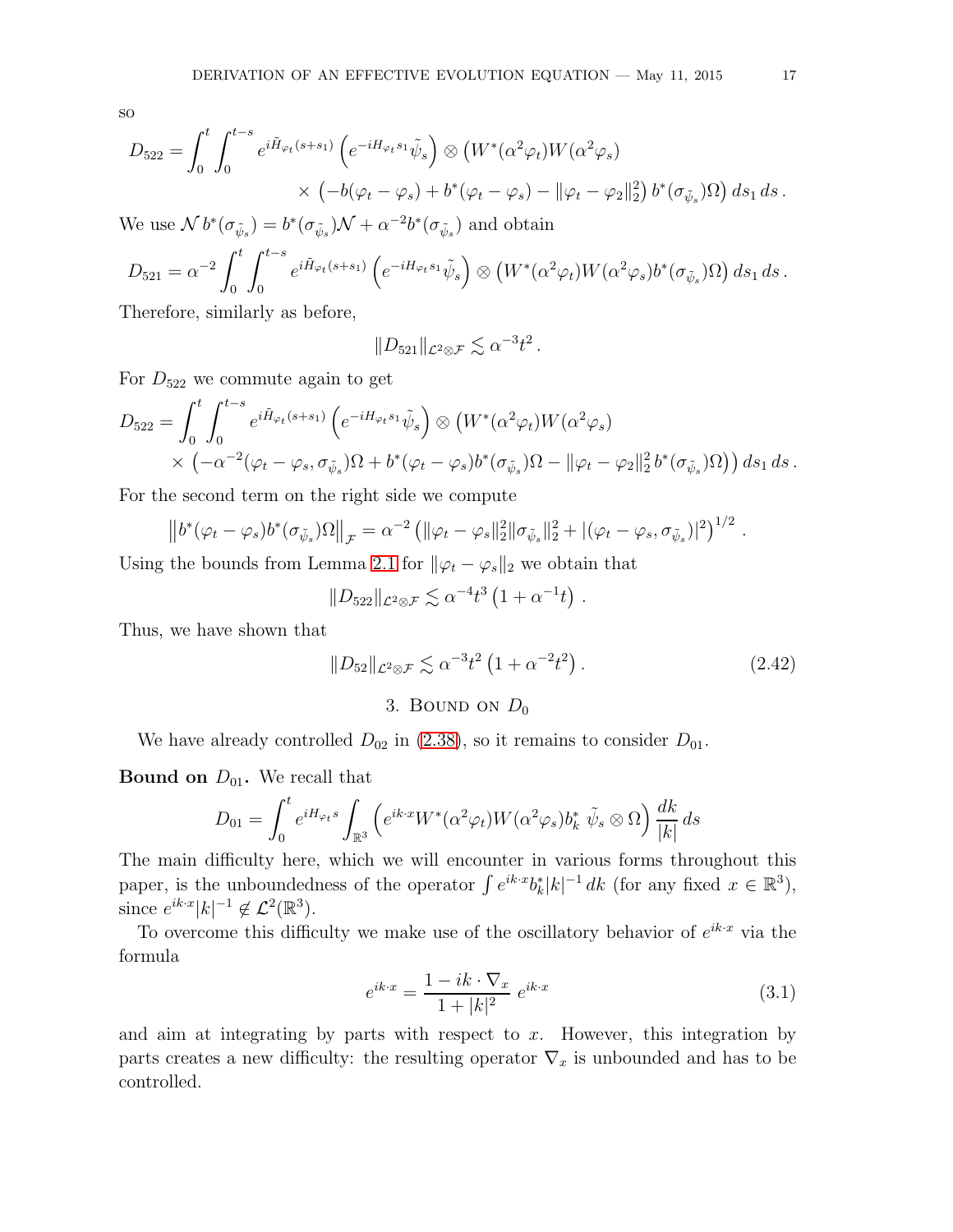so

$$D_{522} = \int_0^t \int_0^{t-s} e^{i\tilde{H}_{\varphi_t}(s+s_1)} \left( e^{-iH_{\varphi_t}s_1} \tilde{\psi}_s \right) \otimes \left( W^*(\alpha^2 \varphi_t) W(\alpha^2 \varphi_s) \right.$$
$$\left. \times \left( -b(\varphi_t - \varphi_s) + b^*(\varphi_t - \varphi_s) - \|\varphi_t - \varphi_2\|_2^2 \right) b^*(\sigma_{\tilde{\psi}_s}) \Omega \right) ds_1 \, ds \, .$$

We use $\mathcal{N}\, b^*(\sigma_{\tilde{\psi}_s}) = b^*(\sigma_{\tilde{\psi}_s})\mathcal{N} + \alpha^{-2} b^*(\sigma_{\tilde{\psi}_s})$ and obtain

$$D_{521} = \alpha^{-2} \int_0^t \int_0^{t-s} e^{i\tilde{H}_{\varphi_t}(s+s_1)} \left( e^{-iH_{\varphi_t}s_1} \tilde{\psi}_s \right) \otimes \left( W^*(\alpha^2 \varphi_t) W(\alpha^2 \varphi_s) b^*(\sigma_{\tilde{\psi}_s}) \Omega \right) ds_1 \, ds \, .$$

Therefore, similarly as before,

$$\|D_{521}\|_{\mathcal{L}^2 \otimes \mathcal{F}} \lesssim \alpha^{-3} t^2 \, .$$

For $D_{522}$ we commute again to get

$$D_{522} = \int_0^t \int_0^{t-s} e^{i\tilde{H}_{\varphi_t}(s+s_1)} \left( e^{-iH_{\varphi_t}s_1} \tilde{\psi}_s \right) \otimes \left( W^*(\alpha^2 \varphi_t) W(\alpha^2 \varphi_s) \right.$$
$$\left. \times \left( -\alpha^{-2} (\varphi_t - \varphi_s, \sigma_{\tilde{\psi}_s}) \Omega + b^*(\varphi_t - \varphi_s) b^*(\sigma_{\tilde{\psi}_s}) \Omega - \|\varphi_t - \varphi_2\|_2^2 \, b^*(\sigma_{\tilde{\psi}_s}) \Omega \right) \right) ds_1 \, ds \, .$$

For the second term on the right side we compute

$$\left\| b^*(\varphi_t - \varphi_s) b^*(\sigma_{\tilde{\psi}_s}) \Omega \right\|_{\mathcal{F}} = \alpha^{-2} \left( \|\varphi_t - \varphi_s\|_2^2 \|\sigma_{\tilde{\psi}_s}\|_2^2 + |(\varphi_t - \varphi_s, \sigma_{\tilde{\psi}_s})|^2 \right)^{1/2} .$$

Using the bounds from Lemma 2.1 for $\|\varphi_t - \varphi_s\|_2$ we obtain that

$$\|D_{522}\|_{\mathcal{L}^2 \otimes \mathcal{F}} \lesssim \alpha^{-4} t^3 \left( 1 + \alpha^{-1} t \right) .$$

Thus, we have shown that

$$\|D_{52}\|_{\mathcal{L}^2 \otimes \mathcal{F}} \lesssim \alpha^{-3} t^2 \left( 1 + \alpha^{-2} t^2 \right) . \tag{2.42}$$

## 3. Bound on $D_0$

We have already controlled $D_{02}$ in (2.38), so it remains to consider $D_{01}$.

**Bound on $D_{01}$.** We recall that

$$D_{01} = \int_0^t e^{iH_{\varphi_t}s} \int_{\mathbb{R}^3} \left( e^{ik\cdot x} W^*(\alpha^2 \varphi_t) W(\alpha^2 \varphi_s) b_k^* \; \tilde{\psi}_s \otimes \Omega \right) \frac{dk}{|k|} \, ds$$

The main difficulty here, which we will encounter in various forms throughout this paper, is the unboundedness of the operator $\int e^{ik\cdot x} b_k^* |k|^{-1} \, dk$ (for any fixed $x \in \mathbb{R}^3$), since $e^{ik\cdot x}|k|^{-1} \notin \mathcal{L}^2(\mathbb{R}^3)$.

To overcome this difficulty we make use of the oscillatory behavior of $e^{ik\cdot x}$ via the formula

$$e^{ik\cdot x} = \frac{1 - ik \cdot \nabla_x}{1 + |k|^2} \, e^{ik\cdot x} \tag{3.1}$$

and aim at integrating by parts with respect to $x$. However, this integration by parts creates a new difficulty: the resulting operator $\nabla_x$ is unbounded and has to be controlled.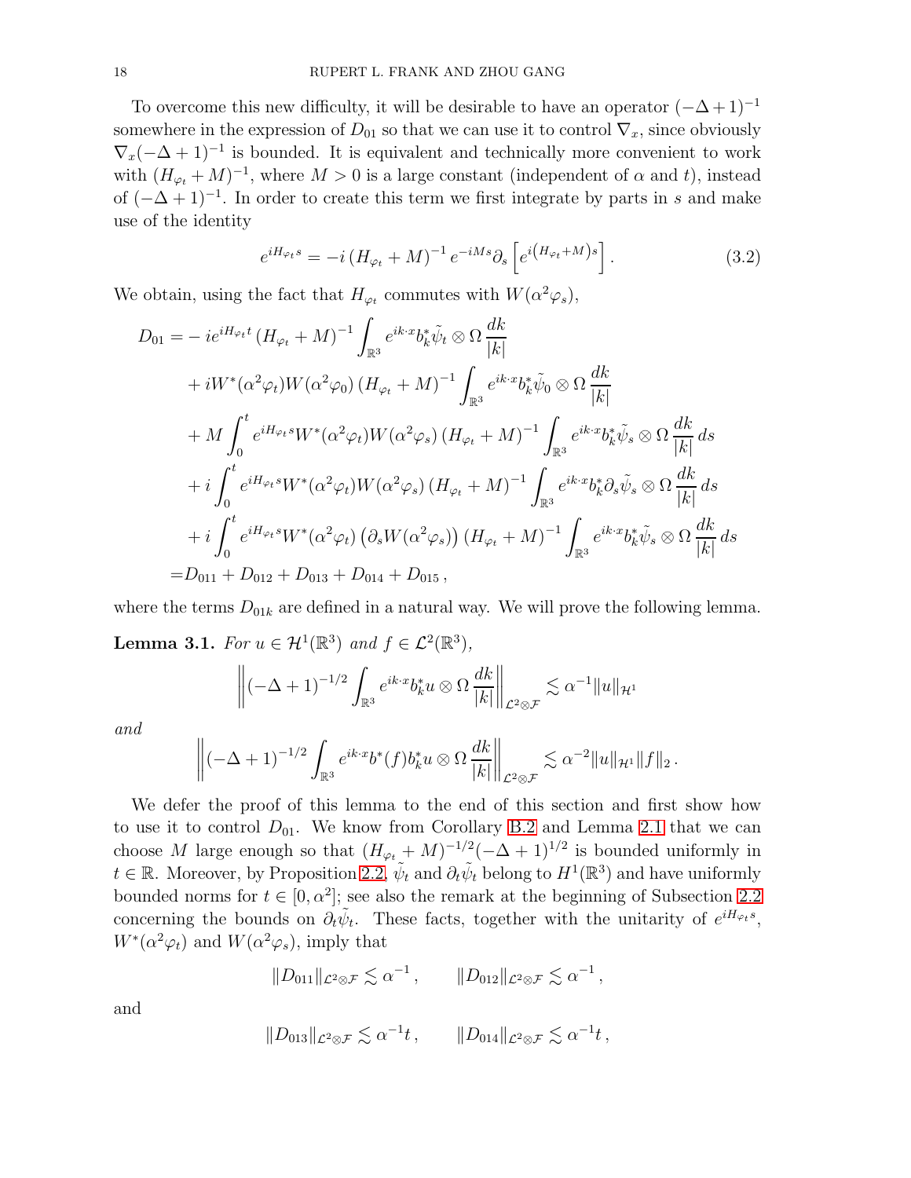To overcome this new difficulty, it will be desirable to have an operator $(-\Delta+1)^{-1}$ somewhere in the expression of $D_{01}$ so that we can use it to control $\nabla_x$, since obviously $\nabla_x(-\Delta+1)^{-1}$ is bounded. It is equivalent and technically more convenient to work with $(H_{\varphi_t}+M)^{-1}$, where $M>0$ is a large constant (independent of $\alpha$ and $t$), instead of $(-\Delta+1)^{-1}$. In order to create this term we first integrate by parts in $s$ and make use of the identity

$$e^{iH_{\varphi_t}s} = -i\left(H_{\varphi_t}+M\right)^{-1} e^{-iMs}\partial_s\left[e^{i\left(H_{\varphi_t}+M\right)s}\right]. \tag{3.2}$$

We obtain, using the fact that $H_{\varphi_t}$ commutes with $W(\alpha^2\varphi_s)$,

$$\begin{aligned}
D_{01} =& -ie^{iH_{\varphi_t}t}\left(H_{\varphi_t}+M\right)^{-1}\int_{\mathbb{R}^3} e^{ik\cdot x} b_k^* \tilde{\psi}_t\otimes\Omega\,\frac{dk}{|k|}\\
&+iW^*(\alpha^2\varphi_t)W(\alpha^2\varphi_0)\left(H_{\varphi_t}+M\right)^{-1}\int_{\mathbb{R}^3} e^{ik\cdot x} b_k^* \tilde{\psi}_0\otimes\Omega\,\frac{dk}{|k|}\\
&+M\int_0^t e^{iH_{\varphi_t}s}W^*(\alpha^2\varphi_t)W(\alpha^2\varphi_s)\left(H_{\varphi_t}+M\right)^{-1}\int_{\mathbb{R}^3} e^{ik\cdot x} b_k^* \tilde{\psi}_s\otimes\Omega\,\frac{dk}{|k|}\,ds\\
&+i\int_0^t e^{iH_{\varphi_t}s}W^*(\alpha^2\varphi_t)W(\alpha^2\varphi_s)\left(H_{\varphi_t}+M\right)^{-1}\int_{\mathbb{R}^3} e^{ik\cdot x} b_k^* \partial_s\tilde{\psi}_s\otimes\Omega\,\frac{dk}{|k|}\,ds\\
&+i\int_0^t e^{iH_{\varphi_t}s}W^*(\alpha^2\varphi_t)\left(\partial_s W(\alpha^2\varphi_s)\right)\left(H_{\varphi_t}+M\right)^{-1}\int_{\mathbb{R}^3} e^{ik\cdot x} b_k^* \tilde{\psi}_s\otimes\Omega\,\frac{dk}{|k|}\,ds\\
=&D_{011}+D_{012}+D_{013}+D_{014}+D_{015}\,,
\end{aligned}$$

where the terms $D_{01k}$ are defined in a natural way. We will prove the following lemma.

**Lemma 3.1.** *For $u\in\mathcal{H}^1(\mathbb{R}^3)$ and $f\in\mathcal{L}^2(\mathbb{R}^3)$,*

$$\left\|(-\Delta+1)^{-1/2}\int_{\mathbb{R}^3} e^{ik\cdot x} b_k^* u\otimes\Omega\,\frac{dk}{|k|}\right\|_{\mathcal{L}^2\otimes\mathcal{F}} \lesssim \alpha^{-1}\|u\|_{\mathcal{H}^1}$$

*and*

$$\left\|(-\Delta+1)^{-1/2}\int_{\mathbb{R}^3} e^{ik\cdot x} b^*(f) b_k^* u\otimes\Omega\,\frac{dk}{|k|}\right\|_{\mathcal{L}^2\otimes\mathcal{F}} \lesssim \alpha^{-2}\|u\|_{\mathcal{H}^1}\|f\|_2\,.$$

We defer the proof of this lemma to the end of this section and first show how to use it to control $D_{01}$. We know from Corollary B.2 and Lemma 2.1 that we can choose $M$ large enough so that $(H_{\varphi_t}+M)^{-1/2}(-\Delta+1)^{1/2}$ is bounded uniformly in $t\in\mathbb{R}$. Moreover, by Proposition 2.2, $\tilde{\psi}_t$ and $\partial_t\tilde{\psi}_t$ belong to $H^1(\mathbb{R}^3)$ and have uniformly bounded norms for $t\in[0,\alpha^2]$; see also the remark at the beginning of Subsection 2.2 concerning the bounds on $\partial_t\tilde{\psi}_t$. These facts, together with the unitarity of $e^{iH_{\varphi_t}s}$, $W^*(\alpha^2\varphi_t)$ and $W(\alpha^2\varphi_s)$, imply that

$$\|D_{011}\|_{\mathcal{L}^2\otimes\mathcal{F}}\lesssim\alpha^{-1}\,,\qquad \|D_{012}\|_{\mathcal{L}^2\otimes\mathcal{F}}\lesssim\alpha^{-1}\,,$$

and

$$\|D_{013}\|_{\mathcal{L}^2\otimes\mathcal{F}}\lesssim\alpha^{-1}t\,,\qquad \|D_{014}\|_{\mathcal{L}^2\otimes\mathcal{F}}\lesssim\alpha^{-1}t\,,$$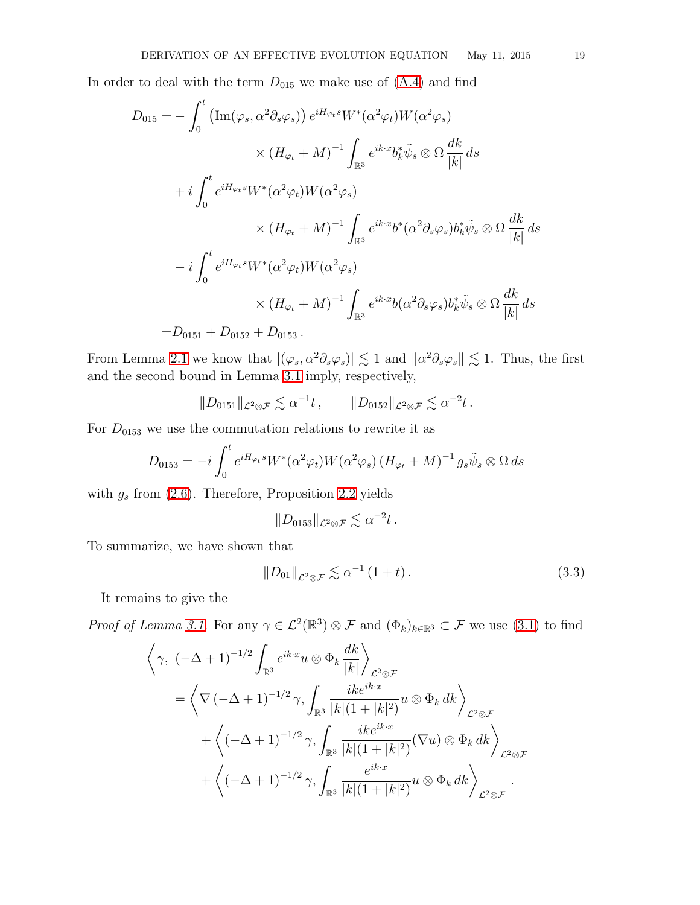In order to deal with the term $D_{015}$ we make use of (A.4) and find

$$
\begin{aligned}
D_{015} = &- \int_0^t \left(\operatorname{Im}(\varphi_s, \alpha^2 \partial_s \varphi_s)\right) e^{iH_{\varphi_t} s} W^*(\alpha^2 \varphi_t) W(\alpha^2 \varphi_s) \\
&\qquad\qquad \times \left(H_{\varphi_t} + M\right)^{-1} \int_{\mathbb{R}^3} e^{ik\cdot x} b_k^* \tilde{\psi}_s \otimes \Omega \, \frac{dk}{|k|} \, ds \\
&+ i \int_0^t e^{iH_{\varphi_t} s} W^*(\alpha^2 \varphi_t) W(\alpha^2 \varphi_s) \\
&\qquad\qquad \times \left(H_{\varphi_t} + M\right)^{-1} \int_{\mathbb{R}^3} e^{ik\cdot x} b^*(\alpha^2 \partial_s \varphi_s) b_k^* \tilde{\psi}_s \otimes \Omega \, \frac{dk}{|k|} \, ds \\
&- i \int_0^t e^{iH_{\varphi_t} s} W^*(\alpha^2 \varphi_t) W(\alpha^2 \varphi_s) \\
&\qquad\qquad \times \left(H_{\varphi_t} + M\right)^{-1} \int_{\mathbb{R}^3} e^{ik\cdot x} b(\alpha^2 \partial_s \varphi_s) b_k^* \tilde{\psi}_s \otimes \Omega \, \frac{dk}{|k|} \, ds \\
= &D_{0151} + D_{0152} + D_{0153} \, .
\end{aligned}
$$

From Lemma 2.1 we know that $|(\varphi_s, \alpha^2 \partial_s \varphi_s)| \lesssim 1$ and $\|\alpha^2 \partial_s \varphi_s\| \lesssim 1$. Thus, the first and the second bound in Lemma 3.1 imply, respectively,

$$
\|D_{0151}\|_{\mathcal{L}^2 \otimes \mathcal{F}} \lesssim \alpha^{-1} t \, , \qquad \|D_{0152}\|_{\mathcal{L}^2 \otimes \mathcal{F}} \lesssim \alpha^{-2} t \, .
$$

For $D_{0153}$ we use the commutation relations to rewrite it as

$$
D_{0153} = -i \int_0^t e^{iH_{\varphi_t} s} W^*(\alpha^2 \varphi_t) W(\alpha^2 \varphi_s) \left(H_{\varphi_t} + M\right)^{-1} g_s \tilde{\psi}_s \otimes \Omega \, ds
$$

with $g_s$ from (2.6). Therefore, Proposition 2.2 yields

$$
\|D_{0153}\|_{\mathcal{L}^2 \otimes \mathcal{F}} \lesssim \alpha^{-2} t \, .
$$

To summarize, we have shown that

$$
\|D_{01}\|_{\mathcal{L}^2 \otimes \mathcal{F}} \lesssim \alpha^{-1} \left(1 + t\right) . \tag{3.3}
$$

It remains to give the

*Proof of Lemma 3.1.* For any $\gamma \in \mathcal{L}^2(\mathbb{R}^3) \otimes \mathcal{F}$ and $(\Phi_k)_{k \in \mathbb{R}^3} \subset \mathcal{F}$ we use (3.1) to find

$$
\begin{aligned}
&\left\langle \gamma, \; (-\Delta + 1)^{-1/2} \int_{\mathbb{R}^3} e^{ik\cdot x} u \otimes \Phi_k \, \frac{dk}{|k|} \right\rangle_{\mathcal{L}^2 \otimes \mathcal{F}} \\
&\quad = \left\langle \nabla \left(-\Delta + 1\right)^{-1/2} \gamma, \int_{\mathbb{R}^3} \frac{ik e^{ik\cdot x}}{|k|(1 + |k|^2)} u \otimes \Phi_k \, dk \right\rangle_{\mathcal{L}^2 \otimes \mathcal{F}} \\
&\qquad + \left\langle \left(-\Delta + 1\right)^{-1/2} \gamma, \int_{\mathbb{R}^3} \frac{ik e^{ik\cdot x}}{|k|(1 + |k|^2)} (\nabla u) \otimes \Phi_k \, dk \right\rangle_{\mathcal{L}^2 \otimes \mathcal{F}} \\
&\qquad + \left\langle \left(-\Delta + 1\right)^{-1/2} \gamma, \int_{\mathbb{R}^3} \frac{e^{ik\cdot x}}{|k|(1 + |k|^2)} u \otimes \Phi_k \, dk \right\rangle_{\mathcal{L}^2 \otimes \mathcal{F}} .
\end{aligned}
$$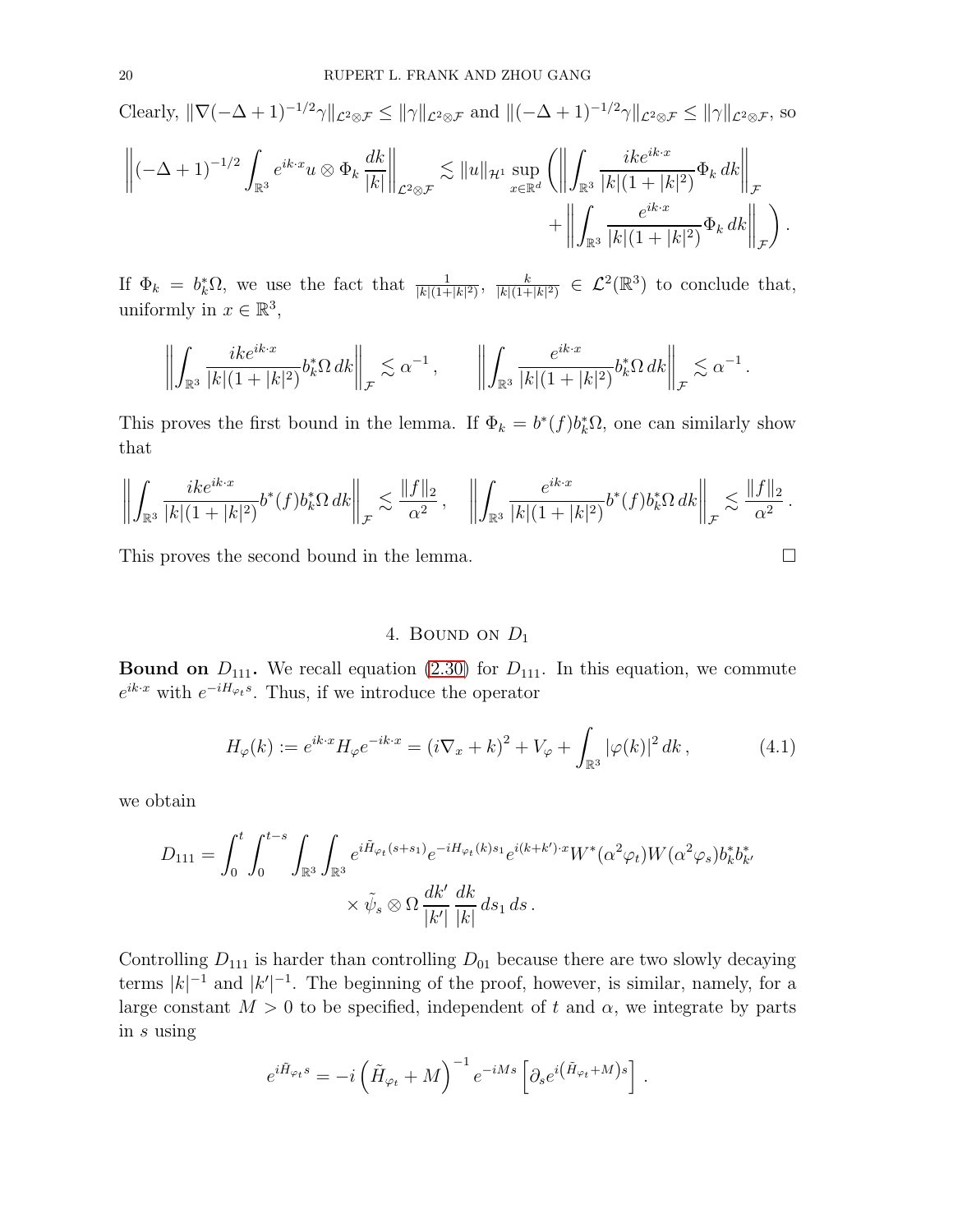Clearly, $\|\nabla(-\Delta+1)^{-1/2}\gamma\|_{\mathcal{L}^2\otimes\mathcal{F}} \leq \|\gamma\|_{\mathcal{L}^2\otimes\mathcal{F}}$ and $\|(-\Delta+1)^{-1/2}\gamma\|_{\mathcal{L}^2\otimes\mathcal{F}} \leq \|\gamma\|_{\mathcal{L}^2\otimes\mathcal{F}}$, so

$$\left\|(-\Delta+1)^{-1/2}\int_{\mathbb{R}^3} e^{ik\cdot x} u\otimes\Phi_k \frac{dk}{|k|}\right\|_{\mathcal{L}^2\otimes\mathcal{F}} \lesssim \|u\|_{\mathcal{H}^1} \sup_{x\in\mathbb{R}^d}\left(\left\|\int_{\mathbb{R}^3}\frac{ike^{ik\cdot x}}{|k|(1+|k|^2)}\Phi_k\,dk\right\|_{\mathcal{F}} + \left\|\int_{\mathbb{R}^3}\frac{e^{ik\cdot x}}{|k|(1+|k|^2)}\Phi_k\,dk\right\|_{\mathcal{F}}\right).$$

If $\Phi_k = b_k^*\Omega$, we use the fact that $\frac{1}{|k|(1+|k|^2)}, \frac{k}{|k|(1+|k|^2)} \in \mathcal{L}^2(\mathbb{R}^3)$ to conclude that, uniformly in $x\in\mathbb{R}^3$,

$$\left\|\int_{\mathbb{R}^3}\frac{ike^{ik\cdot x}}{|k|(1+|k|^2)}b_k^*\Omega\,dk\right\|_{\mathcal{F}} \lesssim \alpha^{-1}, \qquad \left\|\int_{\mathbb{R}^3}\frac{e^{ik\cdot x}}{|k|(1+|k|^2)}b_k^*\Omega\,dk\right\|_{\mathcal{F}} \lesssim \alpha^{-1}.$$

This proves the first bound in the lemma. If $\Phi_k = b^*(f)b_k^*\Omega$, one can similarly show that

$$\left\|\int_{\mathbb{R}^3}\frac{ike^{ik\cdot x}}{|k|(1+|k|^2)}b^*(f)b_k^*\Omega\,dk\right\|_{\mathcal{F}} \lesssim \frac{\|f\|_2}{\alpha^2}, \quad \left\|\int_{\mathbb{R}^3}\frac{e^{ik\cdot x}}{|k|(1+|k|^2)}b^*(f)b_k^*\Omega\,dk\right\|_{\mathcal{F}} \lesssim \frac{\|f\|_2}{\alpha^2}.$$

This proves the second bound in the lemma. □

## 4. Bound on $D_1$

**Bound on $D_{111}$.** We recall equation (2.30) for $D_{111}$. In this equation, we commute $e^{ik\cdot x}$ with $e^{-iH_{\varphi_t}s}$. Thus, if we introduce the operator

$$H_\varphi(k) := e^{ik\cdot x}H_\varphi e^{-ik\cdot x} = (i\nabla_x + k)^2 + V_\varphi + \int_{\mathbb{R}^3}|\varphi(k)|^2\,dk\,, \tag{4.1}$$

we obtain

$$D_{111} = \int_0^t\int_0^{t-s}\int_{\mathbb{R}^3}\int_{\mathbb{R}^3} e^{i\tilde{H}_{\varphi_t}(s+s_1)}e^{-iH_{\varphi_t}(k)s_1}e^{i(k+k')\cdot x}W^*(\alpha^2\varphi_t)W(\alpha^2\varphi_s)b_k^*b_{k'}^* \times \tilde{\psi}_s\otimes\Omega\,\frac{dk'}{|k'|}\,\frac{dk}{|k|}\,ds_1\,ds\,.$$

Controlling $D_{111}$ is harder than controlling $D_{01}$ because there are two slowly decaying terms $|k|^{-1}$ and $|k'|^{-1}$. The beginning of the proof, however, is similar, namely, for a large constant $M>0$ to be specified, independent of $t$ and $\alpha$, we integrate by parts in $s$ using

$$e^{i\tilde{H}_{\varphi_t}s} = -i\left(\tilde{H}_{\varphi_t}+M\right)^{-1}e^{-iMs}\left[\partial_s e^{i\left(\tilde{H}_{\varphi_t}+M\right)s}\right].$$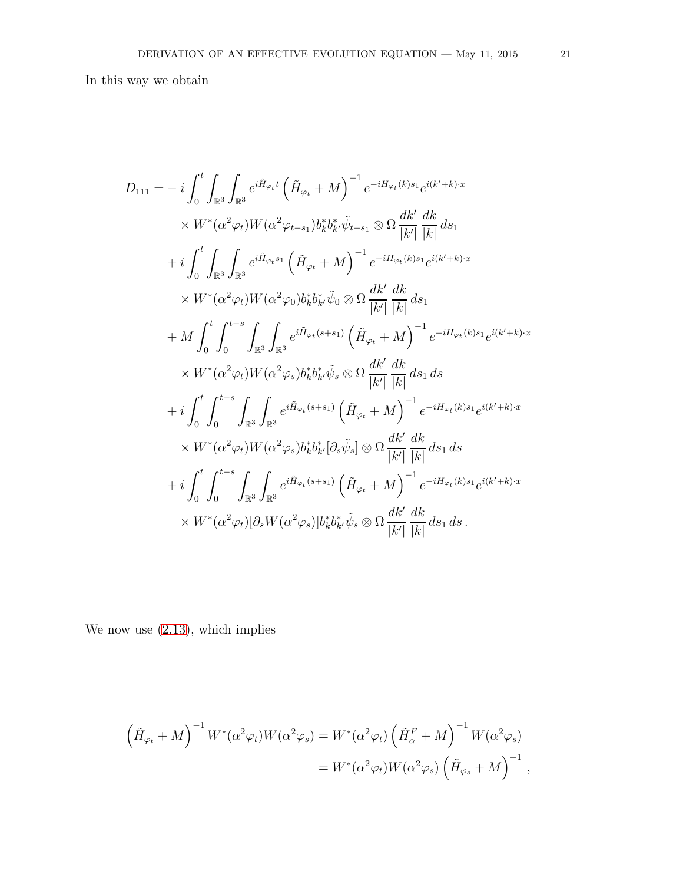In this way we obtain

$$
\begin{aligned}
D_{111} = &- i \int_0^t \int_{\mathbb{R}^3} \int_{\mathbb{R}^3} e^{i\tilde{H}_{\varphi_t} t} \left( \tilde{H}_{\varphi_t} + M \right)^{-1} e^{-iH_{\varphi_t}(k)s_1} e^{i(k'+k)\cdot x} \\
&\quad \times W^*(\alpha^2 \varphi_t) W(\alpha^2 \varphi_{t-s_1}) b_k^* b_{k'}^* \tilde{\psi}_{t-s_1} \otimes \Omega \, \frac{dk'}{|k'|} \, \frac{dk}{|k|} \, ds_1 \\
&+ i \int_0^t \int_{\mathbb{R}^3} \int_{\mathbb{R}^3} e^{i\tilde{H}_{\varphi_t} s_1} \left( \tilde{H}_{\varphi_t} + M \right)^{-1} e^{-iH_{\varphi_t}(k)s_1} e^{i(k'+k)\cdot x} \\
&\quad \times W^*(\alpha^2 \varphi_t) W(\alpha^2 \varphi_0) b_k^* b_{k'}^* \tilde{\psi}_0 \otimes \Omega \, \frac{dk'}{|k'|} \, \frac{dk}{|k|} \, ds_1 \\
&+ M \int_0^t \int_0^{t-s} \int_{\mathbb{R}^3} \int_{\mathbb{R}^3} e^{i\tilde{H}_{\varphi_t}(s+s_1)} \left( \tilde{H}_{\varphi_t} + M \right)^{-1} e^{-iH_{\varphi_t}(k)s_1} e^{i(k'+k)\cdot x} \\
&\quad \times W^*(\alpha^2 \varphi_t) W(\alpha^2 \varphi_s) b_k^* b_{k'}^* \tilde{\psi}_s \otimes \Omega \, \frac{dk'}{|k'|} \, \frac{dk}{|k|} \, ds_1 \, ds \\
&+ i \int_0^t \int_0^{t-s} \int_{\mathbb{R}^3} \int_{\mathbb{R}^3} e^{i\tilde{H}_{\varphi_t}(s+s_1)} \left( \tilde{H}_{\varphi_t} + M \right)^{-1} e^{-iH_{\varphi_t}(k)s_1} e^{i(k'+k)\cdot x} \\
&\quad \times W^*(\alpha^2 \varphi_t) W(\alpha^2 \varphi_s) b_k^* b_{k'}^* [\partial_s \tilde{\psi}_s] \otimes \Omega \, \frac{dk'}{|k'|} \, \frac{dk}{|k|} \, ds_1 \, ds \\
&+ i \int_0^t \int_0^{t-s} \int_{\mathbb{R}^3} \int_{\mathbb{R}^3} e^{i\tilde{H}_{\varphi_t}(s+s_1)} \left( \tilde{H}_{\varphi_t} + M \right)^{-1} e^{-iH_{\varphi_t}(k)s_1} e^{i(k'+k)\cdot x} \\
&\quad \times W^*(\alpha^2 \varphi_t) [\partial_s W(\alpha^2 \varphi_s)] b_k^* b_{k'}^* \tilde{\psi}_s \otimes \Omega \, \frac{dk'}{|k'|} \, \frac{dk}{|k|} \, ds_1 \, ds \, .
\end{aligned}
$$

We now use (2.13), which implies

$$
\begin{aligned}
\left( \tilde{H}_{\varphi_t} + M \right)^{-1} W^*(\alpha^2 \varphi_t) W(\alpha^2 \varphi_s) &= W^*(\alpha^2 \varphi_t) \left( \tilde{H}_\alpha^F + M \right)^{-1} W(\alpha^2 \varphi_s) \\
&= W^*(\alpha^2 \varphi_t) W(\alpha^2 \varphi_s) \left( \tilde{H}_{\varphi_s} + M \right)^{-1} \, ,
\end{aligned}
$$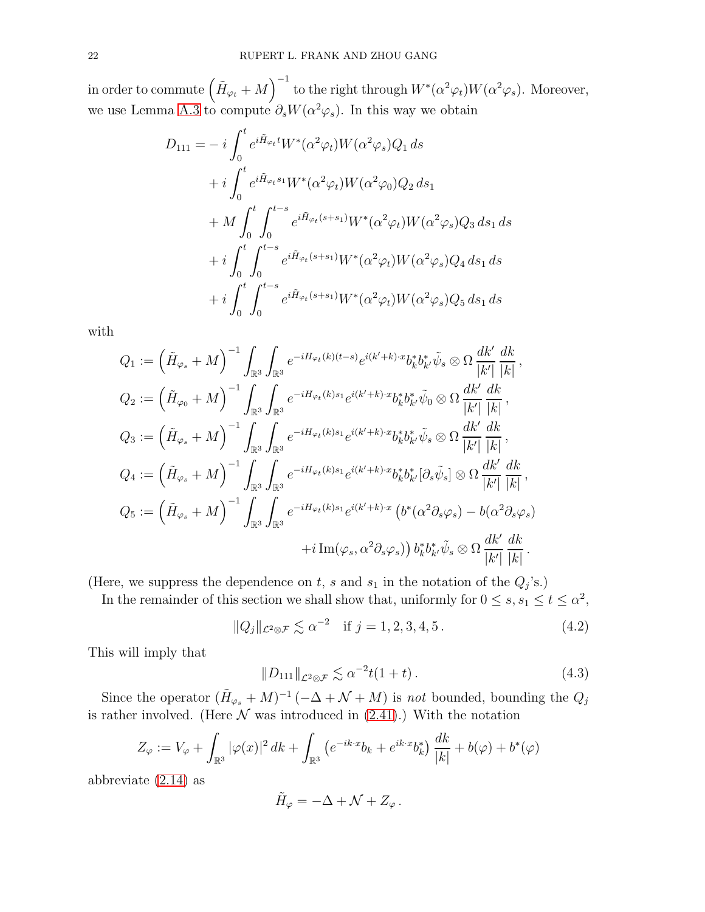in order to commute $\left(\tilde{H}_{\varphi_t} + M\right)^{-1}$ to the right through $W^*(\alpha^2\varphi_t)W(\alpha^2\varphi_s)$. Moreover, we use Lemma A.3 to compute $\partial_s W(\alpha^2\varphi_s)$. In this way we obtain

$$
\begin{aligned}
D_{111} = & -i\int_0^t e^{i\tilde{H}_{\varphi_t}t} W^*(\alpha^2\varphi_t)W(\alpha^2\varphi_s)Q_1\,ds \\
& + i\int_0^t e^{i\tilde{H}_{\varphi_t}s_1} W^*(\alpha^2\varphi_t)W(\alpha^2\varphi_0)Q_2\,ds_1 \\
& + M\int_0^t\int_0^{t-s} e^{i\tilde{H}_{\varphi_t}(s+s_1)} W^*(\alpha^2\varphi_t)W(\alpha^2\varphi_s)Q_3\,ds_1\,ds \\
& + i\int_0^t\int_0^{t-s} e^{i\tilde{H}_{\varphi_t}(s+s_1)} W^*(\alpha^2\varphi_t)W(\alpha^2\varphi_s)Q_4\,ds_1\,ds \\
& + i\int_0^t\int_0^{t-s} e^{i\tilde{H}_{\varphi_t}(s+s_1)} W^*(\alpha^2\varphi_t)W(\alpha^2\varphi_s)Q_5\,ds_1\,ds
\end{aligned}
$$

with

$$
\begin{aligned}
Q_1 &:= \left(\tilde{H}_{\varphi_s} + M\right)^{-1} \int_{\mathbb{R}^3}\int_{\mathbb{R}^3} e^{-iH_{\varphi_t}(k)(t-s)} e^{i(k'+k)\cdot x} b_k^* b_{k'}^* \tilde{\psi}_s \otimes \Omega\, \frac{dk'}{|k'|}\,\frac{dk}{|k|}, \\
Q_2 &:= \left(\tilde{H}_{\varphi_0} + M\right)^{-1} \int_{\mathbb{R}^3}\int_{\mathbb{R}^3} e^{-iH_{\varphi_t}(k)s_1} e^{i(k'+k)\cdot x} b_k^* b_{k'}^* \tilde{\psi}_0 \otimes \Omega\, \frac{dk'}{|k'|}\,\frac{dk}{|k|}, \\
Q_3 &:= \left(\tilde{H}_{\varphi_s} + M\right)^{-1} \int_{\mathbb{R}^3}\int_{\mathbb{R}^3} e^{-iH_{\varphi_t}(k)s_1} e^{i(k'+k)\cdot x} b_k^* b_{k'}^* \tilde{\psi}_s \otimes \Omega\, \frac{dk'}{|k'|}\,\frac{dk}{|k|}, \\
Q_4 &:= \left(\tilde{H}_{\varphi_s} + M\right)^{-1} \int_{\mathbb{R}^3}\int_{\mathbb{R}^3} e^{-iH_{\varphi_t}(k)s_1} e^{i(k'+k)\cdot x} b_k^* b_{k'}^* [\partial_s\tilde{\psi}_s] \otimes \Omega\, \frac{dk'}{|k'|}\,\frac{dk}{|k|}, \\
Q_5 &:= \left(\tilde{H}_{\varphi_s} + M\right)^{-1} \int_{\mathbb{R}^3}\int_{\mathbb{R}^3} e^{-iH_{\varphi_t}(k)s_1} e^{i(k'+k)\cdot x} \left(b^*(\alpha^2\partial_s\varphi_s) - b(\alpha^2\partial_s\varphi_s)\right. \\
&\qquad\qquad \left. + i\,\mathrm{Im}(\varphi_s, \alpha^2\partial_s\varphi_s)\right) b_k^* b_{k'}^* \tilde{\psi}_s \otimes \Omega\, \frac{dk'}{|k'|}\,\frac{dk}{|k|}.
\end{aligned}
$$

(Here, we suppress the dependence on $t$, $s$ and $s_1$ in the notation of the $Q_j$'s.)

In the remainder of this section we shall show that, uniformly for $0 \leq s, s_1 \leq t \leq \alpha^2$,

$$
\|Q_j\|_{\mathcal{L}^2\otimes\mathcal{F}} \lesssim \alpha^{-2} \quad \text{if } j = 1,2,3,4,5\,. \tag{4.2}
$$

This will imply that

$$
\|D_{111}\|_{\mathcal{L}^2\otimes\mathcal{F}} \lesssim \alpha^{-2} t(1+t)\,. \tag{4.3}
$$

Since the operator $(\tilde{H}_{\varphi_s} + M)^{-1}(-\Delta + \mathcal{N} + M)$ is *not* bounded, bounding the $Q_j$ is rather involved. (Here $\mathcal{N}$ was introduced in (2.41).) With the notation

$$
Z_\varphi := V_\varphi + \int_{\mathbb{R}^3} |\varphi(x)|^2\,dk + \int_{\mathbb{R}^3} \left(e^{-ik\cdot x} b_k + e^{ik\cdot x} b_k^*\right)\frac{dk}{|k|} + b(\varphi) + b^*(\varphi)
$$

abbreviate (2.14) as

$$
\tilde{H}_\varphi = -\Delta + \mathcal{N} + Z_\varphi\,.
$$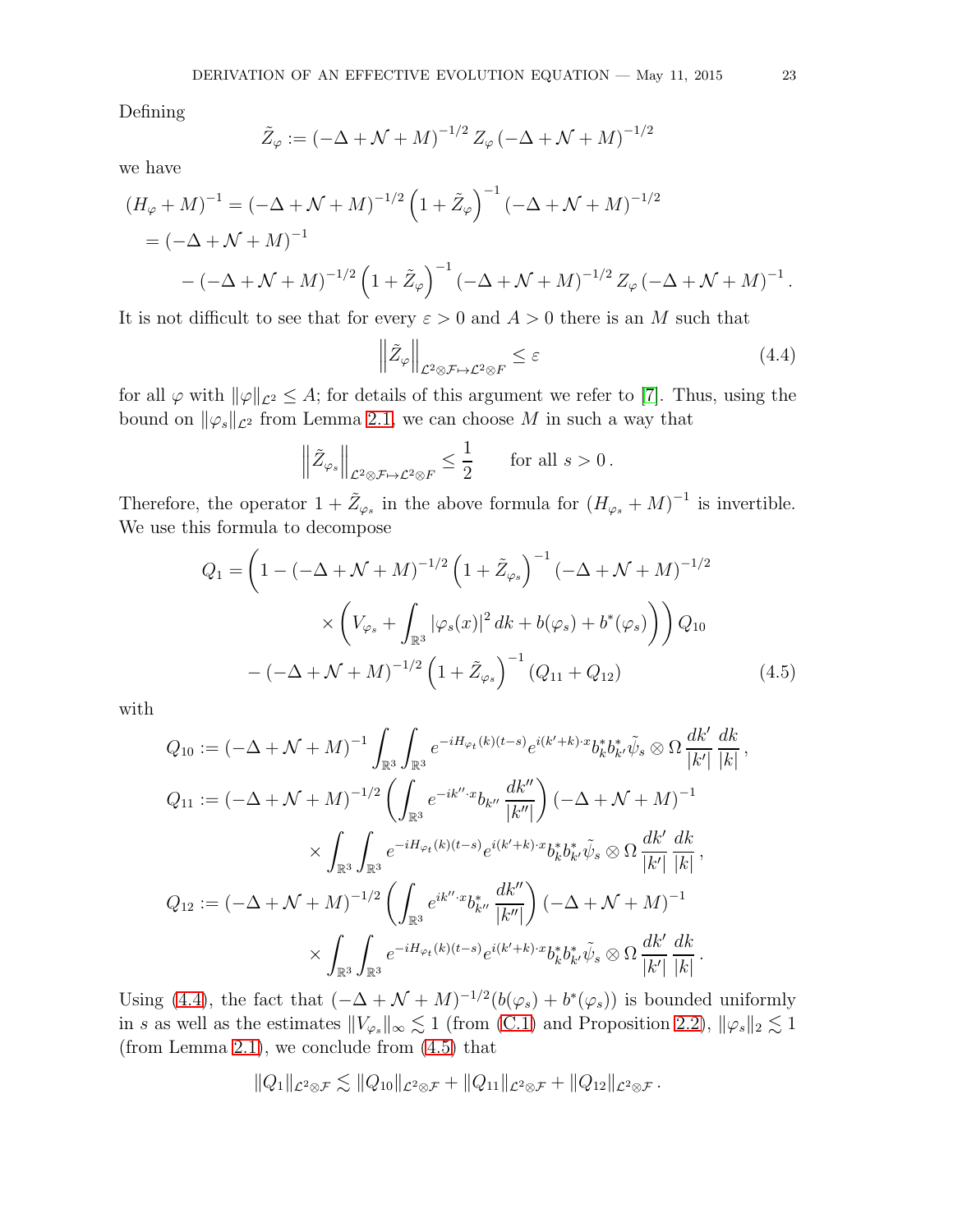Defining

$$\tilde{Z}_\varphi := (-\Delta + \mathcal{N} + M)^{-1/2} Z_\varphi (-\Delta + \mathcal{N} + M)^{-1/2}$$

we have

$$\begin{aligned}
(H_\varphi + M)^{-1} &= (-\Delta + \mathcal{N} + M)^{-1/2} \left(1 + \tilde{Z}_\varphi\right)^{-1} (-\Delta + \mathcal{N} + M)^{-1/2} \\
&= (-\Delta + \mathcal{N} + M)^{-1} \\
&\quad - (-\Delta + \mathcal{N} + M)^{-1/2} \left(1 + \tilde{Z}_\varphi\right)^{-1} (-\Delta + \mathcal{N} + M)^{-1/2} Z_\varphi (-\Delta + \mathcal{N} + M)^{-1}.
\end{aligned}$$

It is not difficult to see that for every $\varepsilon > 0$ and $A > 0$ there is an $M$ such that

$$\left\| \tilde{Z}_\varphi \right\|_{\mathcal{L}^2 \otimes \mathcal{F} \mapsto \mathcal{L}^2 \otimes F} \leq \varepsilon \tag{4.4}$$

for all $\varphi$ with $\|\varphi\|_{\mathcal{L}^2} \leq A$; for details of this argument we refer to [7]. Thus, using the bound on $\|\varphi_s\|_{\mathcal{L}^2}$ from Lemma 2.1, we can choose $M$ in such a way that

$$\left\| \tilde{Z}_{\varphi_s} \right\|_{\mathcal{L}^2 \otimes \mathcal{F} \mapsto \mathcal{L}^2 \otimes F} \leq \frac{1}{2} \qquad \text{for all } s > 0\,.$$

Therefore, the operator $1 + \tilde{Z}_{\varphi_s}$ in the above formula for $(H_{\varphi_s} + M)^{-1}$ is invertible. We use this formula to decompose

$$\begin{aligned}
Q_1 = \Bigg( 1 - (-\Delta + \mathcal{N} + M)^{-1/2} &\left(1 + \tilde{Z}_{\varphi_s}\right)^{-1} (-\Delta + \mathcal{N} + M)^{-1/2} \\
&\times \left( V_{\varphi_s} + \int_{\mathbb{R}^3} |\varphi_s(x)|^2 \, dk + b(\varphi_s) + b^*(\varphi_s) \right) \Bigg) Q_{10} \\
- (-\Delta + \mathcal{N} + M)^{-1/2} &\left(1 + \tilde{Z}_{\varphi_s}\right)^{-1} (Q_{11} + Q_{12})
\end{aligned} \tag{4.5}$$

with

$$\begin{aligned}
Q_{10} &:= (-\Delta + \mathcal{N} + M)^{-1} \int_{\mathbb{R}^3} \int_{\mathbb{R}^3} e^{-iH_{\varphi_t}(k)(t-s)} e^{i(k'+k)\cdot x} b_k^* b_{k'}^* \tilde{\psi}_s \otimes \Omega \, \frac{dk'}{|k'|} \, \frac{dk}{|k|}\,, \\
Q_{11} &:= (-\Delta + \mathcal{N} + M)^{-1/2} \left( \int_{\mathbb{R}^3} e^{-ik''\cdot x} b_{k''} \frac{dk''}{|k''|} \right) (-\Delta + \mathcal{N} + M)^{-1} \\
&\qquad \times \int_{\mathbb{R}^3} \int_{\mathbb{R}^3} e^{-iH_{\varphi_t}(k)(t-s)} e^{i(k'+k)\cdot x} b_k^* b_{k'}^* \tilde{\psi}_s \otimes \Omega \, \frac{dk'}{|k'|} \, \frac{dk}{|k|}\,, \\
Q_{12} &:= (-\Delta + \mathcal{N} + M)^{-1/2} \left( \int_{\mathbb{R}^3} e^{ik''\cdot x} b_{k''}^* \frac{dk''}{|k''|} \right) (-\Delta + \mathcal{N} + M)^{-1} \\
&\qquad \times \int_{\mathbb{R}^3} \int_{\mathbb{R}^3} e^{-iH_{\varphi_t}(k)(t-s)} e^{i(k'+k)\cdot x} b_k^* b_{k'}^* \tilde{\psi}_s \otimes \Omega \, \frac{dk'}{|k'|} \, \frac{dk}{|k|}\,.
\end{aligned}$$

Using (4.4), the fact that $(-\Delta + \mathcal{N} + M)^{-1/2}(b(\varphi_s) + b^*(\varphi_s))$ is bounded uniformly in $s$ as well as the estimates $\|V_{\varphi_s}\|_\infty \lesssim 1$ (from (C.1) and Proposition 2.2), $\|\varphi_s\|_2 \lesssim 1$ (from Lemma 2.1), we conclude from (4.5) that

$$\|Q_1\|_{\mathcal{L}^2 \otimes \mathcal{F}} \lesssim \|Q_{10}\|_{\mathcal{L}^2 \otimes \mathcal{F}} + \|Q_{11}\|_{\mathcal{L}^2 \otimes \mathcal{F}} + \|Q_{12}\|_{\mathcal{L}^2 \otimes \mathcal{F}}\,.$$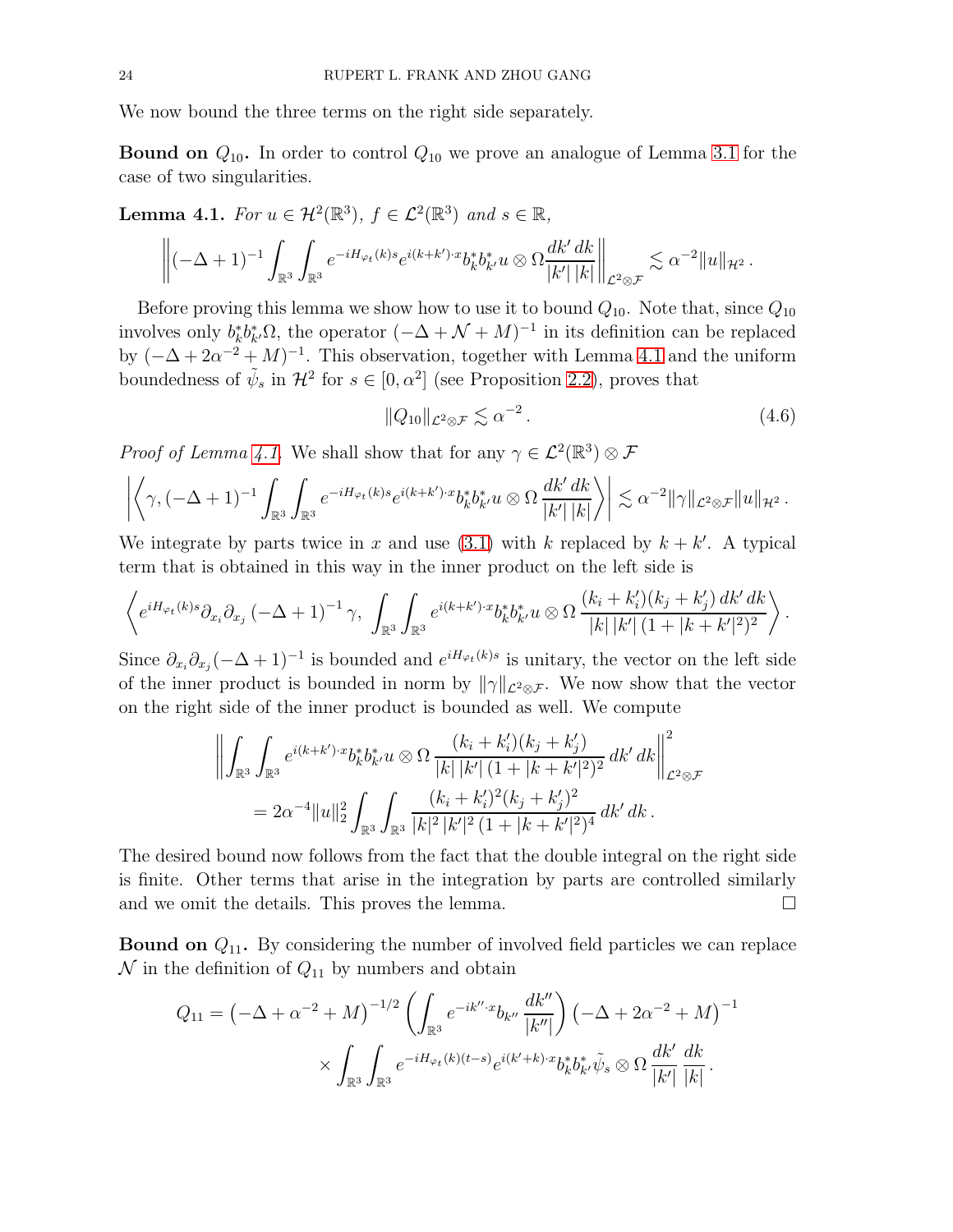We now bound the three terms on the right side separately.

**Bound on $Q_{10}$.** In order to control $Q_{10}$ we prove an analogue of Lemma 3.1 for the case of two singularities.

**Lemma 4.1.** *For $u \in \mathcal{H}^2(\mathbb{R}^3)$, $f \in \mathcal{L}^2(\mathbb{R}^3)$ and $s \in \mathbb{R}$,*

$$\left\| (-\Delta+1)^{-1} \int_{\mathbb{R}^3}\int_{\mathbb{R}^3} e^{-iH_{\varphi_t}(k)s} e^{i(k+k')\cdot x} b_k^* b_{k'}^* u \otimes \Omega \frac{dk'\,dk}{|k'|\,|k|} \right\|_{\mathcal{L}^2\otimes\mathcal{F}} \lesssim \alpha^{-2} \|u\|_{\mathcal{H}^2} .$$

Before proving this lemma we show how to use it to bound $Q_{10}$. Note that, since $Q_{10}$ involves only $b_k^* b_{k'}^* \Omega$, the operator $(-\Delta+\mathcal{N}+M)^{-1}$ in its definition can be replaced by $(-\Delta+2\alpha^{-2}+M)^{-1}$. This observation, together with Lemma 4.1 and the uniform boundedness of $\tilde\psi_s$ in $\mathcal{H}^2$ for $s\in[0,\alpha^2]$ (see Proposition 2.2), proves that

$$\|Q_{10}\|_{\mathcal{L}^2\otimes\mathcal{F}} \lesssim \alpha^{-2} . \tag{4.6}$$

*Proof of Lemma 4.1.* We shall show that for any $\gamma \in \mathcal{L}^2(\mathbb{R}^3)\otimes\mathcal{F}$

$$\left| \left\langle \gamma, (-\Delta+1)^{-1} \int_{\mathbb{R}^3}\int_{\mathbb{R}^3} e^{-iH_{\varphi_t}(k)s} e^{i(k+k')\cdot x} b_k^* b_{k'}^* u \otimes \Omega \, \frac{dk'\,dk}{|k'|\,|k|} \right\rangle \right| \lesssim \alpha^{-2} \|\gamma\|_{\mathcal{L}^2\otimes\mathcal{F}} \|u\|_{\mathcal{H}^2} .$$

We integrate by parts twice in $x$ and use (3.1) with $k$ replaced by $k+k'$. A typical term that is obtained in this way in the inner product on the left side is

$$\left\langle e^{iH_{\varphi_t}(k)s} \partial_{x_i}\partial_{x_j} (-\Delta+1)^{-1}\gamma ,\ \int_{\mathbb{R}^3}\int_{\mathbb{R}^3} e^{i(k+k')\cdot x} b_k^* b_{k'}^* u\otimes\Omega \, \frac{(k_i+k_i')(k_j+k_j')\,dk'\,dk}{|k|\,|k'|\,(1+|k+k'|^2)^2} \right\rangle .$$

Since $\partial_{x_i}\partial_{x_j}(-\Delta+1)^{-1}$ is bounded and $e^{iH_{\varphi_t}(k)s}$ is unitary, the vector on the left side of the inner product is bounded in norm by $\|\gamma\|_{\mathcal{L}^2\otimes\mathcal{F}}$. We now show that the vector on the right side of the inner product is bounded as well. We compute

$$\begin{aligned} &\left\| \int_{\mathbb{R}^3}\int_{\mathbb{R}^3} e^{i(k+k')\cdot x} b_k^* b_{k'}^* u\otimes\Omega \, \frac{(k_i+k_i')(k_j+k_j')}{|k|\,|k'|\,(1+|k+k'|^2)^2}\, dk'\,dk \right\|_{\mathcal{L}^2\otimes\mathcal{F}}^2 \\ &\qquad = 2\alpha^{-4}\|u\|_2^2 \int_{\mathbb{R}^3}\int_{\mathbb{R}^3} \frac{(k_i+k_i')^2(k_j+k_j')^2}{|k|^2\,|k'|^2\,(1+|k+k'|^2)^4}\, dk'\,dk . \end{aligned}$$

The desired bound now follows from the fact that the double integral on the right side is finite. Other terms that arise in the integration by parts are controlled similarly and we omit the details. This proves the lemma. $\square$

**Bound on $Q_{11}$.** By considering the number of involved field particles we can replace $\mathcal{N}$ in the definition of $Q_{11}$ by numbers and obtain

$$\begin{aligned} Q_{11} = \left(-\Delta+\alpha^{-2}+M\right)^{-1/2} &\left( \int_{\mathbb{R}^3} e^{-ik''\cdot x} b_{k''} \frac{dk''}{|k''|}\right) \left(-\Delta+2\alpha^{-2}+M\right)^{-1} \\ &\times \int_{\mathbb{R}^3}\int_{\mathbb{R}^3} e^{-iH_{\varphi_t}(k)(t-s)} e^{i(k'+k)\cdot x} b_k^* b_{k'}^* \tilde\psi_s \otimes \Omega \, \frac{dk'}{|k'|}\,\frac{dk}{|k|} . \end{aligned}$$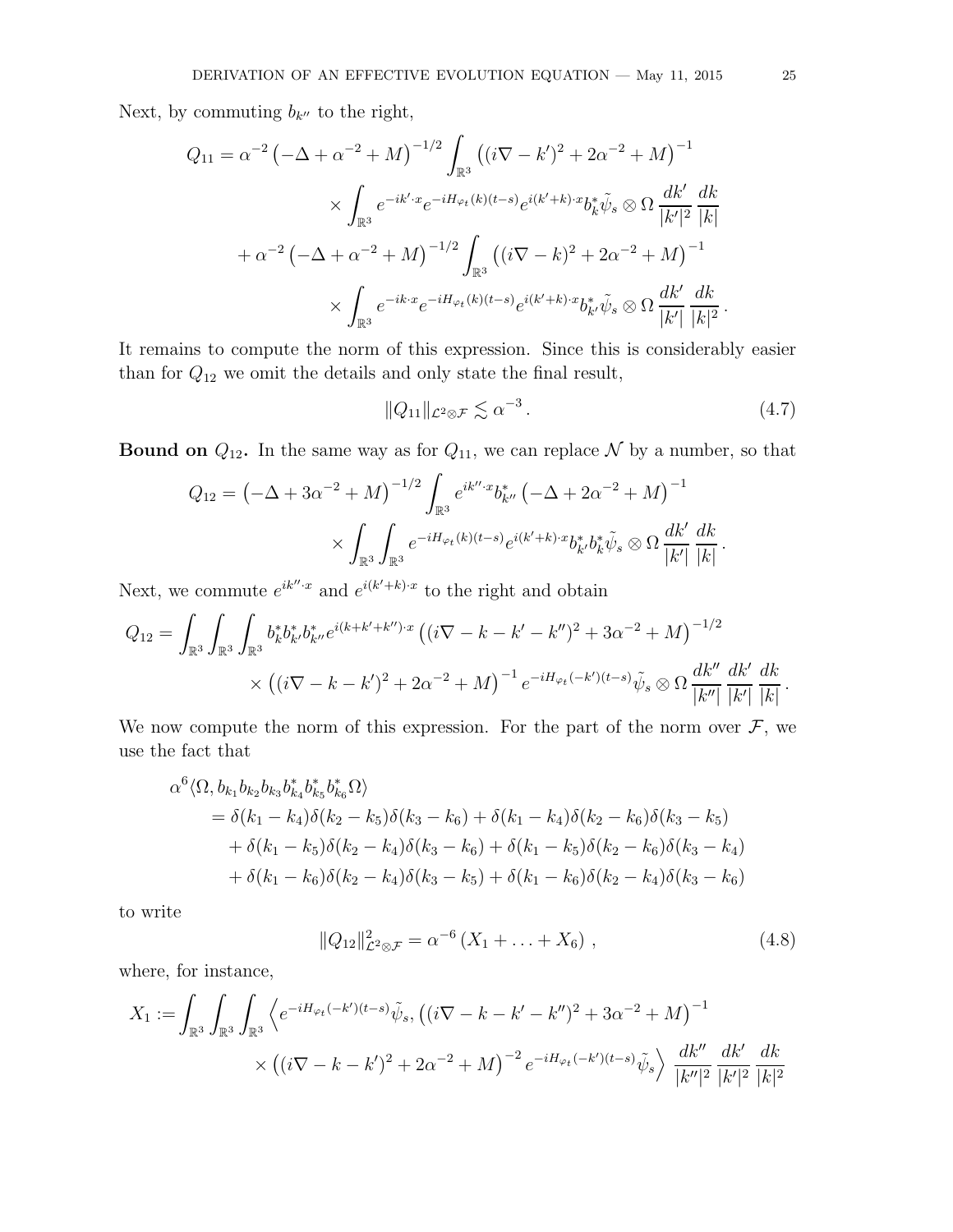Next, by commuting $b_{k''}$ to the right,

$$
\begin{aligned}
Q_{11} = \alpha^{-2}\left(-\Delta+\alpha^{-2}+M\right)^{-1/2} &\int_{\mathbb{R}^3} \left((i\nabla - k')^2 + 2\alpha^{-2}+M\right)^{-1} \\
&\times \int_{\mathbb{R}^3} e^{-ik'\cdot x} e^{-iH_{\varphi_t}(k)(t-s)} e^{i(k'+k)\cdot x} b_k^* \tilde{\psi}_s \otimes \Omega \, \frac{dk'}{|k'|^2}\,\frac{dk}{|k|} \\
+ \alpha^{-2}\left(-\Delta+\alpha^{-2}+M\right)^{-1/2} &\int_{\mathbb{R}^3} \left((i\nabla - k)^2 + 2\alpha^{-2}+M\right)^{-1} \\
&\times \int_{\mathbb{R}^3} e^{-ik\cdot x} e^{-iH_{\varphi_t}(k)(t-s)} e^{i(k'+k)\cdot x} b_{k'}^* \tilde{\psi}_s \otimes \Omega \, \frac{dk'}{|k'|}\,\frac{dk}{|k|^2}\,.
\end{aligned}
$$

It remains to compute the norm of this expression. Since this is considerably easier than for $Q_{12}$ we omit the details and only state the final result,

$$
\|Q_{11}\|_{\mathcal{L}^2\otimes\mathcal{F}} \lesssim \alpha^{-3}\,. \tag{4.7}
$$

**Bound on $Q_{12}$.** In the same way as for $Q_{11}$, we can replace $\mathcal{N}$ by a number, so that

$$
\begin{aligned}
Q_{12} = \left(-\Delta+3\alpha^{-2}+M\right)^{-1/2} &\int_{\mathbb{R}^3} e^{ik''\cdot x} b_{k''}^* \left(-\Delta + 2\alpha^{-2}+M\right)^{-1} \\
&\times \int_{\mathbb{R}^3}\int_{\mathbb{R}^3} e^{-iH_{\varphi_t}(k)(t-s)} e^{i(k'+k)\cdot x} b_{k'}^* b_k^* \tilde{\psi}_s \otimes \Omega \, \frac{dk'}{|k'|}\,\frac{dk}{|k|}\,.
\end{aligned}
$$

Next, we commute $e^{ik''\cdot x}$ and $e^{i(k'+k)\cdot x}$ to the right and obtain

$$
\begin{aligned}
Q_{12} = \int_{\mathbb{R}^3}\int_{\mathbb{R}^3}\int_{\mathbb{R}^3} & b_k^* b_{k'}^* b_{k''}^* e^{i(k+k'+k'')\cdot x} \left((i\nabla - k - k' - k'')^2 + 3\alpha^{-2}+M\right)^{-1/2} \\
&\times \left((i\nabla - k - k')^2 + 2\alpha^{-2}+M\right)^{-1} e^{-iH_{\varphi_t}(-k')(t-s)} \tilde{\psi}_s \otimes \Omega \, \frac{dk''}{|k''|}\,\frac{dk'}{|k'|}\,\frac{dk}{|k|}\,.
\end{aligned}
$$

We now compute the norm of this expression. For the part of the norm over $\mathcal{F}$, we use the fact that

$$
\begin{aligned}
&\alpha^6 \langle \Omega, b_{k_1} b_{k_2} b_{k_3} b_{k_4}^* b_{k_5}^* b_{k_6}^* \Omega\rangle \\
&\quad = \delta(k_1-k_4)\delta(k_2-k_5)\delta(k_3-k_6) + \delta(k_1-k_4)\delta(k_2-k_6)\delta(k_3-k_5) \\
&\qquad + \delta(k_1-k_5)\delta(k_2-k_4)\delta(k_3-k_6) + \delta(k_1-k_5)\delta(k_2-k_6)\delta(k_3-k_4) \\
&\qquad + \delta(k_1-k_6)\delta(k_2-k_4)\delta(k_3-k_5) + \delta(k_1-k_6)\delta(k_2-k_4)\delta(k_3-k_6)
\end{aligned}
$$

to write

$$
\|Q_{12}\|^2_{\mathcal{L}^2\otimes\mathcal{F}} = \alpha^{-6}\left(X_1 + \ldots + X_6\right)\,, \tag{4.8}
$$

where, for instance,

$$
\begin{aligned}
X_1 := \int_{\mathbb{R}^3}\int_{\mathbb{R}^3}\int_{\mathbb{R}^3} & \Big\langle e^{-iH_{\varphi_t}(-k')(t-s)}\tilde{\psi}_s, \left((i\nabla - k - k' - k'')^2 + 3\alpha^{-2}+M\right)^{-1} \\
&\times \left((i\nabla - k - k')^2 + 2\alpha^{-2}+M\right)^{-2} e^{-iH_{\varphi_t}(-k')(t-s)}\tilde{\psi}_s \Big\rangle \, \frac{dk''}{|k''|^2}\,\frac{dk'}{|k'|^2}\,\frac{dk}{|k|^2}
\end{aligned}
$$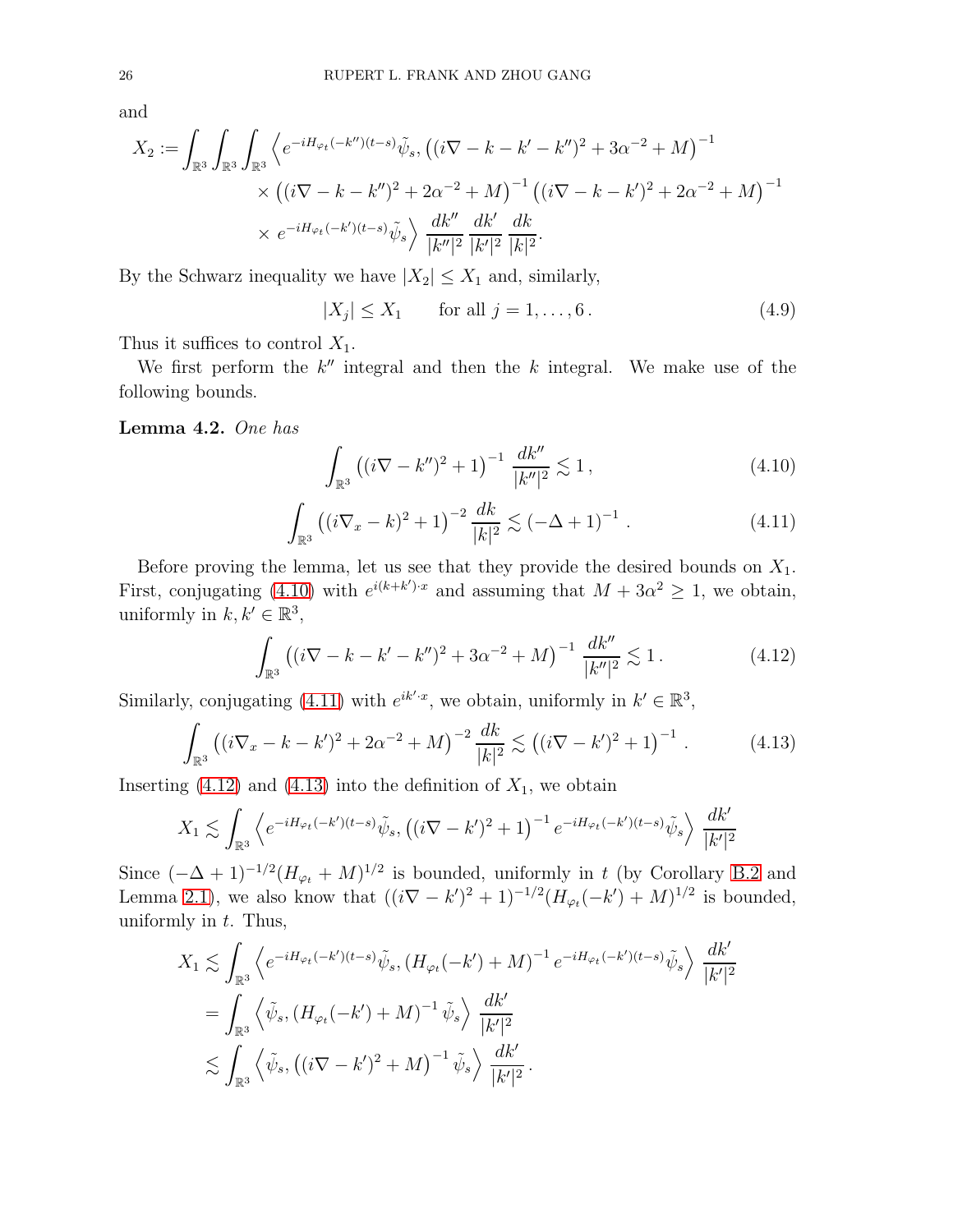and

$$
\begin{aligned}
X_2 := \int_{\mathbb{R}^3}\int_{\mathbb{R}^3}\int_{\mathbb{R}^3} \Big\langle & e^{-iH_{\varphi_t}(-k'')(t-s)}\tilde{\psi}_s, \left((i\nabla - k - k' - k'')^2 + 3\alpha^{-2} + M\right)^{-1} \\
& \times \left((i\nabla - k - k'')^2 + 2\alpha^{-2} + M\right)^{-1} \left((i\nabla - k - k')^2 + 2\alpha^{-2} + M\right)^{-1} \\
& \times e^{-iH_{\varphi_t}(-k')(t-s)}\tilde{\psi}_s \Big\rangle \frac{dk''}{|k''|^2}\frac{dk'}{|k'|^2}\frac{dk}{|k|^2}.
\end{aligned}
$$

By the Schwarz inequality we have $|X_2| \leq X_1$ and, similarly,

$$
|X_j| \leq X_1 \qquad \text{for all } j = 1, \ldots, 6\,. \tag{4.9}
$$

Thus it suffices to control $X_1$.

We first perform the $k''$ integral and then the $k$ integral. We make use of the following bounds.

**Lemma 4.2.** *One has*

$$
\int_{\mathbb{R}^3} \left((i\nabla - k'')^2 + 1\right)^{-1} \frac{dk''}{|k''|^2} \lesssim 1\,, \tag{4.10}
$$

$$
\int_{\mathbb{R}^3} \left((i\nabla_x - k)^2 + 1\right)^{-2} \frac{dk}{|k|^2} \lesssim (-\Delta + 1)^{-1}\,. \tag{4.11}
$$

Before proving the lemma, let us see that they provide the desired bounds on $X_1$. First, conjugating (4.10) with $e^{i(k+k')\cdot x}$ and assuming that $M + 3\alpha^2 \geq 1$, we obtain, uniformly in $k, k' \in \mathbb{R}^3$,

$$
\int_{\mathbb{R}^3} \left((i\nabla - k - k' - k'')^2 + 3\alpha^{-2} + M\right)^{-1} \frac{dk''}{|k''|^2} \lesssim 1\,. \tag{4.12}
$$

Similarly, conjugating (4.11) with $e^{ik'\cdot x}$, we obtain, uniformly in $k' \in \mathbb{R}^3$,

$$
\int_{\mathbb{R}^3} \left((i\nabla_x - k - k')^2 + 2\alpha^{-2} + M\right)^{-2} \frac{dk}{|k|^2} \lesssim \left((i\nabla - k')^2 + 1\right)^{-1}\,. \tag{4.13}
$$

Inserting (4.12) and (4.13) into the definition of $X_1$, we obtain

$$
X_1 \lesssim \int_{\mathbb{R}^3} \left\langle e^{-iH_{\varphi_t}(-k')(t-s)}\tilde{\psi}_s, \left((i\nabla - k')^2 + 1\right)^{-1} e^{-iH_{\varphi_t}(-k')(t-s)}\tilde{\psi}_s \right\rangle \frac{dk'}{|k'|^2}
$$

Since $(-\Delta + 1)^{-1/2}(H_{\varphi_t} + M)^{1/2}$ is bounded, uniformly in $t$ (by Corollary B.2 and Lemma 2.1), we also know that $((i\nabla - k')^2 + 1)^{-1/2}(H_{\varphi_t}(-k') + M)^{1/2}$ is bounded, uniformly in $t$. Thus,

$$
\begin{aligned}
X_1 &\lesssim \int_{\mathbb{R}^3} \left\langle e^{-iH_{\varphi_t}(-k')(t-s)}\tilde{\psi}_s, \left(H_{\varphi_t}(-k') + M\right)^{-1} e^{-iH_{\varphi_t}(-k')(t-s)}\tilde{\psi}_s \right\rangle \frac{dk'}{|k'|^2} \\
&= \int_{\mathbb{R}^3} \left\langle \tilde{\psi}_s, \left(H_{\varphi_t}(-k') + M\right)^{-1} \tilde{\psi}_s \right\rangle \frac{dk'}{|k'|^2} \\
&\lesssim \int_{\mathbb{R}^3} \left\langle \tilde{\psi}_s, \left((i\nabla - k')^2 + M\right)^{-1} \tilde{\psi}_s \right\rangle \frac{dk'}{|k'|^2}\,.
\end{aligned}
$$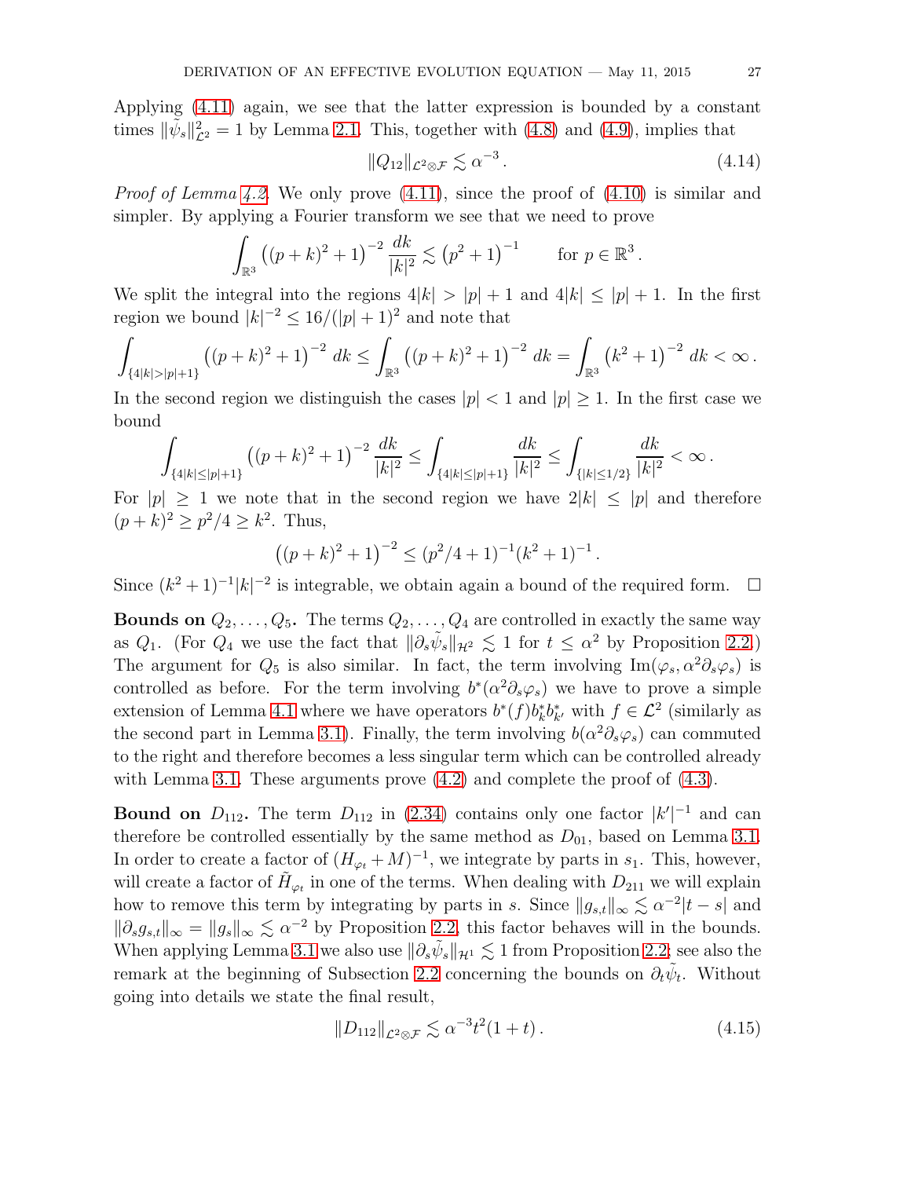Applying (4.11) again, we see that the latter expression is bounded by a constant times $\|\tilde{\psi}_s\|_{\mathcal{L}^2}^2 = 1$ by Lemma 2.1. This, together with (4.8) and (4.9), implies that

$$\|Q_{12}\|_{\mathcal{L}^2\otimes\mathcal{F}} \lesssim \alpha^{-3}\,. \tag{4.14}$$

*Proof of Lemma 4.2.* We only prove (4.11), since the proof of (4.10) is similar and simpler. By applying a Fourier transform we see that we need to prove

$$\int_{\mathbb{R}^3} \left((p+k)^2+1\right)^{-2} \frac{dk}{|k|^2} \lesssim \left(p^2+1\right)^{-1} \qquad \text{for } p\in\mathbb{R}^3\,.$$

We split the integral into the regions $4|k| > |p|+1$ and $4|k|\leq |p|+1$. In the first region we bound $|k|^{-2} \leq 16/(|p|+1)^2$ and note that

$$\int_{\{4|k|>|p|+1\}} \left((p+k)^2+1\right)^{-2} dk \leq \int_{\mathbb{R}^3} \left((p+k)^2+1\right)^{-2} dk = \int_{\mathbb{R}^3} \left(k^2+1\right)^{-2} dk < \infty\,.$$

In the second region we distinguish the cases $|p|<1$ and $|p|\geq 1$. In the first case we bound

$$\int_{\{4|k|\leq|p|+1\}} \left((p+k)^2+1\right)^{-2} \frac{dk}{|k|^2} \leq \int_{\{4|k|\leq|p|+1\}} \frac{dk}{|k|^2} \leq \int_{\{|k|\leq 1/2\}} \frac{dk}{|k|^2} < \infty\,.$$

For $|p|\geq 1$ we note that in the second region we have $2|k|\leq |p|$ and therefore $(p+k)^2\geq p^2/4\geq k^2$. Thus,

$$\left((p+k)^2+1\right)^{-2} \leq (p^2/4+1)^{-1}(k^2+1)^{-1}\,.$$

Since $(k^2+1)^{-1}|k|^{-2}$ is integrable, we obtain again a bound of the required form. $\square$

**Bounds on $Q_2,\ldots,Q_5$.** The terms $Q_2,\ldots,Q_4$ are controlled in exactly the same way as $Q_1$. (For $Q_4$ we use the fact that $\|\partial_s\tilde{\psi}_s\|_{\mathcal{H}^2}\lesssim 1$ for $t\leq\alpha^2$ by Proposition 2.2.) The argument for $Q_5$ is also similar. In fact, the term involving $\mathrm{Im}(\varphi_s,\alpha^2\partial_s\varphi_s)$ is controlled as before. For the term involving $b^*(\alpha^2\partial_s\varphi_s)$ we have to prove a simple extension of Lemma 4.1 where we have operators $b^*(f)b_k^*b_{k'}^*$ with $f\in\mathcal{L}^2$ (similarly as the second part in Lemma 3.1). Finally, the term involving $b(\alpha^2\partial_s\varphi_s)$ can commuted to the right and therefore becomes a less singular term which can be controlled already with Lemma 3.1. These arguments prove (4.2) and complete the proof of (4.3).

**Bound on $D_{112}$.** The term $D_{112}$ in (2.34) contains only one factor $|k'|^{-1}$ and can therefore be controlled essentially by the same method as $D_{01}$, based on Lemma 3.1. In order to create a factor of $(H_{\varphi_t}+M)^{-1}$, we integrate by parts in $s_1$. This, however, will create a factor of $\tilde{H}_{\varphi_t}$ in one of the terms. When dealing with $D_{211}$ we will explain how to remove this term by integrating by parts in $s$. Since $\|g_{s,t}\|_\infty\lesssim\alpha^{-2}|t-s|$ and $\|\partial_s g_{s,t}\|_\infty = \|g_s\|_\infty\lesssim\alpha^{-2}$ by Proposition 2.2, this factor behaves will in the bounds. When applying Lemma 3.1 we also use $\|\partial_s\tilde{\psi}_s\|_{\mathcal{H}^1}\lesssim 1$ from Proposition 2.2; see also the remark at the beginning of Subsection 2.2 concerning the bounds on $\partial_t\tilde{\psi}_t$. Without going into details we state the final result,

$$\|D_{112}\|_{\mathcal{L}^2\otimes\mathcal{F}} \lesssim \alpha^{-3}t^2(1+t)\,. \tag{4.15}$$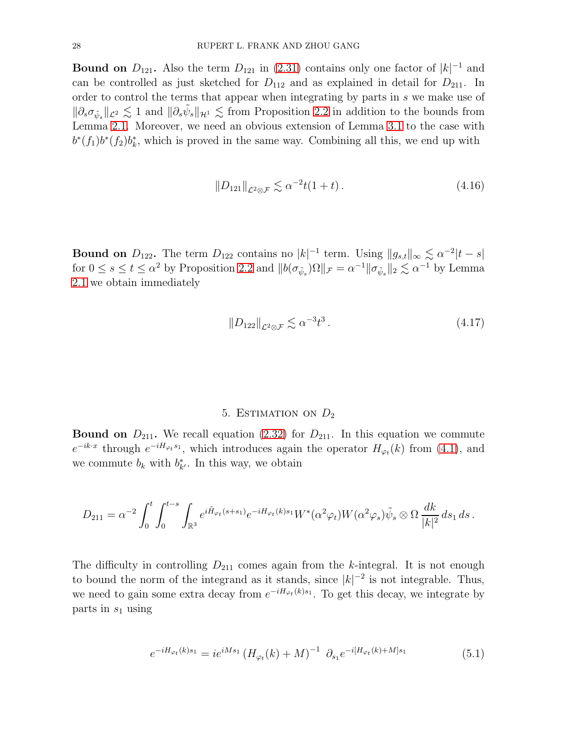**Bound on $D_{121}$.** Also the term $D_{121}$ in (2.31) contains only one factor of $|k|^{-1}$ and can be controlled as just sketched for $D_{112}$ and as explained in detail for $D_{211}$. In order to control the terms that appear when integrating by parts in $s$ we make use of $\|\partial_s \sigma_{\tilde\psi_s}\|_{\mathcal{L}^2} \lesssim 1$ and $\|\partial_s \tilde\psi_s\|_{\mathcal{H}^1} \lesssim$ from Proposition 2.2 in addition to the bounds from Lemma 2.1. Moreover, we need an obvious extension of Lemma 3.1 to the case with $b^*(f_1)b^*(f_2)b_k^*$, which is proved in the same way. Combining all this, we end up with

$$
\|D_{121}\|_{\mathcal{L}^2\otimes\mathcal{F}} \lesssim \alpha^{-2} t(1+t)\,. \tag{4.16}
$$

**Bound on $D_{122}$.** The term $D_{122}$ contains no $|k|^{-1}$ term. Using $\|g_{s,t}\|_\infty \lesssim \alpha^{-2}|t-s|$ for $0\le s\le t\le \alpha^2$ by Proposition 2.2 and $\|b(\sigma_{\tilde\psi_s})\Omega\|_{\mathcal{F}} = \alpha^{-1}\|\sigma_{\tilde\psi_s}\|_2 \lesssim \alpha^{-1}$ by Lemma 2.1 we obtain immediately

$$
\|D_{122}\|_{\mathcal{L}^2\otimes\mathcal{F}} \lesssim \alpha^{-3} t^3\,. \tag{4.17}
$$

## 5. Estimation on $D_2$

**Bound on $D_{211}$.** We recall equation (2.32) for $D_{211}$. In this equation we commute $e^{-ik\cdot x}$ through $e^{-iH_{\varphi_t}s_1}$, which introduces again the operator $H_{\varphi_t}(k)$ from (4.1), and we commute $b_k$ with $b_{k'}^*$. In this way, we obtain

$$
D_{211} = \alpha^{-2}\int_0^t\int_0^{t-s}\int_{\mathbb{R}^3} e^{i\tilde H_{\varphi_t}(s+s_1)} e^{-iH_{\varphi_t}(k)s_1} W^*(\alpha^2\varphi_t)W(\alpha^2\varphi_s)\tilde\psi_s\otimes\Omega\,\frac{dk}{|k|^2}\,ds_1\,ds\,.
$$

The difficulty in controlling $D_{211}$ comes again from the $k$-integral. It is not enough to bound the norm of the integrand as it stands, since $|k|^{-2}$ is not integrable. Thus, we need to gain some extra decay from $e^{-iH_{\varphi_t}(k)s_1}$. To get this decay, we integrate by parts in $s_1$ using

$$
e^{-iH_{\varphi_t}(k)s_1} = ie^{iMs_1}\left(H_{\varphi_t}(k)+M\right)^{-1}\ \partial_{s_1} e^{-i[H_{\varphi_t}(k)+M]s_1} \tag{5.1}
$$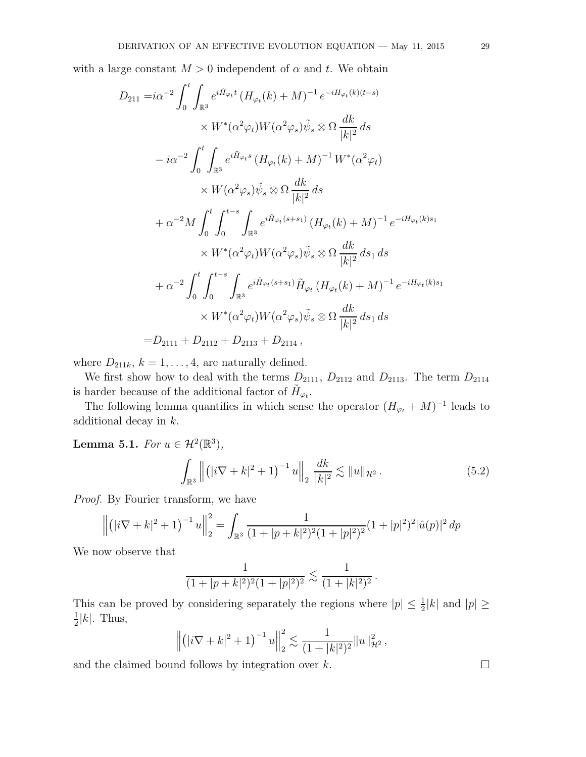with a large constant $M > 0$ independent of $\alpha$ and $t$. We obtain

$$
\begin{aligned}
D_{211} =& i\alpha^{-2} \int_0^t \int_{\mathbb{R}^3} e^{i\tilde{H}_{\varphi_t} t} \left(H_{\varphi_t}(k) + M\right)^{-1} e^{-iH_{\varphi_t}(k)(t-s)} \\
& \times W^*(\alpha^2 \varphi_t) W(\alpha^2 \varphi_s) \tilde{\psi}_s \otimes \Omega \, \frac{dk}{|k|^2} \, ds \\
& - i\alpha^{-2} \int_0^t \int_{\mathbb{R}^3} e^{i\tilde{H}_{\varphi_t} s} \left(H_{\varphi_t}(k) + M\right)^{-1} W^*(\alpha^2 \varphi_t) \\
& \times W(\alpha^2 \varphi_s) \tilde{\psi}_s \otimes \Omega \, \frac{dk}{|k|^2} \, ds \\
& + \alpha^{-2} M \int_0^t \int_0^{t-s} \int_{\mathbb{R}^3} e^{i\tilde{H}_{\varphi_t}(s+s_1)} \left(H_{\varphi_t}(k) + M\right)^{-1} e^{-iH_{\varphi_t}(k) s_1} \\
& \times W^*(\alpha^2 \varphi_t) W(\alpha^2 \varphi_s) \tilde{\psi}_s \otimes \Omega \, \frac{dk}{|k|^2} \, ds_1 \, ds \\
& + \alpha^{-2} \int_0^t \int_0^{t-s} \int_{\mathbb{R}^3} e^{i\tilde{H}_{\varphi_t}(s+s_1)} \tilde{H}_{\varphi_t} \left(H_{\varphi_t}(k) + M\right)^{-1} e^{-iH_{\varphi_t}(k) s_1} \\
& \times W^*(\alpha^2 \varphi_t) W(\alpha^2 \varphi_s) \tilde{\psi}_s \otimes \Omega \, \frac{dk}{|k|^2} \, ds_1 \, ds \\
=& D_{2111} + D_{2112} + D_{2113} + D_{2114} \,,
\end{aligned}
$$

where $D_{211k}$, $k = 1, \ldots, 4$, are naturally defined.

We first show how to deal with the terms $D_{2111}$, $D_{2112}$ and $D_{2113}$. The term $D_{2114}$ is harder because of the additional factor of $\tilde{H}_{\varphi_t}$.

The following lemma quantifies in which sense the operator $(H_{\varphi_t} + M)^{-1}$ leads to additional decay in $k$.

**Lemma 5.1.** *For $u \in \mathcal{H}^2(\mathbb{R}^3)$,*

$$
\int_{\mathbb{R}^3} \left\| \left( |i\nabla + k|^2 + 1 \right)^{-1} u \right\|_2 \frac{dk}{|k|^2} \lesssim \|u\|_{\mathcal{H}^2} \,. \tag{5.2}
$$

*Proof.* By Fourier transform, we have

$$
\left\| \left( |i\nabla + k|^2 + 1 \right)^{-1} u \right\|_2^2 = \int_{\mathbb{R}^3} \frac{1}{(1 + |p + k|^2)^2 (1 + |p|^2)^2} (1 + |p|^2)^2 |\hat{u}(p)|^2 \, dp
$$

We now observe that

$$
\frac{1}{(1 + |p + k|^2)^2 (1 + |p|^2)^2} \lesssim \frac{1}{(1 + |k|^2)^2} \,.
$$

This can be proved by considering separately the regions where $|p| \leq \frac{1}{2}|k|$ and $|p| \geq \frac{1}{2}|k|$. Thus,

$$
\left\| \left( |i\nabla + k|^2 + 1 \right)^{-1} u \right\|_2^2 \lesssim \frac{1}{(1 + |k|^2)^2} \|u\|_{\mathcal{H}^2}^2 \,,
$$

and the claimed bound follows by integration over $k$. $\square$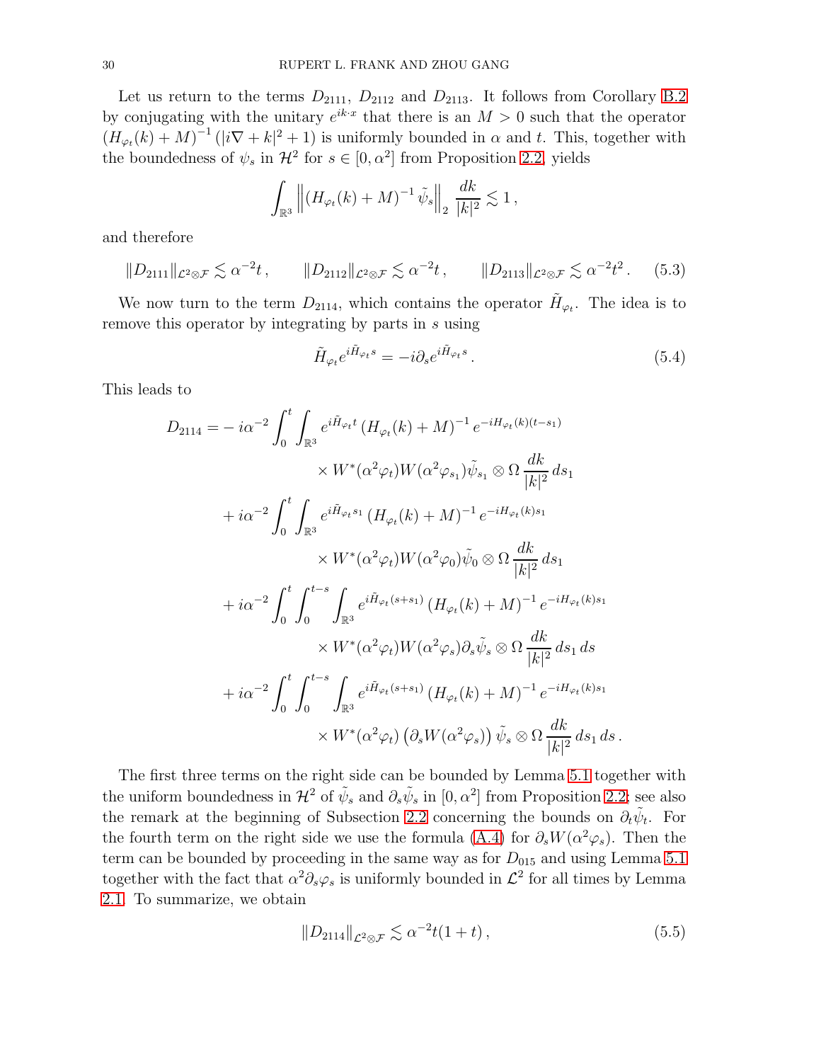Let us return to the terms $D_{2111}$, $D_{2112}$ and $D_{2113}$. It follows from Corollary B.2 by conjugating with the unitary $e^{ik\cdot x}$ that there is an $M > 0$ such that the operator $(H_{\varphi_t}(k) + M)^{-1} (|i\nabla + k|^2 + 1)$ is uniformly bounded in $\alpha$ and $t$. This, together with the boundedness of $\psi_s$ in $\mathcal{H}^2$ for $s \in [0, \alpha^2]$ from Proposition 2.2, yields

$$
\int_{\mathbb{R}^3} \left\| (H_{\varphi_t}(k) + M)^{-1} \tilde{\psi}_s \right\|_2 \frac{dk}{|k|^2} \lesssim 1 \,,
$$

and therefore

$$
\|D_{2111}\|_{\mathcal{L}^2\otimes\mathcal{F}} \lesssim \alpha^{-2} t \,, \qquad \|D_{2112}\|_{\mathcal{L}^2\otimes\mathcal{F}} \lesssim \alpha^{-2} t \,, \qquad \|D_{2113}\|_{\mathcal{L}^2\otimes\mathcal{F}} \lesssim \alpha^{-2} t^2 \,. \tag{5.3}
$$

We now turn to the term $D_{2114}$, which contains the operator $\tilde{H}_{\varphi_t}$. The idea is to remove this operator by integrating by parts in $s$ using

$$
\tilde{H}_{\varphi_t} e^{i\tilde{H}_{\varphi_t} s} = -i \partial_s e^{i\tilde{H}_{\varphi_t} s} \,. \tag{5.4}
$$

This leads to

$$
\begin{aligned}
D_{2114} = & - i\alpha^{-2} \int_0^t \int_{\mathbb{R}^3} e^{i\tilde{H}_{\varphi_t} t} \left(H_{\varphi_t}(k) + M\right)^{-1} e^{-iH_{\varphi_t}(k)(t-s_1)} \\
& \qquad \times W^*(\alpha^2 \varphi_t) W(\alpha^2 \varphi_{s_1}) \tilde{\psi}_{s_1} \otimes \Omega \, \frac{dk}{|k|^2} \, ds_1 \\
& + i\alpha^{-2} \int_0^t \int_{\mathbb{R}^3} e^{i\tilde{H}_{\varphi_t} s_1} \left(H_{\varphi_t}(k) + M\right)^{-1} e^{-iH_{\varphi_t}(k) s_1} \\
& \qquad \times W^*(\alpha^2 \varphi_t) W(\alpha^2 \varphi_0) \tilde{\psi}_0 \otimes \Omega \, \frac{dk}{|k|^2} \, ds_1 \\
& + i\alpha^{-2} \int_0^t \int_0^{t-s} \int_{\mathbb{R}^3} e^{i\tilde{H}_{\varphi_t}(s+s_1)} \left(H_{\varphi_t}(k) + M\right)^{-1} e^{-iH_{\varphi_t}(k) s_1} \\
& \qquad \times W^*(\alpha^2 \varphi_t) W(\alpha^2 \varphi_s) \partial_s \tilde{\psi}_s \otimes \Omega \, \frac{dk}{|k|^2} \, ds_1 \, ds \\
& + i\alpha^{-2} \int_0^t \int_0^{t-s} \int_{\mathbb{R}^3} e^{i\tilde{H}_{\varphi_t}(s+s_1)} \left(H_{\varphi_t}(k) + M\right)^{-1} e^{-iH_{\varphi_t}(k) s_1} \\
& \qquad \times W^*(\alpha^2 \varphi_t) \left(\partial_s W(\alpha^2 \varphi_s)\right) \tilde{\psi}_s \otimes \Omega \, \frac{dk}{|k|^2} \, ds_1 \, ds \,.
\end{aligned}
$$

The first three terms on the right side can be bounded by Lemma 5.1 together with the uniform boundedness in $\mathcal{H}^2$ of $\tilde{\psi}_s$ and $\partial_s \tilde{\psi}_s$ in $[0, \alpha^2]$ from Proposition 2.2; see also the remark at the beginning of Subsection 2.2 concerning the bounds on $\partial_t \tilde{\psi}_t$. For the fourth term on the right side we use the formula (A.4) for $\partial_s W(\alpha^2 \varphi_s)$. Then the term can be bounded by proceeding in the same way as for $D_{015}$ and using Lemma 5.1 together with the fact that $\alpha^2 \partial_s \varphi_s$ is uniformly bounded in $\mathcal{L}^2$ for all times by Lemma 2.1. To summarize, we obtain

$$
\|D_{2114}\|_{\mathcal{L}^2\otimes\mathcal{F}} \lesssim \alpha^{-2} t(1+t) \,, \tag{5.5}
$$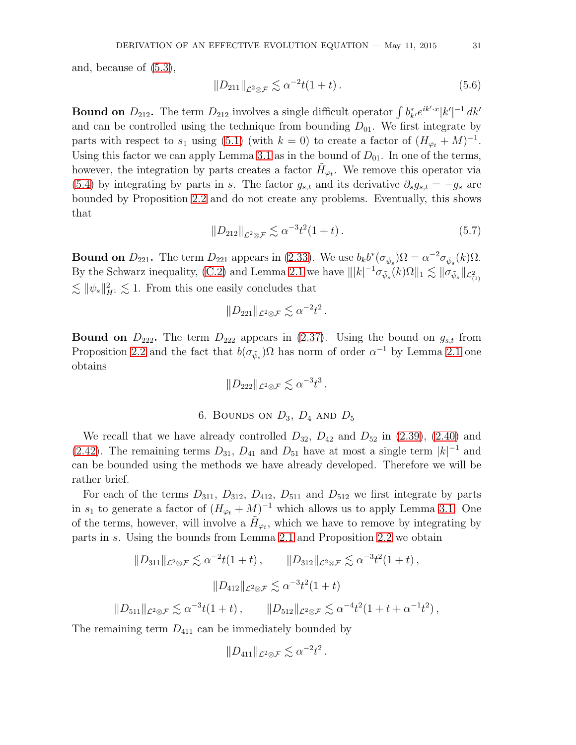and, because of (5.3),

$$\|D_{211}\|_{\mathcal{L}^2\otimes\mathcal{F}} \lesssim \alpha^{-2}t(1+t)\,. \tag{5.6}$$

**Bound on $D_{212}$.** The term $D_{212}$ involves a single difficult operator $\int b^*_{k'}e^{ik'\cdot x}|k'|^{-1}\,dk'$ and can be controlled using the technique from bounding $D_{01}$. We first integrate by parts with respect to $s_1$ using (5.1) (with $k=0$) to create a factor of $(H_{\varphi_t}+M)^{-1}$. Using this factor we can apply Lemma 3.1 as in the bound of $D_{01}$. In one of the terms, however, the integration by parts creates a factor $\tilde{H}_{\varphi_t}$. We remove this operator via (5.4) by integrating by parts in $s$. The factor $g_{s,t}$ and its derivative $\partial_s g_{s,t} = -g_s$ are bounded by Proposition 2.2 and do not create any problems. Eventually, this shows that

$$\|D_{212}\|_{\mathcal{L}^2\otimes\mathcal{F}} \lesssim \alpha^{-3}t^2(1+t)\,. \tag{5.7}$$

**Bound on $D_{221}$.** The term $D_{221}$ appears in (2.33). We use $b_k b^*(\sigma_{\tilde{\psi}_s})\Omega = \alpha^{-2}\sigma_{\tilde{\psi}_s}(k)\Omega$. By the Schwarz inequality, (C.2) and Lemma 2.1 we have $\||k|^{-1}\sigma_{\tilde{\psi}_s}(k)\Omega\|_1 \lesssim \|\sigma_{\tilde{\psi}_s}\|_{\mathcal{L}^2_{(1)}}$ $\lesssim \|\psi_s\|^2_{H^1} \lesssim 1$. From this one easily concludes that

$$\|D_{221}\|_{\mathcal{L}^2\otimes\mathcal{F}} \lesssim \alpha^{-2}t^2\,.$$

**Bound on $D_{222}$.** The term $D_{222}$ appears in (2.37). Using the bound on $g_{s,t}$ from Proposition 2.2 and the fact that $b(\sigma_{\tilde{\psi}_s})\Omega$ has norm of order $\alpha^{-1}$ by Lemma 2.1 one obtains

$$\|D_{222}\|_{\mathcal{L}^2\otimes\mathcal{F}} \lesssim \alpha^{-3}t^3\,.$$

## 6. Bounds on $D_3$, $D_4$ and $D_5$

We recall that we have already controlled $D_{32}$, $D_{42}$ and $D_{52}$ in (2.39), (2.40) and (2.42). The remaining terms $D_{31}$, $D_{41}$ and $D_{51}$ have at most a single term $|k|^{-1}$ and can be bounded using the methods we have already developed. Therefore we will be rather brief.

For each of the terms $D_{311}$, $D_{312}$, $D_{412}$, $D_{511}$ and $D_{512}$ we first integrate by parts in $s_1$ to generate a factor of $(H_{\varphi_t}+M)^{-1}$ which allows us to apply Lemma 3.1. One of the terms, however, will involve a $\tilde{H}_{\varphi_t}$, which we have to remove by integrating by parts in $s$. Using the bounds from Lemma 2.1 and Proposition 2.2 we obtain

$$\|D_{311}\|_{\mathcal{L}^2\otimes\mathcal{F}} \lesssim \alpha^{-2}t(1+t)\,, \qquad \|D_{312}\|_{\mathcal{L}^2\otimes\mathcal{F}} \lesssim \alpha^{-3}t^2(1+t)\,,$$

$$\|D_{412}\|_{\mathcal{L}^2\otimes\mathcal{F}} \lesssim \alpha^{-3}t^2(1+t)$$

$$\|D_{511}\|_{\mathcal{L}^2\otimes\mathcal{F}} \lesssim \alpha^{-3}t(1+t)\,, \qquad \|D_{512}\|_{\mathcal{L}^2\otimes\mathcal{F}} \lesssim \alpha^{-4}t^2(1+t+\alpha^{-1}t^2)\,,$$

The remaining term $D_{411}$ can be immediately bounded by

$$\|D_{411}\|_{\mathcal{L}^2\otimes\mathcal{F}} \lesssim \alpha^{-2}t^2\,.$$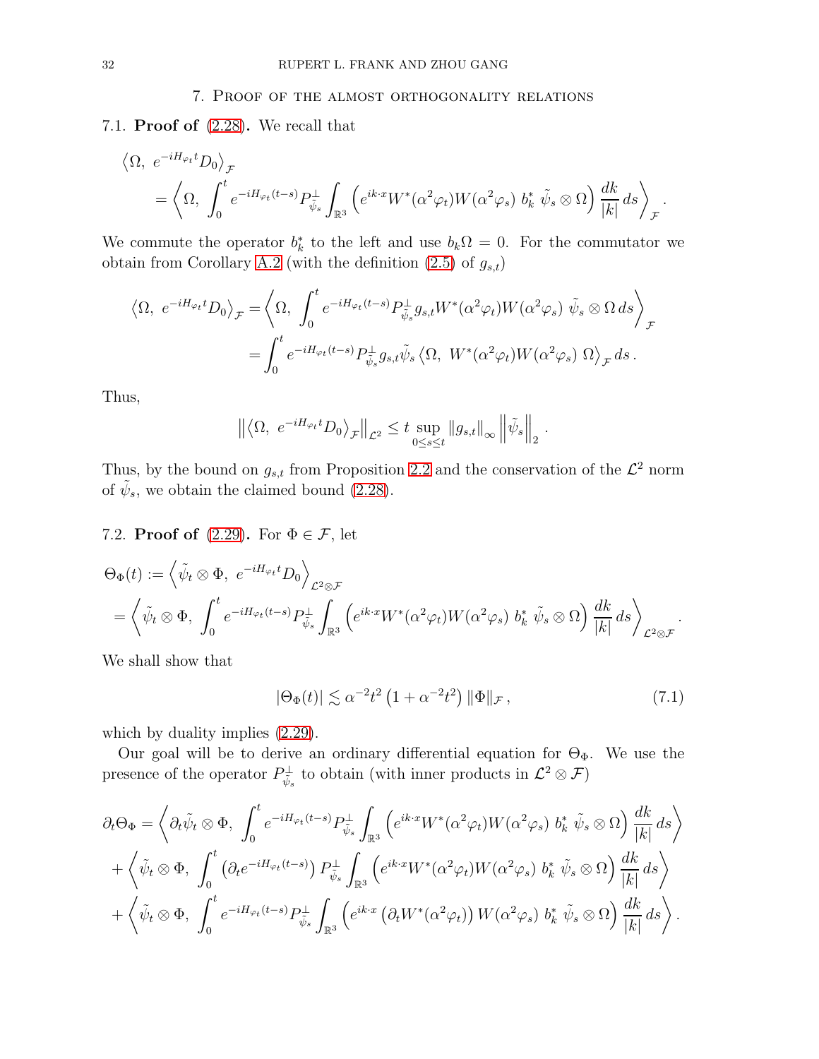## 7. Proof of the almost orthogonality relations

**7.1. Proof of (2.28).** We recall that

$$
\begin{aligned}
&\left\langle \Omega,\ e^{-iH_{\varphi_t}t} D_0 \right\rangle_{\mathcal{F}} \\
&\quad = \left\langle \Omega,\ \int_0^t e^{-iH_{\varphi_t}(t-s)} P_{\tilde{\psi}_s}^{\perp} \int_{\mathbb{R}^3} \left( e^{ik\cdot x} W^*(\alpha^2\varphi_t) W(\alpha^2\varphi_s)\ b_k^*\ \tilde{\psi}_s \otimes \Omega \right) \frac{dk}{|k|}\, ds \right\rangle_{\mathcal{F}} .
\end{aligned}
$$

We commute the operator $b_k^*$ to the left and use $b_k\Omega = 0$. For the commutator we obtain from Corollary A.2 (with the definition (2.5) of $g_{s,t}$)

$$
\begin{aligned}
\left\langle \Omega,\ e^{-iH_{\varphi_t}t} D_0 \right\rangle_{\mathcal{F}} &= \left\langle \Omega,\ \int_0^t e^{-iH_{\varphi_t}(t-s)} P_{\tilde{\psi}_s}^{\perp} g_{s,t} W^*(\alpha^2\varphi_t) W(\alpha^2\varphi_s)\ \tilde{\psi}_s \otimes \Omega\, ds \right\rangle_{\mathcal{F}} \\
&= \int_0^t e^{-iH_{\varphi_t}(t-s)} P_{\tilde{\psi}_s}^{\perp} g_{s,t} \tilde{\psi}_s \left\langle \Omega,\ W^*(\alpha^2\varphi_t) W(\alpha^2\varphi_s)\ \Omega \right\rangle_{\mathcal{F}} ds\,.
\end{aligned}
$$

Thus,

$$
\left\| \left\langle \Omega,\ e^{-iH_{\varphi_t}t} D_0 \right\rangle_{\mathcal{F}} \right\|_{\mathcal{L}^2} \leq t \sup_{0\leq s\leq t} \|g_{s,t}\|_\infty \left\| \tilde{\psi}_s \right\|_2 .
$$

Thus, by the bound on $g_{s,t}$ from Proposition 2.2 and the conservation of the $\mathcal{L}^2$ norm of $\tilde{\psi}_s$, we obtain the claimed bound (2.28).

**7.2. Proof of (2.29).** For $\Phi \in \mathcal{F}$, let

$$
\begin{aligned}
&\Theta_\Phi(t) := \left\langle \tilde{\psi}_t \otimes \Phi,\ e^{-iH_{\varphi_t}t} D_0 \right\rangle_{\mathcal{L}^2\otimes\mathcal{F}} \\
&= \left\langle \tilde{\psi}_t \otimes \Phi,\ \int_0^t e^{-iH_{\varphi_t}(t-s)} P_{\tilde{\psi}_s}^{\perp} \int_{\mathbb{R}^3} \left( e^{ik\cdot x} W^*(\alpha^2\varphi_t) W(\alpha^2\varphi_s)\ b_k^*\ \tilde{\psi}_s \otimes \Omega \right) \frac{dk}{|k|}\, ds \right\rangle_{\mathcal{L}^2\otimes\mathcal{F}} .
\end{aligned}
$$

We shall show that

$$
|\Theta_\Phi(t)| \lesssim \alpha^{-2} t^2 \left(1 + \alpha^{-2} t^2\right) \|\Phi\|_{\mathcal{F}}\,, \tag{7.1}
$$

which by duality implies (2.29).

Our goal will be to derive an ordinary differential equation for $\Theta_\Phi$. We use the presence of the operator $P_{\tilde{\psi}_s}^{\perp}$ to obtain (with inner products in $\mathcal{L}^2 \otimes \mathcal{F}$)

$$
\begin{aligned}
\partial_t \Theta_\Phi &= \left\langle \partial_t \tilde{\psi}_t \otimes \Phi,\ \int_0^t e^{-iH_{\varphi_t}(t-s)} P_{\tilde{\psi}_s}^{\perp} \int_{\mathbb{R}^3} \left( e^{ik\cdot x} W^*(\alpha^2\varphi_t) W(\alpha^2\varphi_s)\ b_k^*\ \tilde{\psi}_s \otimes \Omega \right) \frac{dk}{|k|}\, ds \right\rangle \\
&+ \left\langle \tilde{\psi}_t \otimes \Phi,\ \int_0^t \left( \partial_t e^{-iH_{\varphi_t}(t-s)} \right) P_{\tilde{\psi}_s}^{\perp} \int_{\mathbb{R}^3} \left( e^{ik\cdot x} W^*(\alpha^2\varphi_t) W(\alpha^2\varphi_s)\ b_k^*\ \tilde{\psi}_s \otimes \Omega \right) \frac{dk}{|k|}\, ds \right\rangle \\
&+ \left\langle \tilde{\psi}_t \otimes \Phi,\ \int_0^t e^{-iH_{\varphi_t}(t-s)} P_{\tilde{\psi}_s}^{\perp} \int_{\mathbb{R}^3} \left( e^{ik\cdot x} \left( \partial_t W^*(\alpha^2\varphi_t) \right) W(\alpha^2\varphi_s)\ b_k^*\ \tilde{\psi}_s \otimes \Omega \right) \frac{dk}{|k|}\, ds \right\rangle .
\end{aligned}
$$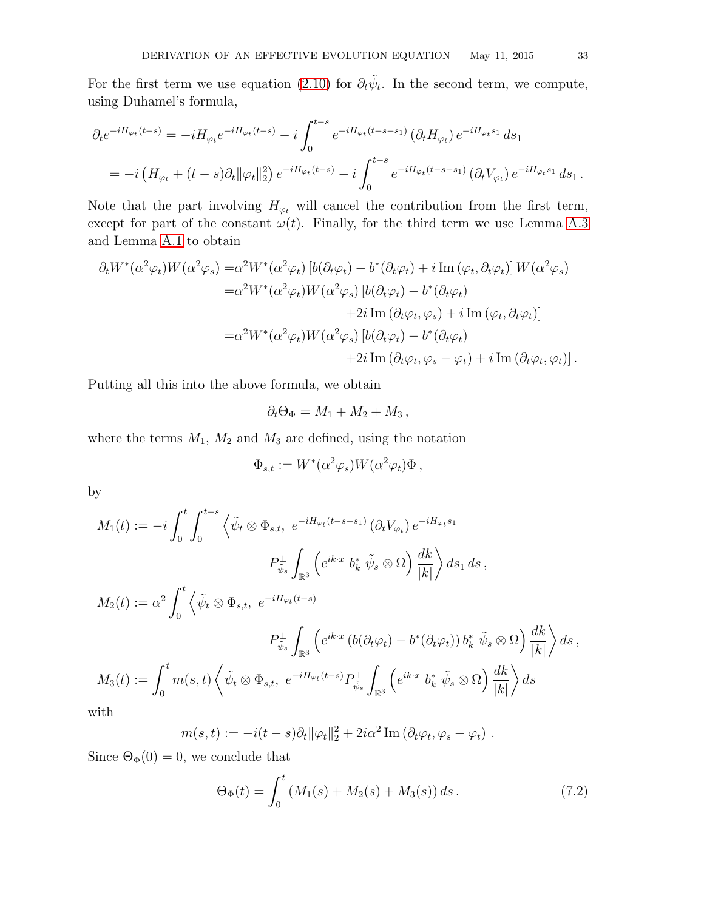For the first term we use equation (2.10) for $\partial_t \tilde{\psi}_t$. In the second term, we compute, using Duhamel's formula,

$$
\begin{aligned}
\partial_t e^{-iH_{\varphi_t}(t-s)} &= -iH_{\varphi_t} e^{-iH_{\varphi_t}(t-s)} - i\int_0^{t-s} e^{-iH_{\varphi_t}(t-s-s_1)} \left(\partial_t H_{\varphi_t}\right) e^{-iH_{\varphi_t} s_1}\, ds_1 \\
&= -i\left(H_{\varphi_t} + (t-s)\partial_t \|\varphi_t\|_2^2\right) e^{-iH_{\varphi_t}(t-s)} - i\int_0^{t-s} e^{-iH_{\varphi_t}(t-s-s_1)} \left(\partial_t V_{\varphi_t}\right) e^{-iH_{\varphi_t} s_1}\, ds_1 \,.
\end{aligned}
$$

Note that the part involving $H_{\varphi_t}$ will cancel the contribution from the first term, except for part of the constant $\omega(t)$. Finally, for the third term we use Lemma A.3 and Lemma A.1 to obtain

$$
\begin{aligned}
\partial_t W^*(\alpha^2\varphi_t)W(\alpha^2\varphi_s) =& \alpha^2 W^*(\alpha^2\varphi_t)\left[b(\partial_t\varphi_t) - b^*(\partial_t\varphi_t) + i\,\mathrm{Im}\,(\varphi_t, \partial_t\varphi_t)\right] W(\alpha^2\varphi_s) \\
=& \alpha^2 W^*(\alpha^2\varphi_t)W(\alpha^2\varphi_s)\left[b(\partial_t\varphi_t) - b^*(\partial_t\varphi_t)\right. \\
&\qquad\qquad \left. + 2i\,\mathrm{Im}\,(\partial_t\varphi_t, \varphi_s) + i\,\mathrm{Im}\,(\varphi_t, \partial_t\varphi_t)\right] \\
=& \alpha^2 W^*(\alpha^2\varphi_t)W(\alpha^2\varphi_s)\left[b(\partial_t\varphi_t) - b^*(\partial_t\varphi_t)\right. \\
&\qquad\qquad \left. + 2i\,\mathrm{Im}\,(\partial_t\varphi_t, \varphi_s - \varphi_t) + i\,\mathrm{Im}\,(\partial_t\varphi_t, \varphi_t)\right].
\end{aligned}
$$

Putting all this into the above formula, we obtain

$$
\partial_t \Theta_\Phi = M_1 + M_2 + M_3 \,,
$$

where the terms $M_1$, $M_2$ and $M_3$ are defined, using the notation

$$
\Phi_{s,t} := W^*(\alpha^2\varphi_s)W(\alpha^2\varphi_t)\Phi \,,
$$

by

$$
\begin{aligned}
M_1(t) :=& -i\int_0^t \int_0^{t-s} \Big\langle \tilde{\psi}_t \otimes \Phi_{s,t},\ e^{-iH_{\varphi_t}(t-s-s_1)} \left(\partial_t V_{\varphi_t}\right) e^{-iH_{\varphi_t} s_1} \\
&\qquad\qquad P^{\perp}_{\tilde{\psi}_s} \int_{\mathbb{R}^3} \left(e^{ik\cdot x}\ b_k^*\ \tilde{\psi}_s \otimes \Omega\right) \frac{dk}{|k|} \Big\rangle\, ds_1\, ds \,, \\
M_2(t) :=& \alpha^2 \int_0^t \Big\langle \tilde{\psi}_t \otimes \Phi_{s,t},\ e^{-iH_{\varphi_t}(t-s)} \\
&\qquad\qquad P^{\perp}_{\tilde{\psi}_s} \int_{\mathbb{R}^3} \left(e^{ik\cdot x}\left(b(\partial_t\varphi_t) - b^*(\partial_t\varphi_t)\right) b_k^*\ \tilde{\psi}_s \otimes \Omega\right) \frac{dk}{|k|} \Big\rangle\, ds \,, \\
M_3(t) :=& \int_0^t m(s,t) \Big\langle \tilde{\psi}_t \otimes \Phi_{s,t},\ e^{-iH_{\varphi_t}(t-s)} P^{\perp}_{\tilde{\psi}_s} \int_{\mathbb{R}^3} \left(e^{ik\cdot x}\ b_k^*\ \tilde{\psi}_s \otimes \Omega\right) \frac{dk}{|k|} \Big\rangle\, ds
\end{aligned}
$$

with

$$
m(s,t) := -i(t-s)\partial_t \|\varphi_t\|_2^2 + 2i\alpha^2\,\mathrm{Im}\,(\partial_t\varphi_t, \varphi_s - \varphi_t) \,.
$$

Since $\Theta_\Phi(0) = 0$, we conclude that

$$
\Theta_\Phi(t) = \int_0^t \left(M_1(s) + M_2(s) + M_3(s)\right) ds \,. \tag{7.2}
$$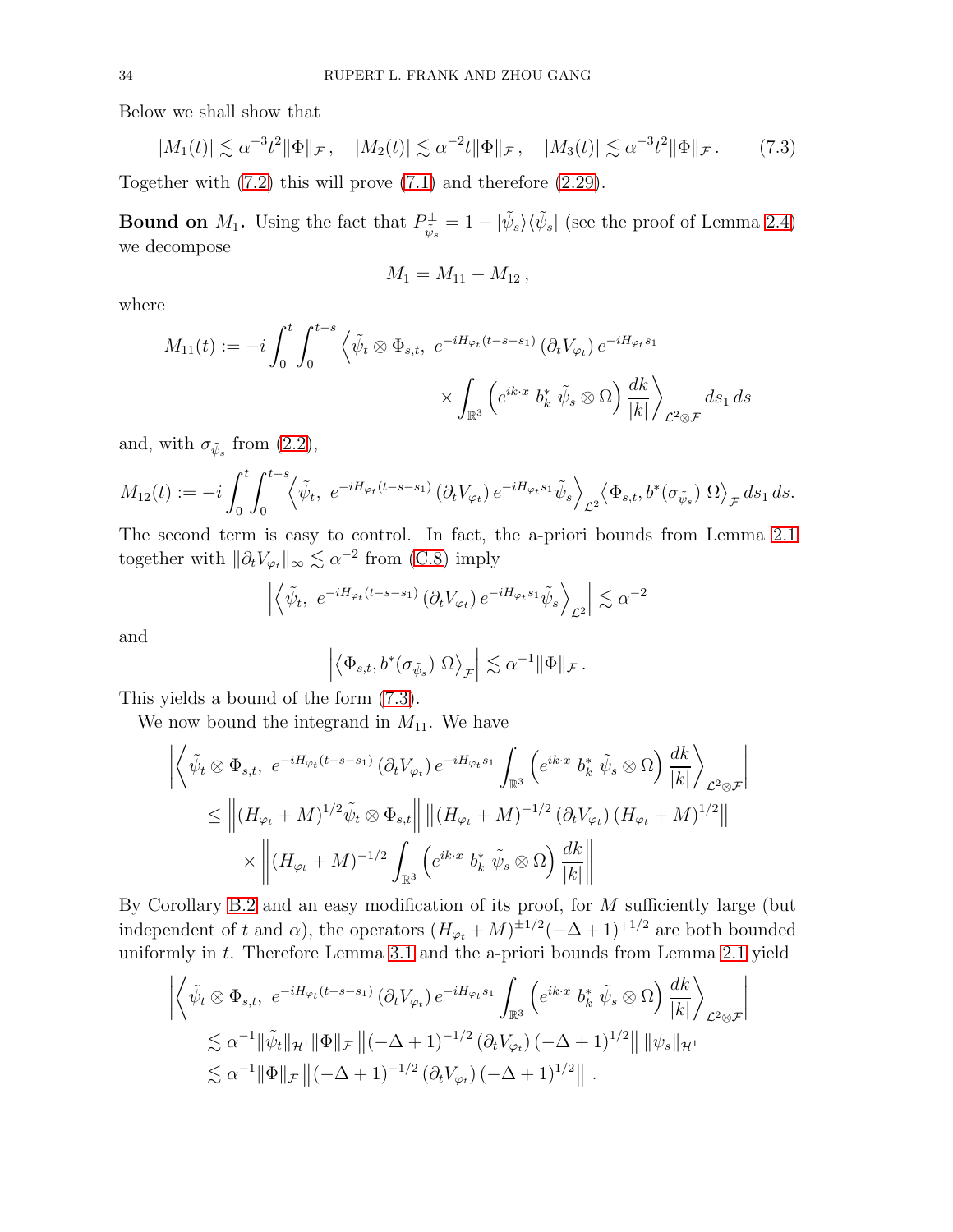Below we shall show that

$$|M_1(t)| \lesssim \alpha^{-3} t^2 \|\Phi\|_{\mathcal{F}}\,, \quad |M_2(t)| \lesssim \alpha^{-2} t \|\Phi\|_{\mathcal{F}}\,, \quad |M_3(t)| \lesssim \alpha^{-3} t^2 \|\Phi\|_{\mathcal{F}}\,. \tag{7.3}$$

Together with (7.2) this will prove (7.1) and therefore (2.29).

**Bound on $M_1$.** Using the fact that $P^{\perp}_{\tilde\psi_s} = 1 - |\tilde\psi_s\rangle\langle\tilde\psi_s|$ (see the proof of Lemma 2.4) we decompose

$$M_1 = M_{11} - M_{12}\,,$$

where

$$M_{11}(t) := -i \int_0^t \int_0^{t-s} \Big\langle \tilde\psi_t \otimes \Phi_{s,t},\ e^{-iH_{\varphi_t}(t-s-s_1)} \left(\partial_t V_{\varphi_t}\right) e^{-iH_{\varphi_t} s_1} \times \int_{\mathbb{R}^3} \left( e^{ik\cdot x}\ b_k^*\ \tilde\psi_s \otimes \Omega \right) \frac{dk}{|k|} \Big\rangle_{\mathcal{L}^2 \otimes \mathcal{F}} ds_1\, ds$$

and, with $\sigma_{\tilde\psi_s}$ from (2.2),

$$M_{12}(t) := -i \int_0^t \int_0^{t-s} \Big\langle \tilde\psi_t,\ e^{-iH_{\varphi_t}(t-s-s_1)} \left(\partial_t V_{\varphi_t}\right) e^{-iH_{\varphi_t} s_1} \tilde\psi_s \Big\rangle_{\mathcal{L}^2} \big\langle \Phi_{s,t}, b^*(\sigma_{\tilde\psi_s})\ \Omega \big\rangle_{\mathcal{F}}\, ds_1\, ds.$$

The second term is easy to control. In fact, the a-priori bounds from Lemma 2.1 together with $\|\partial_t V_{\varphi_t}\|_\infty \lesssim \alpha^{-2}$ from (C.8) imply

$$\left| \Big\langle \tilde\psi_t,\ e^{-iH_{\varphi_t}(t-s-s_1)} \left(\partial_t V_{\varphi_t}\right) e^{-iH_{\varphi_t} s_1} \tilde\psi_s \Big\rangle_{\mathcal{L}^2} \right| \lesssim \alpha^{-2}$$

and

$$\left| \big\langle \Phi_{s,t}, b^*(\sigma_{\tilde\psi_s})\ \Omega \big\rangle_{\mathcal{F}} \right| \lesssim \alpha^{-1} \|\Phi\|_{\mathcal{F}}\,.$$

This yields a bound of the form (7.3).

We now bound the integrand in $M_{11}$. We have

$$\begin{aligned}
&\left| \Big\langle \tilde\psi_t \otimes \Phi_{s,t},\ e^{-iH_{\varphi_t}(t-s-s_1)} \left(\partial_t V_{\varphi_t}\right) e^{-iH_{\varphi_t} s_1} \int_{\mathbb{R}^3} \left( e^{ik\cdot x}\ b_k^*\ \tilde\psi_s \otimes \Omega \right) \frac{dk}{|k|} \Big\rangle_{\mathcal{L}^2 \otimes \mathcal{F}} \right| \\
&\leq \left\| (H_{\varphi_t} + M)^{1/2} \tilde\psi_t \otimes \Phi_{s,t} \right\| \left\| (H_{\varphi_t} + M)^{-1/2} \left(\partial_t V_{\varphi_t}\right) (H_{\varphi_t} + M)^{1/2} \right\| \\
&\quad \times \left\| (H_{\varphi_t} + M)^{-1/2} \int_{\mathbb{R}^3} \left( e^{ik\cdot x}\ b_k^*\ \tilde\psi_s \otimes \Omega \right) \frac{dk}{|k|} \right\|
\end{aligned}$$

By Corollary B.2 and an easy modification of its proof, for $M$ sufficiently large (but independent of $t$ and $\alpha$), the operators $(H_{\varphi_t} + M)^{\pm 1/2} (-\Delta + 1)^{\mp 1/2}$ are both bounded uniformly in $t$. Therefore Lemma 3.1 and the a-priori bounds from Lemma 2.1 yield

$$\begin{aligned}
&\left| \Big\langle \tilde\psi_t \otimes \Phi_{s,t},\ e^{-iH_{\varphi_t}(t-s-s_1)} \left(\partial_t V_{\varphi_t}\right) e^{-iH_{\varphi_t} s_1} \int_{\mathbb{R}^3} \left( e^{ik\cdot x}\ b_k^*\ \tilde\psi_s \otimes \Omega \right) \frac{dk}{|k|} \Big\rangle_{\mathcal{L}^2 \otimes \mathcal{F}} \right| \\
&\lesssim \alpha^{-1} \|\tilde\psi_t\|_{\mathcal{H}^1} \|\Phi\|_{\mathcal{F}} \left\| (-\Delta + 1)^{-1/2} \left(\partial_t V_{\varphi_t}\right) (-\Delta + 1)^{1/2} \right\| \|\psi_s\|_{\mathcal{H}^1} \\
&\lesssim \alpha^{-1} \|\Phi\|_{\mathcal{F}} \left\| (-\Delta + 1)^{-1/2} \left(\partial_t V_{\varphi_t}\right) (-\Delta + 1)^{1/2} \right\|\,.
\end{aligned}$$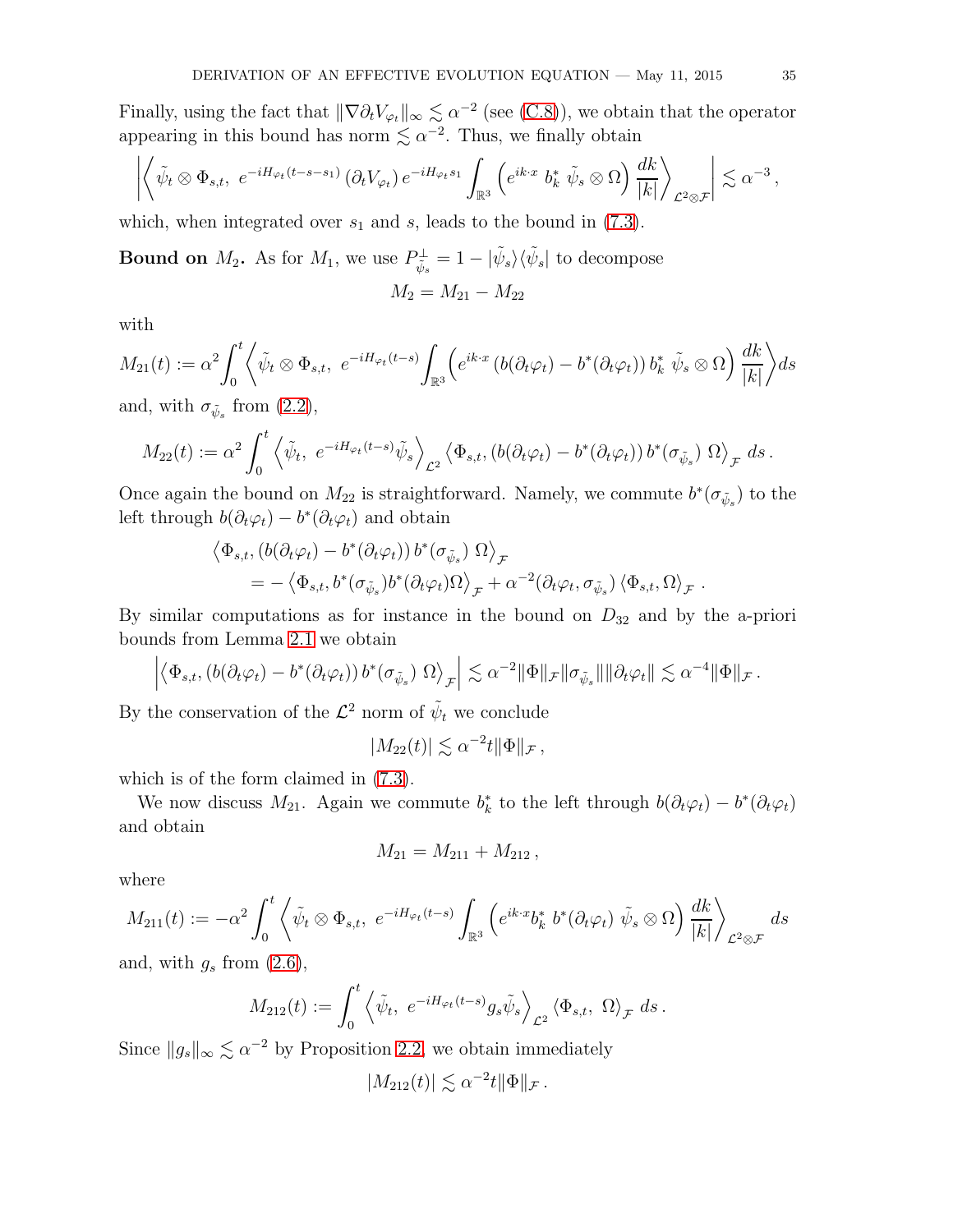Finally, using the fact that $\|\nabla \partial_t V_{\varphi_t}\|_\infty \lesssim \alpha^{-2}$ (see (C.8)), we obtain that the operator appearing in this bound has norm $\lesssim \alpha^{-2}$. Thus, we finally obtain

$$\left| \left\langle \tilde{\psi}_t \otimes \Phi_{s,t},\ e^{-iH_{\varphi_t}(t-s-s_1)} \left(\partial_t V_{\varphi_t}\right) e^{-iH_{\varphi_t} s_1} \int_{\mathbb{R}^3} \left( e^{ik\cdot x}\ b_k^*\ \tilde{\psi}_s \otimes \Omega \right) \frac{dk}{|k|} \right\rangle_{\mathcal{L}^2 \otimes \mathcal{F}} \right| \lesssim \alpha^{-3},$$

which, when integrated over $s_1$ and $s$, leads to the bound in (7.3).

**Bound on $M_2$.** As for $M_1$, we use $P^\perp_{\tilde{\psi}_s} = 1 - |\tilde{\psi}_s\rangle\langle\tilde{\psi}_s|$ to decompose

$$M_2 = M_{21} - M_{22}$$

with

$$M_{21}(t) := \alpha^2 \int_0^t \left\langle \tilde{\psi}_t \otimes \Phi_{s,t},\ e^{-iH_{\varphi_t}(t-s)} \int_{\mathbb{R}^3} \left( e^{ik\cdot x} \left(b(\partial_t \varphi_t) - b^*(\partial_t \varphi_t)\right) b_k^*\ \tilde{\psi}_s \otimes \Omega \right) \frac{dk}{|k|} \right\rangle ds$$

and, with $\sigma_{\tilde{\psi}_s}$ from (2.2),

$$M_{22}(t) := \alpha^2 \int_0^t \left\langle \tilde{\psi}_t,\ e^{-iH_{\varphi_t}(t-s)} \tilde{\psi}_s \right\rangle_{\mathcal{L}^2} \left\langle \Phi_{s,t}, \left(b(\partial_t \varphi_t) - b^*(\partial_t \varphi_t)\right) b^*(\sigma_{\tilde{\psi}_s})\ \Omega \right\rangle_{\mathcal{F}} ds\,.$$

Once again the bound on $M_{22}$ is straightforward. Namely, we commute $b^*(\sigma_{\tilde{\psi}_s})$ to the left through $b(\partial_t \varphi_t) - b^*(\partial_t \varphi_t)$ and obtain

$$\begin{aligned}
&\left\langle \Phi_{s,t}, \left(b(\partial_t \varphi_t) - b^*(\partial_t \varphi_t)\right) b^*(\sigma_{\tilde{\psi}_s})\ \Omega \right\rangle_{\mathcal{F}} \\
&\quad = -\left\langle \Phi_{s,t}, b^*(\sigma_{\tilde{\psi}_s}) b^*(\partial_t \varphi_t) \Omega \right\rangle_{\mathcal{F}} + \alpha^{-2} (\partial_t \varphi_t, \sigma_{\tilde{\psi}_s}) \left\langle \Phi_{s,t}, \Omega \right\rangle_{\mathcal{F}}\,.
\end{aligned}$$

By similar computations as for instance in the bound on $D_{32}$ and by the a-priori bounds from Lemma 2.1 we obtain

$$\left| \left\langle \Phi_{s,t}, \left(b(\partial_t \varphi_t) - b^*(\partial_t \varphi_t)\right) b^*(\sigma_{\tilde{\psi}_s})\ \Omega \right\rangle_{\mathcal{F}} \right| \lesssim \alpha^{-2} \|\Phi\|_{\mathcal{F}} \|\sigma_{\tilde{\psi}_s}\| \|\partial_t \varphi_t\| \lesssim \alpha^{-4} \|\Phi\|_{\mathcal{F}}\,.$$

By the conservation of the $\mathcal{L}^2$ norm of $\tilde{\psi}_t$ we conclude

$$|M_{22}(t)| \lesssim \alpha^{-2} t \|\Phi\|_{\mathcal{F}}\,,$$

which is of the form claimed in (7.3).

We now discuss $M_{21}$. Again we commute $b_k^*$ to the left through $b(\partial_t \varphi_t) - b^*(\partial_t \varphi_t)$ and obtain

$$M_{21} = M_{211} + M_{212}\,,$$

where

$$M_{211}(t) := -\alpha^2 \int_0^t \left\langle \tilde{\psi}_t \otimes \Phi_{s,t},\ e^{-iH_{\varphi_t}(t-s)} \int_{\mathbb{R}^3} \left( e^{ik\cdot x} b_k^*\ b^*(\partial_t \varphi_t)\ \tilde{\psi}_s \otimes \Omega \right) \frac{dk}{|k|} \right\rangle_{\mathcal{L}^2 \otimes \mathcal{F}} ds$$

and, with $g_s$ from (2.6),

$$M_{212}(t) := \int_0^t \left\langle \tilde{\psi}_t,\ e^{-iH_{\varphi_t}(t-s)} g_s \tilde{\psi}_s \right\rangle_{\mathcal{L}^2} \left\langle \Phi_{s,t},\ \Omega \right\rangle_{\mathcal{F}} ds\,.$$

Since $\|g_s\|_\infty \lesssim \alpha^{-2}$ by Proposition 2.2, we obtain immediately

$$|M_{212}(t)| \lesssim \alpha^{-2} t \|\Phi\|_{\mathcal{F}}\,.$$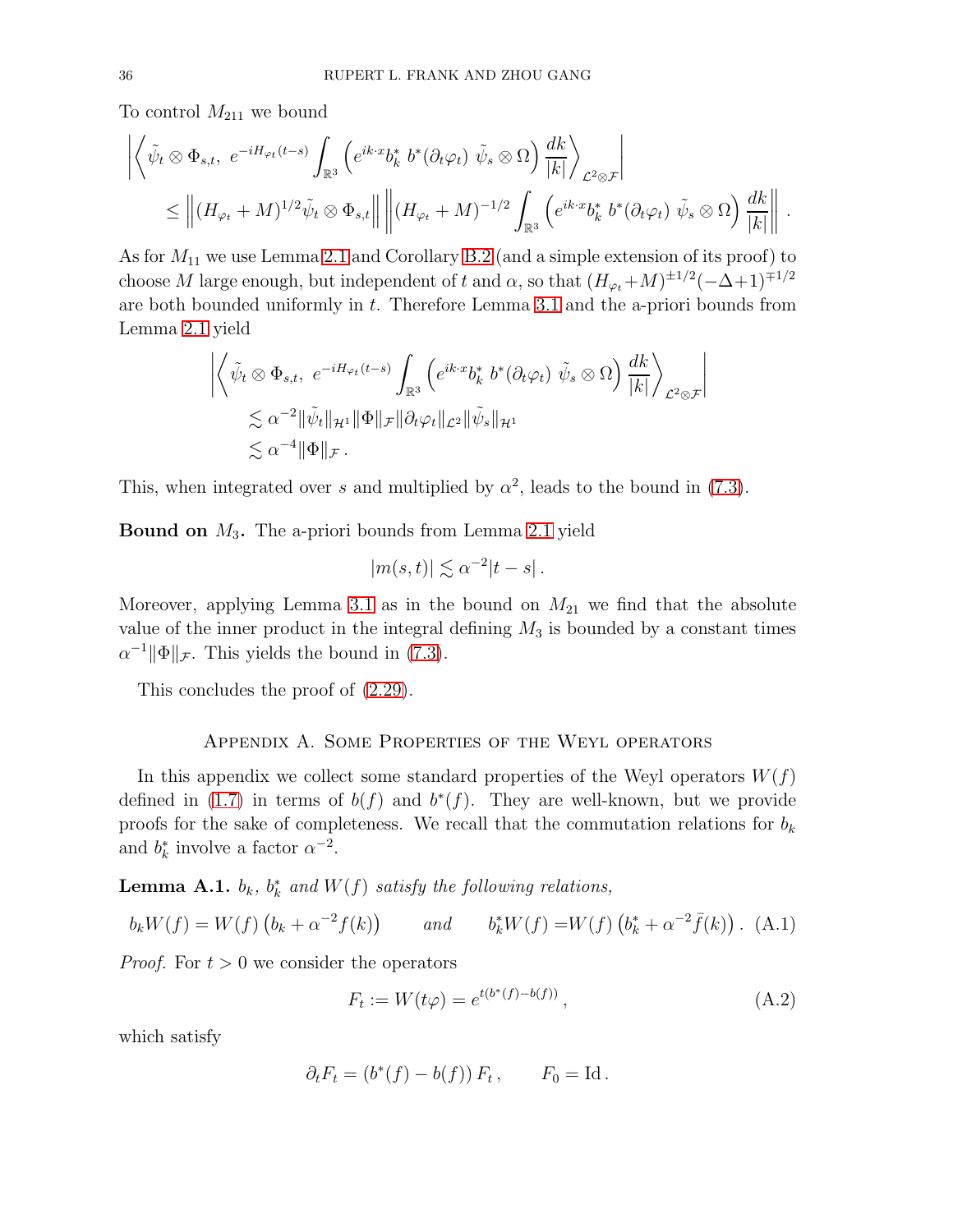To control $M_{211}$ we bound

$$
\begin{aligned}
&\left|\left\langle \tilde\psi_t \otimes \Phi_{s,t},\ e^{-iH_{\varphi_t}(t-s)} \int_{\mathbb{R}^3} \left( e^{ik\cdot x} b_k^*\ b^*(\partial_t \varphi_t)\ \tilde\psi_s \otimes \Omega\right) \frac{dk}{|k|} \right\rangle_{\mathcal{L}^2\otimes\mathcal{F}}\right| \\
&\qquad \le \left\| (H_{\varphi_t}+M)^{1/2} \tilde\psi_t \otimes \Phi_{s,t} \right\| \left\| (H_{\varphi_t}+M)^{-1/2} \int_{\mathbb{R}^3} \left( e^{ik\cdot x} b_k^*\ b^*(\partial_t \varphi_t)\ \tilde\psi_s \otimes \Omega\right) \frac{dk}{|k|} \right\| .
\end{aligned}
$$

As for $M_{11}$ we use Lemma 2.1 and Corollary B.2 (and a simple extension of its proof) to choose $M$ large enough, but independent of $t$ and $\alpha$, so that $(H_{\varphi_t}+M)^{\pm 1/2}(-\Delta+1)^{\mp 1/2}$ are both bounded uniformly in $t$. Therefore Lemma 3.1 and the a-priori bounds from Lemma 2.1 yield

$$
\begin{aligned}
&\left|\left\langle \tilde\psi_t \otimes \Phi_{s,t},\ e^{-iH_{\varphi_t}(t-s)} \int_{\mathbb{R}^3} \left( e^{ik\cdot x} b_k^*\ b^*(\partial_t \varphi_t)\ \tilde\psi_s \otimes \Omega\right) \frac{dk}{|k|} \right\rangle_{\mathcal{L}^2\otimes\mathcal{F}}\right| \\
&\qquad \lesssim \alpha^{-2} \|\tilde\psi_t\|_{\mathcal{H}^1} \|\Phi\|_{\mathcal{F}} \|\partial_t\varphi_t\|_{\mathcal{L}^2} \|\tilde\psi_s\|_{\mathcal{H}^1} \\
&\qquad \lesssim \alpha^{-4} \|\Phi\|_{\mathcal{F}} .
\end{aligned}
$$

This, when integrated over $s$ and multiplied by $\alpha^2$, leads to the bound in (7.3).

**Bound on $M_3$.** The a-priori bounds from Lemma 2.1 yield

$$
|m(s,t)| \lesssim \alpha^{-2} |t-s| .
$$

Moreover, applying Lemma 3.1 as in the bound on $M_{21}$ we find that the absolute value of the inner product in the integral defining $M_3$ is bounded by a constant times $\alpha^{-1}\|\Phi\|_{\mathcal{F}}$. This yields the bound in (7.3).

This concludes the proof of (2.29).

## Appendix A. Some Properties of the Weyl operators

In this appendix we collect some standard properties of the Weyl operators $W(f)$ defined in (1.7) in terms of $b(f)$ and $b^*(f)$. They are well-known, but we provide proofs for the sake of completeness. We recall that the commutation relations for $b_k$ and $b_k^*$ involve a factor $\alpha^{-2}$.

**Lemma A.1.** *$b_k$, $b_k^*$ and $W(f)$ satisfy the following relations,*

$$
b_k W(f) = W(f)\left(b_k + \alpha^{-2} f(k)\right) \qquad \text{and} \qquad b_k^* W(f) = W(f)\left(b_k^* + \alpha^{-2}\bar f(k)\right). \tag{A.1}
$$

*Proof.* For $t>0$ we consider the operators

$$
F_t := W(t\varphi) = e^{t(b^*(f)-b(f))}, \tag{A.2}
$$

which satisfy

$$
\partial_t F_t = \left(b^*(f) - b(f)\right) F_t , \qquad F_0 = \mathrm{Id} .
$$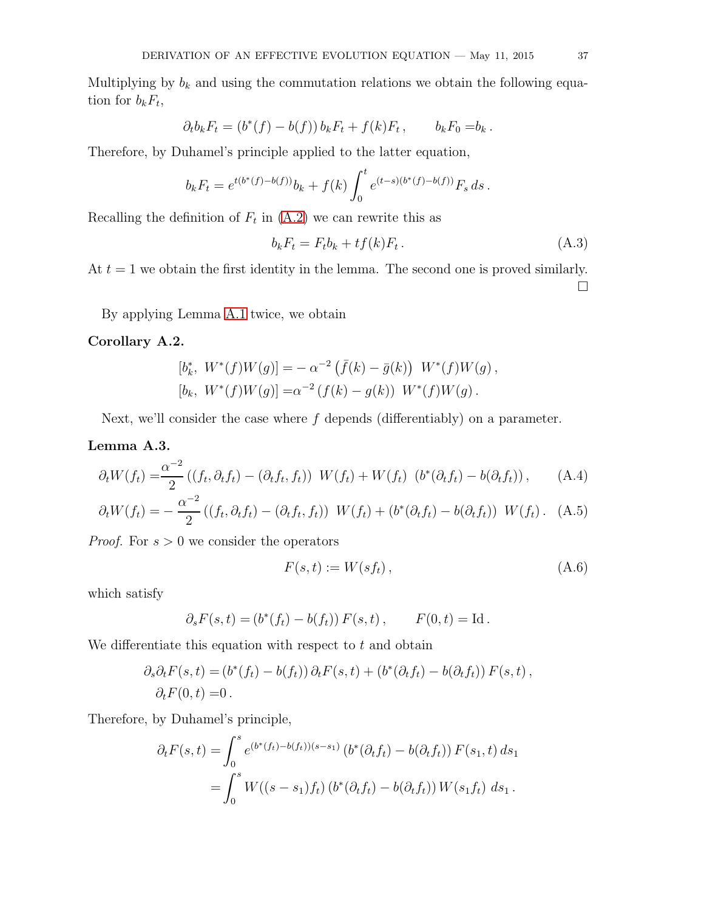Multiplying by $b_k$ and using the commutation relations we obtain the following equation for $b_k F_t$,

$$\partial_t b_k F_t = (b^*(f) - b(f))\, b_k F_t + f(k) F_t\,, \qquad b_k F_0 = b_k\,.$$

Therefore, by Duhamel's principle applied to the latter equation,

$$b_k F_t = e^{t(b^*(f)-b(f))} b_k + f(k) \int_0^t e^{(t-s)(b^*(f)-b(f))} F_s \, ds\,.$$

Recalling the definition of $F_t$ in (A.2) we can rewrite this as

$$b_k F_t = F_t b_k + t f(k) F_t\,. \tag{A.3}$$

At $t = 1$ we obtain the first identity in the lemma. The second one is proved similarly. □

By applying Lemma A.1 twice, we obtain

**Corollary A.2.**

$$\begin{aligned}
[b_k^*,\ W^*(f)W(g)] &= -\,\alpha^{-2} \left(\bar f(k) - \bar g(k)\right)\ W^*(f)W(g)\,,\\
[b_k,\ W^*(f)W(g)] &= \alpha^{-2} \left(f(k) - g(k)\right)\ W^*(f)W(g)\,.
\end{aligned}$$

Next, we'll consider the case where $f$ depends (differentiably) on a parameter.

**Lemma A.3.**

$$\partial_t W(f_t) = \frac{\alpha^{-2}}{2} \left((f_t, \partial_t f_t) - (\partial_t f_t, f_t)\right)\ W(f_t) + W(f_t)\ \left(b^*(\partial_t f_t) - b(\partial_t f_t)\right), \tag{A.4}$$

$$\partial_t W(f_t) = -\,\frac{\alpha^{-2}}{2} \left((f_t, \partial_t f_t) - (\partial_t f_t, f_t)\right)\ W(f_t) + \left(b^*(\partial_t f_t) - b(\partial_t f_t)\right)\ W(f_t)\,. \tag{A.5}$$

*Proof.* For $s > 0$ we consider the operators

$$F(s,t) := W(s f_t)\,, \tag{A.6}$$

which satisfy

$$\partial_s F(s,t) = (b^*(f_t) - b(f_t))\, F(s,t)\,, \qquad F(0,t) = \mathrm{Id}\,.$$

We differentiate this equation with respect to $t$ and obtain

$$\begin{aligned}
\partial_s \partial_t F(s,t) &= (b^*(f_t) - b(f_t))\, \partial_t F(s,t) + (b^*(\partial_t f_t) - b(\partial_t f_t))\, F(s,t)\,,\\
\partial_t F(0,t) &= 0\,.
\end{aligned}$$

Therefore, by Duhamel's principle,

$$\begin{aligned}
\partial_t F(s,t) &= \int_0^s e^{(b^*(f_t)-b(f_t))(s-s_1)} \left(b^*(\partial_t f_t) - b(\partial_t f_t)\right) F(s_1, t)\, ds_1\\
&= \int_0^s W((s-s_1) f_t) \left(b^*(\partial_t f_t) - b(\partial_t f_t)\right) W(s_1 f_t)\ ds_1\,.
\end{aligned}$$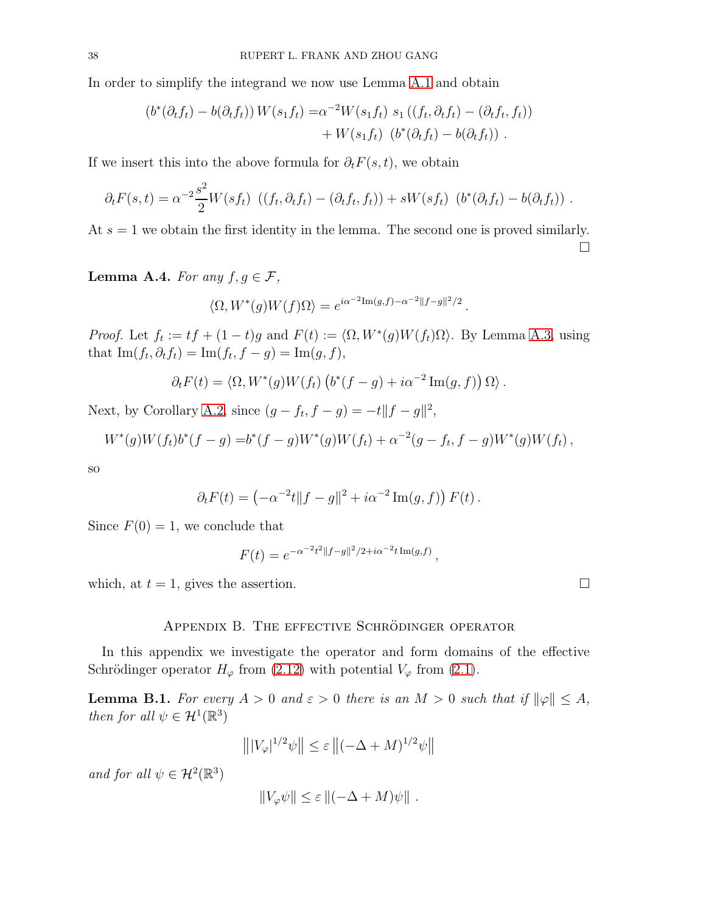In order to simplify the integrand we now use Lemma A.1 and obtain

$$
\begin{aligned}
(b^*(\partial_t f_t) - b(\partial_t f_t))\, W(s_1 f_t) =&\alpha^{-2} W(s_1 f_t)\ s_1\left((f_t, \partial_t f_t) - (\partial_t f_t, f_t)\right) \\
&+ W(s_1 f_t)\ \left(b^*(\partial_t f_t) - b(\partial_t f_t)\right) .
\end{aligned}
$$

If we insert this into the above formula for $\partial_t F(s,t)$, we obtain

$$
\partial_t F(s,t) = \alpha^{-2} \frac{s^2}{2} W(sf_t)\ \left((f_t, \partial_t f_t) - (\partial_t f_t, f_t)\right) + sW(sf_t)\ \left(b^*(\partial_t f_t) - b(\partial_t f_t)\right) .
$$

At $s = 1$ we obtain the first identity in the lemma. The second one is proved similarly. □

**Lemma A.4.** *For any $f, g \in \mathcal{F}$,*

$$
\langle \Omega, W^*(g) W(f) \Omega \rangle = e^{i\alpha^{-2} \operatorname{Im}(g,f) - \alpha^{-2} \|f-g\|^2/2} .
$$

*Proof.* Let $f_t := tf + (1-t)g$ and $F(t) := \langle \Omega, W^*(g) W(f_t) \Omega \rangle$. By Lemma A.3, using that $\operatorname{Im}(f_t, \partial_t f_t) = \operatorname{Im}(f_t, f-g) = \operatorname{Im}(g,f)$,

$$
\partial_t F(t) = \langle \Omega, W^*(g) W(f_t) \left(b^*(f-g) + i\alpha^{-2} \operatorname{Im}(g,f)\right) \Omega \rangle .
$$

Next, by Corollary A.2, since $(g - f_t, f-g) = -t\|f-g\|^2$,

$$
W^*(g) W(f_t) b^*(f-g) = b^*(f-g) W^*(g) W(f_t) + \alpha^{-2} (g - f_t, f-g) W^*(g) W(f_t) ,
$$

so

$$
\partial_t F(t) = \left(-\alpha^{-2} t \|f-g\|^2 + i\alpha^{-2} \operatorname{Im}(g,f)\right) F(t) .
$$

Since $F(0) = 1$, we conclude that

$$
F(t) = e^{-\alpha^{-2} t^2 \|f-g\|^2/2 + i\alpha^{-2} t \operatorname{Im}(g,f)} ,
$$

which, at $t = 1$, gives the assertion. □

## Appendix B. The effective Schrödinger operator

In this appendix we investigate the operator and form domains of the effective Schrödinger operator $H_\varphi$ from (2.12) with potential $V_\varphi$ from (2.1).

**Lemma B.1.** *For every $A > 0$ and $\varepsilon > 0$ there is an $M > 0$ such that if $\|\varphi\| \le A$, then for all $\psi \in \mathcal{H}^1(\mathbb{R}^3)$*

$$
\left\| |V_\varphi|^{1/2} \psi \right\| \le \varepsilon \left\| (-\Delta + M)^{1/2} \psi \right\|
$$

*and for all $\psi \in \mathcal{H}^2(\mathbb{R}^3)$*

$$
\| V_\varphi \psi \| \le \varepsilon \left\| (-\Delta + M) \psi \right\| .
$$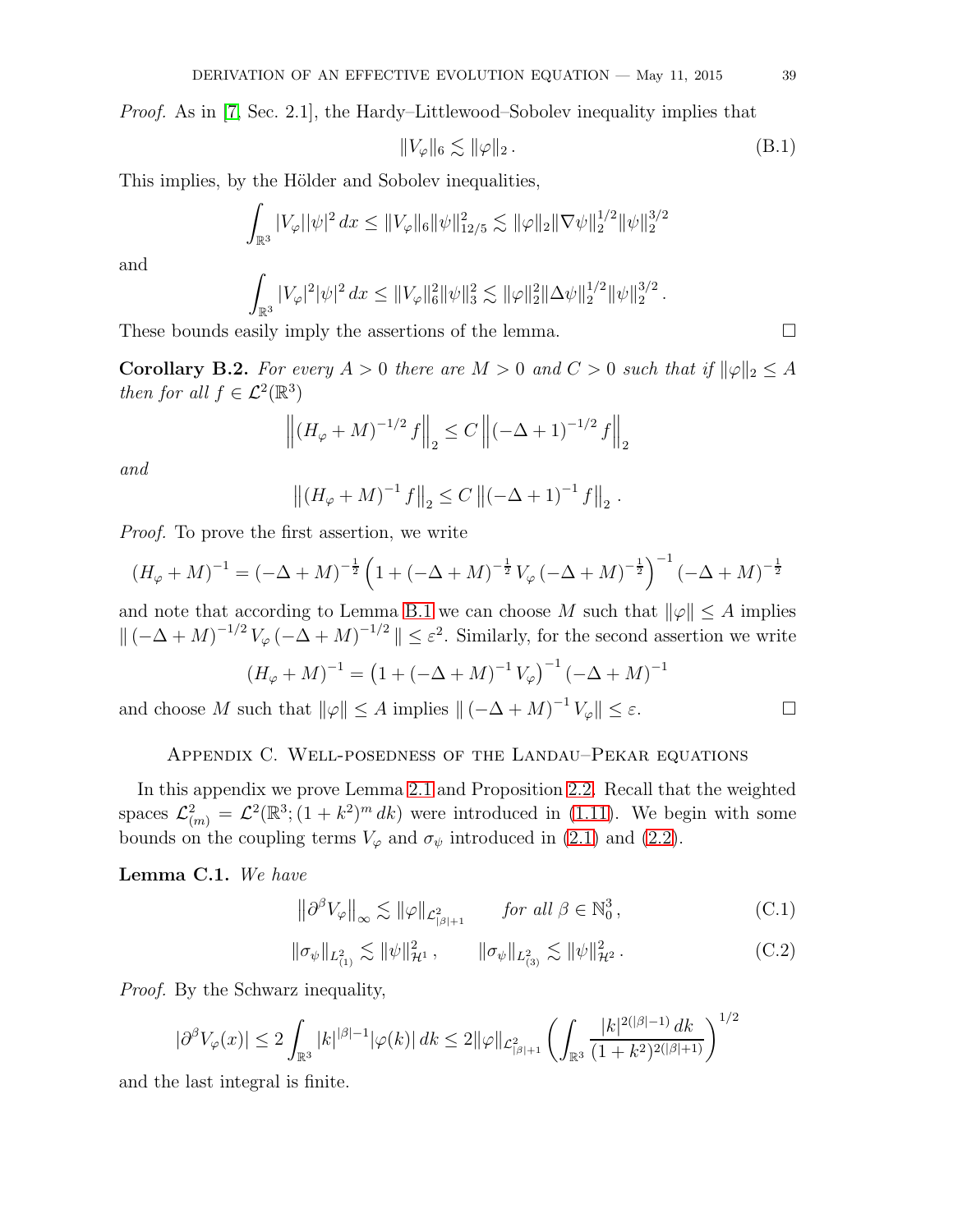*Proof.* As in [7, Sec. 2.1], the Hardy–Littlewood–Sobolev inequality implies that

$$\|V_\varphi\|_6 \lesssim \|\varphi\|_2 . \tag{B.1}$$

This implies, by the Hölder and Sobolev inequalities,

$$\int_{\mathbb{R}^3} |V_\varphi||\psi|^2 \, dx \le \|V_\varphi\|_6 \|\psi\|_{12/5}^2 \lesssim \|\varphi\|_2 \|\nabla\psi\|_2^{1/2} \|\psi\|_2^{3/2}$$

and

$$\int_{\mathbb{R}^3} |V_\varphi|^2|\psi|^2 \, dx \le \|V_\varphi\|_6^2 \|\psi\|_3^2 \lesssim \|\varphi\|_2^2 \|\Delta\psi\|_2^{1/2} \|\psi\|_2^{3/2} .$$

These bounds easily imply the assertions of the lemma. $\square$

**Corollary B.2.** *For every $A > 0$ there are $M > 0$ and $C > 0$ such that if $\|\varphi\|_2 \le A$ then for all $f \in \mathcal{L}^2(\mathbb{R}^3)$*

$$\left\| (H_\varphi + M)^{-1/2} f \right\|_2 \le C \left\| (-\Delta + 1)^{-1/2} f \right\|_2$$

*and*

$$\left\| (H_\varphi + M)^{-1} f \right\|_2 \le C \left\| (-\Delta + 1)^{-1} f \right\|_2 .$$

*Proof.* To prove the first assertion, we write

$$(H_\varphi + M)^{-1} = (-\Delta + M)^{-\frac{1}{2}} \left( 1 + (-\Delta + M)^{-\frac{1}{2}} V_\varphi (-\Delta + M)^{-\frac{1}{2}} \right)^{-1} (-\Delta + M)^{-\frac{1}{2}}$$

and note that according to Lemma B.1 we can choose $M$ such that $\|\varphi\| \le A$ implies $\| (-\Delta + M)^{-1/2} V_\varphi (-\Delta + M)^{-1/2} \| \le \varepsilon^2$. Similarly, for the second assertion we write

$$(H_\varphi + M)^{-1} = \left( 1 + (-\Delta + M)^{-1} V_\varphi \right)^{-1} (-\Delta + M)^{-1}$$

and choose $M$ such that $\|\varphi\| \le A$ implies $\| (-\Delta + M)^{-1} V_\varphi \| \le \varepsilon$. $\square$

## Appendix C. Well-posedness of the Landau–Pekar equations

In this appendix we prove Lemma 2.1 and Proposition 2.2. Recall that the weighted spaces $\mathcal{L}^2_{(m)} = \mathcal{L}^2(\mathbb{R}^3; (1+k^2)^m \, dk)$ were introduced in (1.11). We begin with some bounds on the coupling terms $V_\varphi$ and $\sigma_\psi$ introduced in (2.1) and (2.2).

**Lemma C.1.** *We have*

$$\left\| \partial^\beta V_\varphi \right\|_\infty \lesssim \|\varphi\|_{\mathcal{L}^2_{|\beta|+1}} \qquad \textit{for all } \beta \in \mathbb{N}_0^3 , \tag{C.1}$$

$$\|\sigma_\psi\|_{L^2_{(1)}} \lesssim \|\psi\|_{\mathcal{H}^1}^2 , \qquad \|\sigma_\psi\|_{L^2_{(3)}} \lesssim \|\psi\|_{\mathcal{H}^2}^2 . \tag{C.2}$$

*Proof.* By the Schwarz inequality,

$$|\partial^\beta V_\varphi(x)| \le 2 \int_{\mathbb{R}^3} |k|^{|\beta|-1} |\varphi(k)| \, dk \le 2 \|\varphi\|_{\mathcal{L}^2_{|\beta|+1}} \left( \int_{\mathbb{R}^3} \frac{|k|^{2(|\beta|-1)} \, dk}{(1+k^2)^{2(|\beta|+1)}} \right)^{1/2}$$

and the last integral is finite.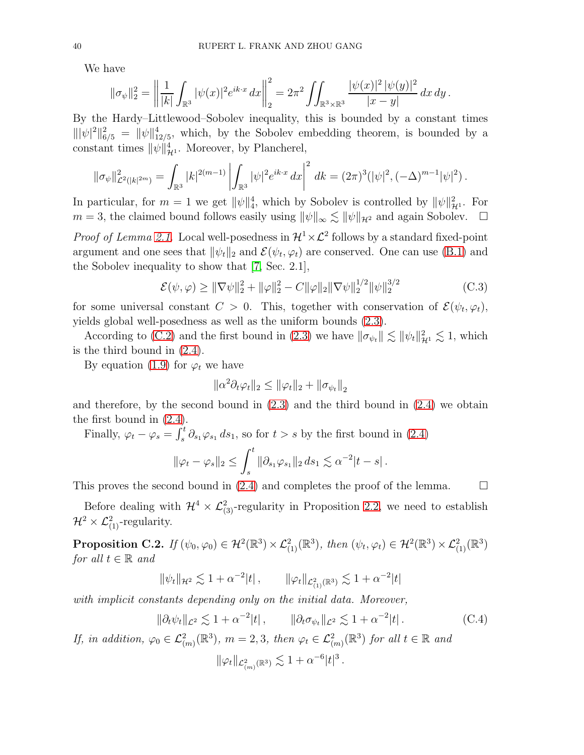We have

$$\|\sigma_\psi\|_2^2 = \left\| \frac{1}{|k|} \int_{\mathbb{R}^3} |\psi(x)|^2 e^{ik\cdot x}\, dx \right\|_2^2 = 2\pi^2 \iint_{\mathbb{R}^3\times\mathbb{R}^3} \frac{|\psi(x)|^2\, |\psi(y)|^2}{|x-y|}\, dx\, dy\, .$$

By the Hardy–Littlewood–Sobolev inequality, this is bounded by a constant times $\||\psi|^2\|_{6/5}^2 = \|\psi\|_{12/5}^4$, which, by the Sobolev embedding theorem, is bounded by a constant times $\|\psi\|_{\mathcal{H}^1}^4$. Moreover, by Plancherel,

$$\|\sigma_\psi\|^2_{\mathcal{L}^2(|k|^{2m})} = \int_{\mathbb{R}^3} |k|^{2(m-1)} \left| \int_{\mathbb{R}^3} |\psi|^2 e^{ik\cdot x}\, dx \right|^2 dk = (2\pi)^3 (|\psi|^2, (-\Delta)^{m-1}|\psi|^2)\, .$$

In particular, for $m=1$ we get $\|\psi\|_4^4$, which by Sobolev is controlled by $\|\psi\|_{\mathcal{H}^1}^2$. For $m=3$, the claimed bound follows easily using $\|\psi\|_\infty \lesssim \|\psi\|_{\mathcal{H}^2}$ and again Sobolev. $\square$

*Proof of Lemma 2.1.* Local well-posedness in $\mathcal{H}^1\times\mathcal{L}^2$ follows by a standard fixed-point argument and one sees that $\|\psi_t\|_2$ and $\mathcal{E}(\psi_t,\varphi_t)$ are conserved. One can use (B.1) and the Sobolev inequality to show that [7, Sec. 2.1],

$$\mathcal{E}(\psi,\varphi) \geq \|\nabla\psi\|_2^2 + \|\varphi\|_2^2 - C\|\varphi\|_2 \|\nabla\psi\|_2^{1/2} \|\psi\|_2^{3/2} \tag{C.3}$$

for some universal constant $C>0$. This, together with conservation of $\mathcal{E}(\psi_t,\varphi_t)$, yields global well-posedness as well as the uniform bounds (2.3).

According to (C.2) and the first bound in (2.3) we have $\|\sigma_{\psi_t}\| \lesssim \|\psi_t\|_{\mathcal{H}^1}^2 \lesssim 1$, which is the third bound in (2.4).

By equation (1.9) for $\varphi_t$ we have

$$\|\alpha^2 \partial_t \varphi_t\|_2 \leq \|\varphi_t\|_2 + \|\sigma_{\psi_t}\|_2$$

and therefore, by the second bound in (2.3) and the third bound in (2.4) we obtain the first bound in (2.4).

Finally, $\varphi_t - \varphi_s = \int_s^t \partial_{s_1}\varphi_{s_1}\, ds_1$, so for $t>s$ by the first bound in (2.4)

$$\|\varphi_t - \varphi_s\|_2 \leq \int_s^t \|\partial_{s_1}\varphi_{s_1}\|_2\, ds_1 \lesssim \alpha^{-2}|t-s|\, .$$

This proves the second bound in (2.4) and completes the proof of the lemma. $\square$

Before dealing with $\mathcal{H}^4\times\mathcal{L}^2_{(3)}$-regularity in Proposition 2.2, we need to establish $\mathcal{H}^2\times\mathcal{L}^2_{(1)}$-regularity.

**Proposition C.2.** *If $(\psi_0,\varphi_0)\in\mathcal{H}^2(\mathbb{R}^3)\times\mathcal{L}^2_{(1)}(\mathbb{R}^3)$, then $(\psi_t,\varphi_t)\in\mathcal{H}^2(\mathbb{R}^3)\times\mathcal{L}^2_{(1)}(\mathbb{R}^3)$ for all $t\in\mathbb{R}$ and*

$$\|\psi_t\|_{\mathcal{H}^2} \lesssim 1+\alpha^{-2}|t|\, , \qquad \|\varphi_t\|_{\mathcal{L}^2_{(1)}(\mathbb{R}^3)} \lesssim 1+\alpha^{-2}|t|$$

*with implicit constants depending only on the initial data. Moreover,*

$$\|\partial_t\psi_t\|_{\mathcal{L}^2} \lesssim 1+\alpha^{-2}|t|\, , \qquad \|\partial_t\sigma_{\psi_t}\|_{\mathcal{L}^2} \lesssim 1+\alpha^{-2}|t|\, . \tag{C.4}$$

*If, in addition, $\varphi_0\in\mathcal{L}^2_{(m)}(\mathbb{R}^3)$, $m=2,3$, then $\varphi_t\in\mathcal{L}^2_{(m)}(\mathbb{R}^3)$ for all $t\in\mathbb{R}$ and*

$$\|\varphi_t\|_{\mathcal{L}^2_{(m)}(\mathbb{R}^3)} \lesssim 1+\alpha^{-6}|t|^3\, .$$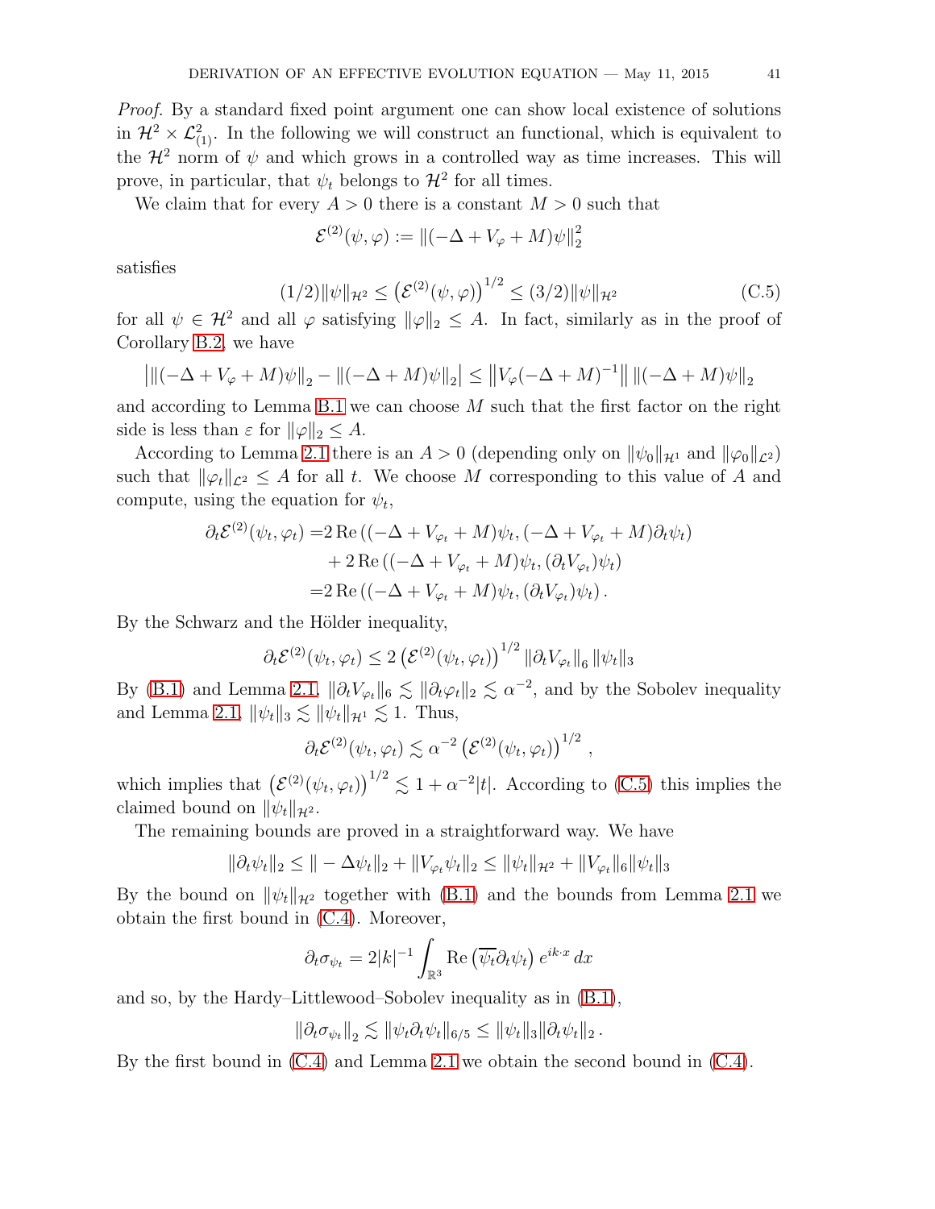*Proof.* By a standard fixed point argument one can show local existence of solutions in $\mathcal{H}^2 \times \mathcal{L}^2_{(1)}$. In the following we will construct an functional, which is equivalent to the $\mathcal{H}^2$ norm of $\psi$ and which grows in a controlled way as time increases. This will prove, in particular, that $\psi_t$ belongs to $\mathcal{H}^2$ for all times.

We claim that for every $A > 0$ there is a constant $M > 0$ such that

$$\mathcal{E}^{(2)}(\psi, \varphi) := \|(-\Delta + V_\varphi + M)\psi\|_2^2$$

satisfies

$$(1/2)\|\psi\|_{\mathcal{H}^2} \leq \left(\mathcal{E}^{(2)}(\psi,\varphi)\right)^{1/2} \leq (3/2)\|\psi\|_{\mathcal{H}^2} \tag{C.5}$$

for all $\psi \in \mathcal{H}^2$ and all $\varphi$ satisfying $\|\varphi\|_2 \leq A$. In fact, similarly as in the proof of Corollary B.2, we have

$$\left|\|(-\Delta + V_\varphi + M)\psi\|_2 - \|(-\Delta + M)\psi\|_2\right| \leq \left\|V_\varphi(-\Delta + M)^{-1}\right\| \|(-\Delta+M)\psi\|_2$$

and according to Lemma B.1 we can choose $M$ such that the first factor on the right side is less than $\varepsilon$ for $\|\varphi\|_2 \leq A$.

According to Lemma 2.1 there is an $A > 0$ (depending only on $\|\psi_0\|_{\mathcal{H}^1}$ and $\|\varphi_0\|_{\mathcal{L}^2}$) such that $\|\varphi_t\|_{\mathcal{L}^2} \leq A$ for all $t$. We choose $M$ corresponding to this value of $A$ and compute, using the equation for $\psi_t$,

$$\begin{aligned}
\partial_t \mathcal{E}^{(2)}(\psi_t, \varphi_t) =& 2\,\mathrm{Re}\left((-\Delta + V_{\varphi_t} + M)\psi_t, (-\Delta + V_{\varphi_t} + M)\partial_t\psi_t\right) \\
&+ 2\,\mathrm{Re}\left((-\Delta + V_{\varphi_t} + M)\psi_t, (\partial_t V_{\varphi_t})\psi_t\right) \\
=& 2\,\mathrm{Re}\left((-\Delta + V_{\varphi_t} + M)\psi_t, (\partial_t V_{\varphi_t})\psi_t\right).
\end{aligned}$$

By the Schwarz and the Hölder inequality,

$$\partial_t \mathcal{E}^{(2)}(\psi_t, \varphi_t) \leq 2\left(\mathcal{E}^{(2)}(\psi_t,\varphi_t)\right)^{1/2} \|\partial_t V_{\varphi_t}\|_6 \|\psi_t\|_3$$

By (B.1) and Lemma 2.1, $\|\partial_t V_{\varphi_t}\|_6 \lesssim \|\partial_t \varphi_t\|_2 \lesssim \alpha^{-2}$, and by the Sobolev inequality and Lemma 2.1, $\|\psi_t\|_3 \lesssim \|\psi_t\|_{\mathcal{H}^1} \lesssim 1$. Thus,

$$\partial_t \mathcal{E}^{(2)}(\psi_t, \varphi_t) \lesssim \alpha^{-2}\left(\mathcal{E}^{(2)}(\psi_t,\varphi_t)\right)^{1/2},$$

which implies that $\left(\mathcal{E}^{(2)}(\psi_t,\varphi_t)\right)^{1/2} \lesssim 1 + \alpha^{-2}|t|$. According to (C.5) this implies the claimed bound on $\|\psi_t\|_{\mathcal{H}^2}$.

The remaining bounds are proved in a straightforward way. We have

$$\|\partial_t \psi_t\|_2 \leq \|-\Delta\psi_t\|_2 + \|V_{\varphi_t}\psi_t\|_2 \leq \|\psi_t\|_{\mathcal{H}^2} + \|V_{\varphi_t}\|_6 \|\psi_t\|_3$$

By the bound on $\|\psi_t\|_{\mathcal{H}^2}$ together with (B.1) and the bounds from Lemma 2.1 we obtain the first bound in (C.4). Moreover,

$$\partial_t \sigma_{\psi_t} = 2|k|^{-1}\int_{\mathbb{R}^3} \mathrm{Re}\left(\overline{\psi_t}\partial_t\psi_t\right) e^{ik\cdot x}\,dx$$

and so, by the Hardy–Littlewood–Sobolev inequality as in (B.1),

$$\|\partial_t \sigma_{\psi_t}\|_2 \lesssim \|\psi_t \partial_t \psi_t\|_{6/5} \leq \|\psi_t\|_3 \|\partial_t\psi_t\|_2\,.$$

By the first bound in (C.4) and Lemma 2.1 we obtain the second bound in (C.4).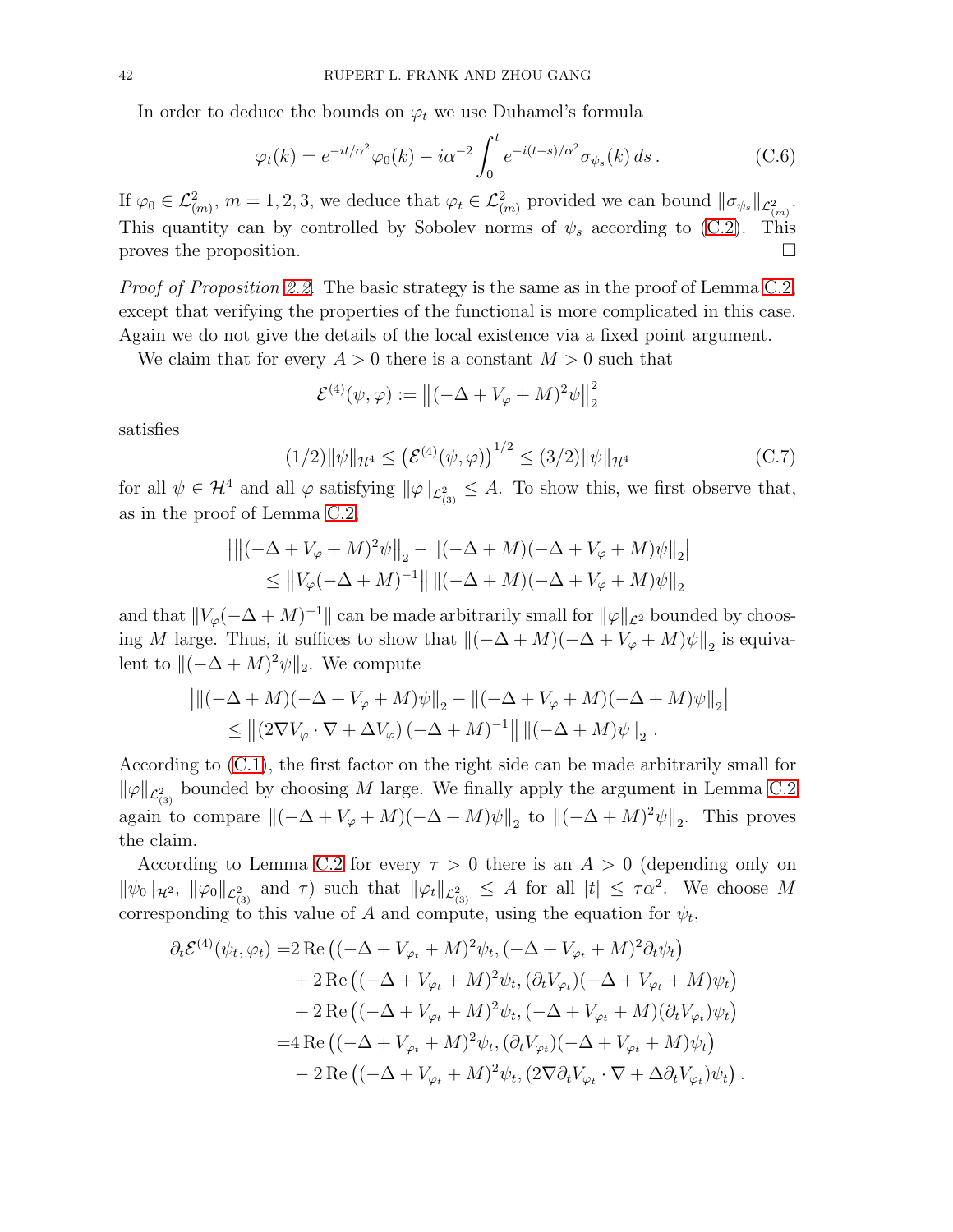In order to deduce the bounds on $\varphi_t$ we use Duhamel's formula

$$\varphi_t(k) = e^{-it/\alpha^2}\varphi_0(k) - i\alpha^{-2}\int_0^t e^{-i(t-s)/\alpha^2}\sigma_{\psi_s}(k)\,ds\,. \tag{C.6}$$

If $\varphi_0 \in \mathcal{L}^2_{(m)}$, $m = 1,2,3$, we deduce that $\varphi_t \in \mathcal{L}^2_{(m)}$ provided we can bound $\|\sigma_{\psi_s}\|_{\mathcal{L}^2_{(m)}}$. This quantity can by controlled by Sobolev norms of $\psi_s$ according to (C.2). This proves the proposition. □

*Proof of Proposition 2.2.* The basic strategy is the same as in the proof of Lemma C.2, except that verifying the properties of the functional is more complicated in this case. Again we do not give the details of the local existence via a fixed point argument.

We claim that for every $A > 0$ there is a constant $M > 0$ such that

$$\mathcal{E}^{(4)}(\psi,\varphi) := \left\|(-\Delta + V_\varphi + M)^2\psi\right\|_2^2$$

satisfies

$$(1/2)\|\psi\|_{\mathcal{H}^4} \le \left(\mathcal{E}^{(4)}(\psi,\varphi)\right)^{1/2} \le (3/2)\|\psi\|_{\mathcal{H}^4} \tag{C.7}$$

for all $\psi \in \mathcal{H}^4$ and all $\varphi$ satisfying $\|\varphi\|_{\mathcal{L}^2_{(3)}} \le A$. To show this, we first observe that, as in the proof of Lemma C.2,

$$\begin{aligned}
&\left|\left\|(-\Delta + V_\varphi + M)^2\psi\right\|_2 - \|(-\Delta + M)(-\Delta + V_\varphi + M)\psi\|_2\right| \\
&\quad \le \left\|V_\varphi(-\Delta + M)^{-1}\right\| \|(-\Delta + M)(-\Delta + V_\varphi + M)\psi\|_2
\end{aligned}$$

and that $\|V_\varphi(-\Delta+M)^{-1}\|$ can be made arbitrarily small for $\|\varphi\|_{\mathcal{L}^2}$ bounded by choosing $M$ large. Thus, it suffices to show that $\|(-\Delta + M)(-\Delta + V_\varphi + M)\psi\|_2$ is equivalent to $\|(-\Delta + M)^2\psi\|_2$. We compute

$$\begin{aligned}
&\left|\|(-\Delta + M)(-\Delta + V_\varphi + M)\psi\|_2 - \|(-\Delta + V_\varphi + M)(-\Delta + M)\psi\|_2\right| \\
&\quad \le \left\|\left(2\nabla V_\varphi \cdot \nabla + \Delta V_\varphi\right)(-\Delta + M)^{-1}\right\| \|(-\Delta + M)\psi\|_2\,.
\end{aligned}$$

According to (C.1), the first factor on the right side can be made arbitrarily small for $\|\varphi\|_{\mathcal{L}^2_{(3)}}$ bounded by choosing $M$ large. We finally apply the argument in Lemma C.2 again to compare $\|(-\Delta + V_\varphi + M)(-\Delta + M)\psi\|_2$ to $\|(-\Delta + M)^2\psi\|_2$. This proves the claim.

According to Lemma C.2 for every $\tau > 0$ there is an $A > 0$ (depending only on $\|\psi_0\|_{\mathcal{H}^2}$, $\|\varphi_0\|_{\mathcal{L}^2_{(3)}}$ and $\tau$) such that $\|\varphi_t\|_{\mathcal{L}^2_{(3)}} \le A$ for all $|t| \le \tau\alpha^2$. We choose $M$ corresponding to this value of $A$ and compute, using the equation for $\psi_t$,

$$\begin{aligned}
\partial_t\mathcal{E}^{(4)}(\psi_t,\varphi_t) =& 2\,\mathrm{Re}\left((-\Delta + V_{\varphi_t} + M)^2\psi_t, (-\Delta + V_{\varphi_t} + M)^2\partial_t\psi_t\right) \\
&+ 2\,\mathrm{Re}\left((-\Delta + V_{\varphi_t} + M)^2\psi_t, (\partial_t V_{\varphi_t})(-\Delta + V_{\varphi_t} + M)\psi_t\right) \\
&+ 2\,\mathrm{Re}\left((-\Delta + V_{\varphi_t} + M)^2\psi_t, (-\Delta + V_{\varphi_t} + M)(\partial_t V_{\varphi_t})\psi_t\right) \\
=& 4\,\mathrm{Re}\left((-\Delta + V_{\varphi_t} + M)^2\psi_t, (\partial_t V_{\varphi_t})(-\Delta + V_{\varphi_t} + M)\psi_t\right) \\
&- 2\,\mathrm{Re}\left((-\Delta + V_{\varphi_t} + M)^2\psi_t, (2\nabla\partial_t V_{\varphi_t} \cdot \nabla + \Delta\partial_t V_{\varphi_t})\psi_t\right).
\end{aligned}$$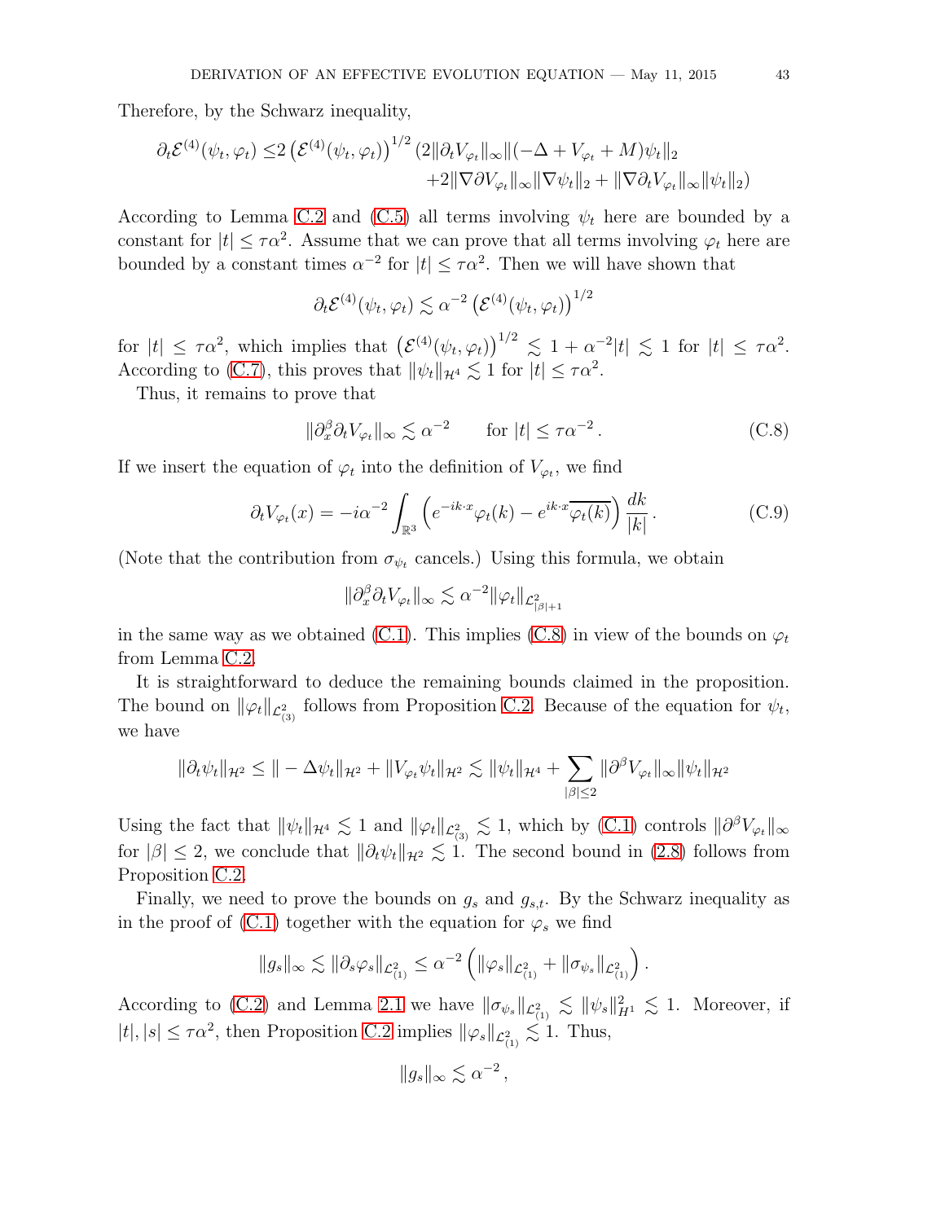Therefore, by the Schwarz inequality,

$$
\begin{aligned}
\partial_t \mathcal{E}^{(4)}(\psi_t,\varphi_t) \leq & 2\left(\mathcal{E}^{(4)}(\psi_t,\varphi_t)\right)^{1/2} \big(2\|\partial_t V_{\varphi_t}\|_\infty \|(-\Delta + V_{\varphi_t} + M)\psi_t\|_2 \\
& + 2\|\nabla \partial V_{\varphi_t}\|_\infty \|\nabla \psi_t\|_2 + \|\nabla \partial_t V_{\varphi_t}\|_\infty \|\psi_t\|_2\big)
\end{aligned}
$$

According to Lemma C.2 and (C.5) all terms involving $\psi_t$ here are bounded by a constant for $|t| \leq \tau\alpha^2$. Assume that we can prove that all terms involving $\varphi_t$ here are bounded by a constant times $\alpha^{-2}$ for $|t| \leq \tau\alpha^2$. Then we will have shown that

$$
\partial_t \mathcal{E}^{(4)}(\psi_t,\varphi_t) \lesssim \alpha^{-2}\left(\mathcal{E}^{(4)}(\psi_t,\varphi_t)\right)^{1/2}
$$

for $|t| \leq \tau\alpha^2$, which implies that $\left(\mathcal{E}^{(4)}(\psi_t,\varphi_t)\right)^{1/2} \lesssim 1 + \alpha^{-2}|t| \lesssim 1$ for $|t| \leq \tau\alpha^2$. According to (C.7), this proves that $\|\psi_t\|_{\mathcal{H}^4} \lesssim 1$ for $|t| \leq \tau\alpha^2$.

Thus, it remains to prove that

$$
\|\partial_x^\beta \partial_t V_{\varphi_t}\|_\infty \lesssim \alpha^{-2} \qquad \text{for } |t| \leq \tau\alpha^{-2}\,. \tag{C.8}
$$

If we insert the equation of $\varphi_t$ into the definition of $V_{\varphi_t}$, we find

$$
\partial_t V_{\varphi_t}(x) = -i\alpha^{-2}\int_{\mathbb{R}^3}\left(e^{-ik\cdot x}\varphi_t(k) - e^{ik\cdot x}\overline{\varphi_t(k)}\right)\frac{dk}{|k|}\,. \tag{C.9}
$$

(Note that the contribution from $\sigma_{\psi_t}$ cancels.) Using this formula, we obtain

$$
\|\partial_x^\beta \partial_t V_{\varphi_t}\|_\infty \lesssim \alpha^{-2}\|\varphi_t\|_{\mathcal{L}^2_{|\beta|+1}}
$$

in the same way as we obtained (C.1). This implies (C.8) in view of the bounds on $\varphi_t$ from Lemma C.2.

It is straightforward to deduce the remaining bounds claimed in the proposition. The bound on $\|\varphi_t\|_{\mathcal{L}^2_{(3)}}$ follows from Proposition C.2. Because of the equation for $\psi_t$, we have

$$
\|\partial_t \psi_t\|_{\mathcal{H}^2} \leq \|-\Delta\psi_t\|_{\mathcal{H}^2} + \|V_{\varphi_t}\psi_t\|_{\mathcal{H}^2} \lesssim \|\psi_t\|_{\mathcal{H}^4} + \sum_{|\beta|\leq 2}\|\partial^\beta V_{\varphi_t}\|_\infty \|\psi_t\|_{\mathcal{H}^2}
$$

Using the fact that $\|\psi_t\|_{\mathcal{H}^4} \lesssim 1$ and $\|\varphi_t\|_{\mathcal{L}^2_{(3)}} \lesssim 1$, which by (C.1) controls $\|\partial^\beta V_{\varphi_t}\|_\infty$ for $|\beta| \leq 2$, we conclude that $\|\partial_t\psi_t\|_{\mathcal{H}^2} \lesssim 1$. The second bound in (2.8) follows from Proposition C.2.

Finally, we need to prove the bounds on $g_s$ and $g_{s,t}$. By the Schwarz inequality as in the proof of (C.1) together with the equation for $\varphi_s$ we find

$$
\|g_s\|_\infty \lesssim \|\partial_s\varphi_s\|_{\mathcal{L}^2_{(1)}} \leq \alpha^{-2}\left(\|\varphi_s\|_{\mathcal{L}^2_{(1)}} + \|\sigma_{\psi_s}\|_{\mathcal{L}^2_{(1)}}\right).
$$

According to (C.2) and Lemma 2.1 we have $\|\sigma_{\psi_s}\|_{\mathcal{L}^2_{(1)}} \lesssim \|\psi_s\|^2_{H^1} \lesssim 1$. Moreover, if $|t|, |s| \leq \tau\alpha^2$, then Proposition C.2 implies $\|\varphi_s\|_{\mathcal{L}^2_{(1)}} \lesssim 1$. Thus,

$$
\|g_s\|_\infty \lesssim \alpha^{-2}\,,
$$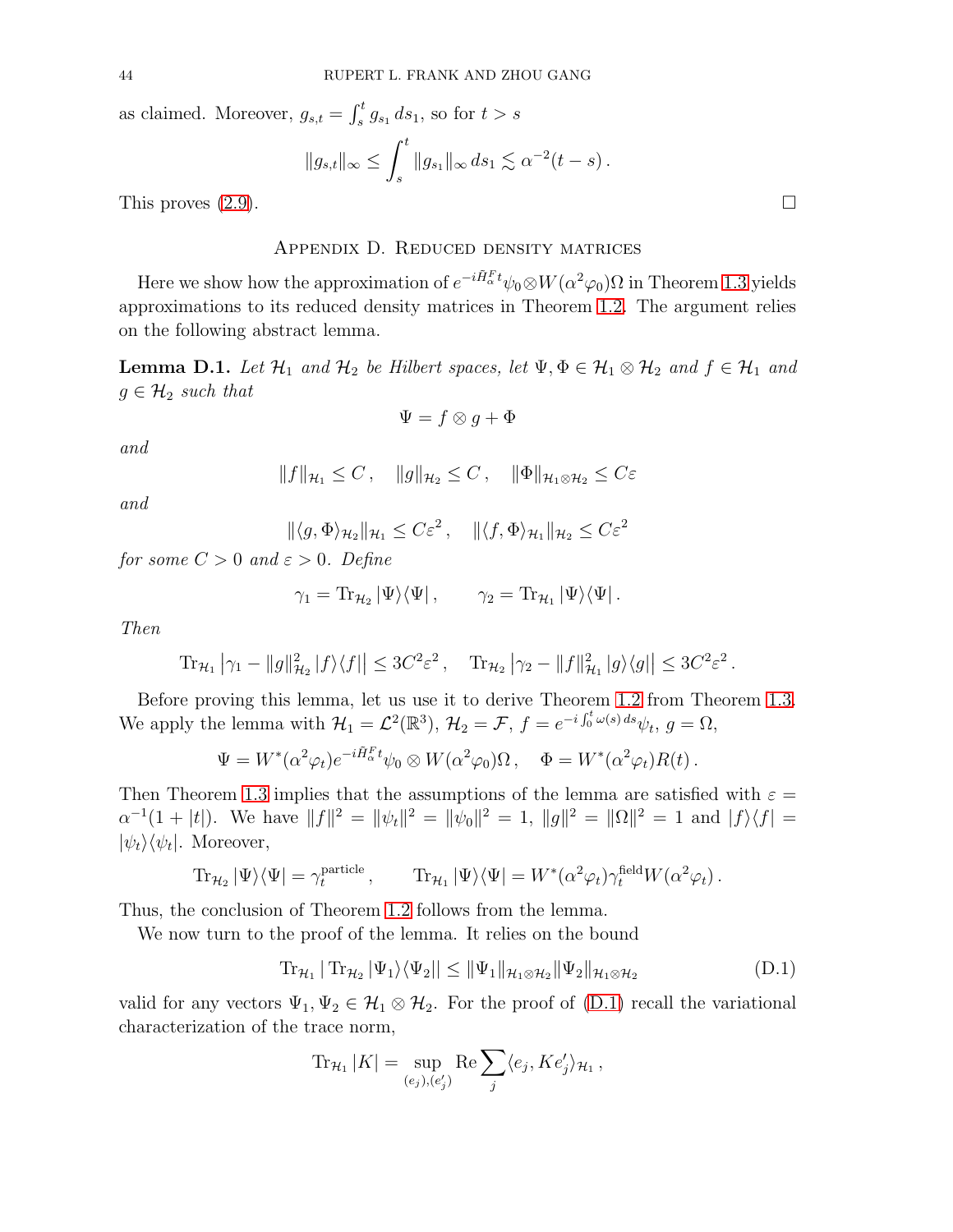as claimed. Moreover, $g_{s,t} = \int_s^t g_{s_1}\, ds_1$, so for $t > s$

$$
\|g_{s,t}\|_\infty \leq \int_s^t \|g_{s_1}\|_\infty \, ds_1 \lesssim \alpha^{-2}(t-s)\,.
$$

This proves (2.9). $\square$

## Appendix D. Reduced density matrices

Here we show how the approximation of $e^{-i\tilde{H}_\alpha^F t}\psi_0 \otimes W(\alpha^2\varphi_0)\Omega$ in Theorem 1.3 yields approximations to its reduced density matrices in Theorem 1.2. The argument relies on the following abstract lemma.

**Lemma D.1.** *Let $\mathcal{H}_1$ and $\mathcal{H}_2$ be Hilbert spaces, let $\Psi, \Phi \in \mathcal{H}_1 \otimes \mathcal{H}_2$ and $f \in \mathcal{H}_1$ and $g \in \mathcal{H}_2$ such that*

$$
\Psi = f \otimes g + \Phi
$$

*and*

$$
\|f\|_{\mathcal{H}_1} \leq C\,, \quad \|g\|_{\mathcal{H}_2} \leq C\,, \quad \|\Phi\|_{\mathcal{H}_1\otimes\mathcal{H}_2} \leq C\varepsilon
$$

*and*

$$
\|\langle g, \Phi\rangle_{\mathcal{H}_2}\|_{\mathcal{H}_1} \leq C\varepsilon^2\,, \quad \|\langle f, \Phi\rangle_{\mathcal{H}_1}\|_{\mathcal{H}_2} \leq C\varepsilon^2
$$

*for some $C > 0$ and $\varepsilon > 0$. Define*

$$
\gamma_1 = \operatorname{Tr}_{\mathcal{H}_2} |\Psi\rangle\langle\Psi|\,, \qquad \gamma_2 = \operatorname{Tr}_{\mathcal{H}_1} |\Psi\rangle\langle\Psi|\,.
$$

*Then*

$$
\operatorname{Tr}_{\mathcal{H}_1} \left|\gamma_1 - \|g\|_{\mathcal{H}_2}^2 |f\rangle\langle f|\right| \leq 3C^2\varepsilon^2\,, \quad \operatorname{Tr}_{\mathcal{H}_2} \left|\gamma_2 - \|f\|_{\mathcal{H}_1}^2 |g\rangle\langle g|\right| \leq 3C^2\varepsilon^2\,.
$$

Before proving this lemma, let us use it to derive Theorem 1.2 from Theorem 1.3. We apply the lemma with $\mathcal{H}_1 = \mathcal{L}^2(\mathbb{R}^3)$, $\mathcal{H}_2 = \mathcal{F}$, $f = e^{-i\int_0^t \omega(s)\,ds}\psi_t$, $g = \Omega$,

$$
\Psi = W^*(\alpha^2\varphi_t)e^{-i\tilde{H}_\alpha^F t}\psi_0 \otimes W(\alpha^2\varphi_0)\Omega\,, \quad \Phi = W^*(\alpha^2\varphi_t)R(t)\,.
$$

Then Theorem 1.3 implies that the assumptions of the lemma are satisfied with $\varepsilon = \alpha^{-1}(1+|t|)$. We have $\|f\|^2 = \|\psi_t\|^2 = \|\psi_0\|^2 = 1$, $\|g\|^2 = \|\Omega\|^2 = 1$ and $|f\rangle\langle f| = |\psi_t\rangle\langle\psi_t|$. Moreover,

$$
\operatorname{Tr}_{\mathcal{H}_2} |\Psi\rangle\langle\Psi| = \gamma_t^{\text{particle}}\,, \qquad \operatorname{Tr}_{\mathcal{H}_1} |\Psi\rangle\langle\Psi| = W^*(\alpha^2\varphi_t)\gamma_t^{\text{field}} W(\alpha^2\varphi_t)\,.
$$

Thus, the conclusion of Theorem 1.2 follows from the lemma.

We now turn to the proof of the lemma. It relies on the bound

$$
\operatorname{Tr}_{\mathcal{H}_1} |\operatorname{Tr}_{\mathcal{H}_2} |\Psi_1\rangle\langle\Psi_2|| \leq \|\Psi_1\|_{\mathcal{H}_1\otimes\mathcal{H}_2}\|\Psi_2\|_{\mathcal{H}_1\otimes\mathcal{H}_2} \tag{D.1}
$$

valid for any vectors $\Psi_1, \Psi_2 \in \mathcal{H}_1 \otimes \mathcal{H}_2$. For the proof of (D.1) recall the variational characterization of the trace norm,

$$
\operatorname{Tr}_{\mathcal{H}_1} |K| = \sup_{(e_j),(e'_j)} \operatorname{Re} \sum_j \langle e_j, K e'_j\rangle_{\mathcal{H}_1}\,,
$$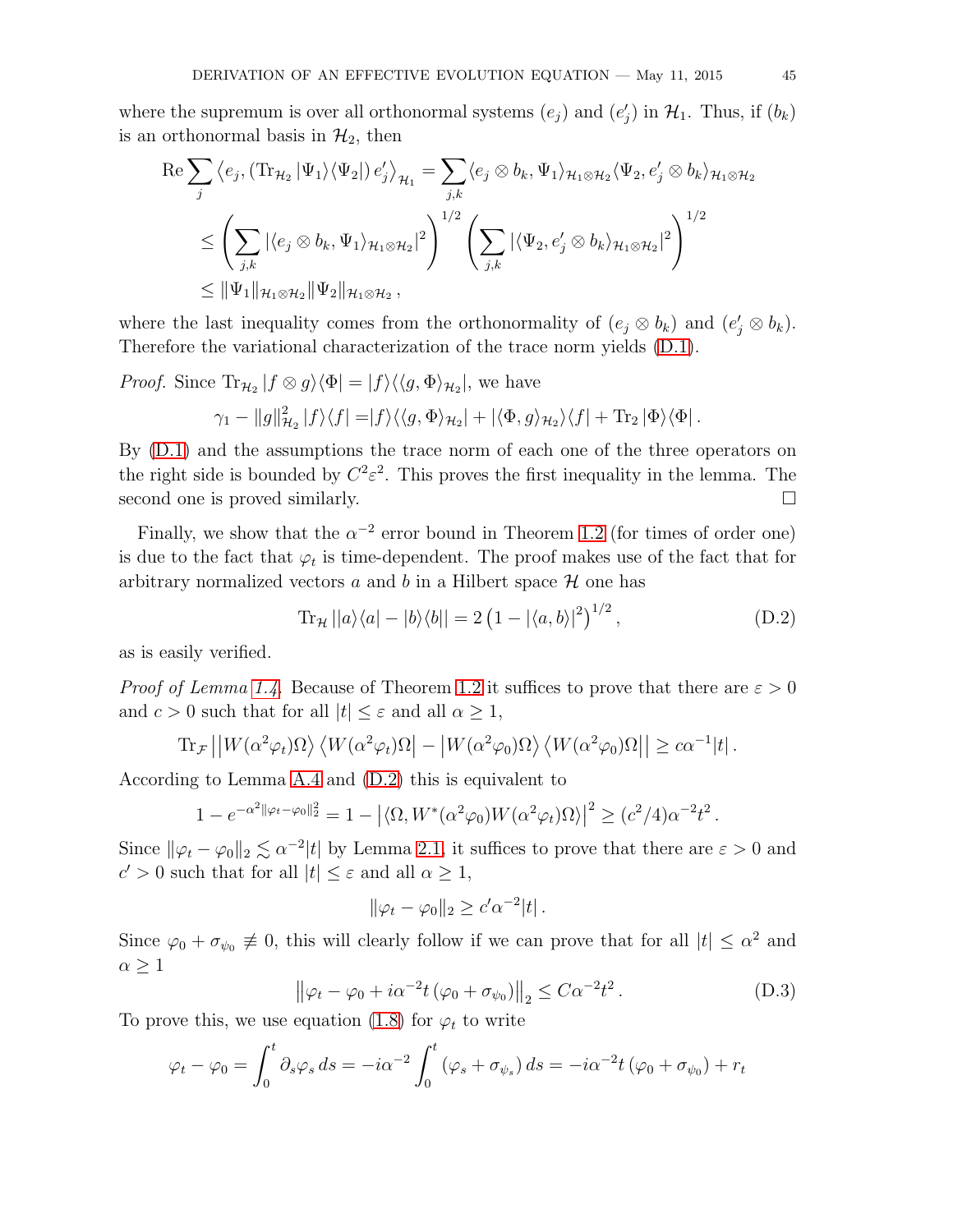where the supremum is over all orthonormal systems $(e_j)$ and $(e'_j)$ in $\mathcal{H}_1$. Thus, if $(b_k)$ is an orthonormal basis in $\mathcal{H}_2$, then

$$
\begin{aligned}
\operatorname{Re} \sum_j \left\langle e_j, \left(\operatorname{Tr}_{\mathcal{H}_2} |\Psi_1\rangle\langle\Psi_2|\right) e'_j \right\rangle_{\mathcal{H}_1} &= \sum_{j,k} \langle e_j \otimes b_k, \Psi_1 \rangle_{\mathcal{H}_1 \otimes \mathcal{H}_2} \langle \Psi_2, e'_j \otimes b_k \rangle_{\mathcal{H}_1 \otimes \mathcal{H}_2} \\
&\leq \left( \sum_{j,k} |\langle e_j \otimes b_k, \Psi_1 \rangle_{\mathcal{H}_1 \otimes \mathcal{H}_2}|^2 \right)^{1/2} \left( \sum_{j,k} |\langle \Psi_2, e'_j \otimes b_k \rangle_{\mathcal{H}_1 \otimes \mathcal{H}_2}|^2 \right)^{1/2} \\
&\leq \|\Psi_1\|_{\mathcal{H}_1 \otimes \mathcal{H}_2} \|\Psi_2\|_{\mathcal{H}_1 \otimes \mathcal{H}_2} ,
\end{aligned}
$$

where the last inequality comes from the orthonormality of $(e_j \otimes b_k)$ and $(e'_j \otimes b_k)$. Therefore the variational characterization of the trace norm yields (D.1).

*Proof.* Since $\operatorname{Tr}_{\mathcal{H}_2} |f \otimes g\rangle\langle\Phi| = |f\rangle\langle\langle g, \Phi\rangle_{\mathcal{H}_2}|$, we have

$$
\gamma_1 - \|g\|_{\mathcal{H}_2}^2 |f\rangle\langle f| = |f\rangle\langle\langle g, \Phi\rangle_{\mathcal{H}_2}| + |\langle \Phi, g\rangle_{\mathcal{H}_2}\rangle\langle f| + \operatorname{Tr}_2 |\Phi\rangle\langle\Phi| .
$$

By (D.1) and the assumptions the trace norm of each one of the three operators on the right side is bounded by $C^2\varepsilon^2$. This proves the first inequality in the lemma. The second one is proved similarly. $\square$

Finally, we show that the $\alpha^{-2}$ error bound in Theorem 1.2 (for times of order one) is due to the fact that $\varphi_t$ is time-dependent. The proof makes use of the fact that for arbitrary normalized vectors $a$ and $b$ in a Hilbert space $\mathcal{H}$ one has

$$
\operatorname{Tr}_{\mathcal{H}} \left| |a\rangle\langle a| - |b\rangle\langle b| \right| = 2 \left(1 - |\langle a, b\rangle|^2\right)^{1/2} , \tag{D.2}
$$

as is easily verified.

*Proof of Lemma 1.4.* Because of Theorem 1.2 it suffices to prove that there are $\varepsilon > 0$ and $c > 0$ such that for all $|t| \leq \varepsilon$ and all $\alpha \geq 1$,

$$
\operatorname{Tr}_{\mathcal{F}} \left| \left| W(\alpha^2\varphi_t)\Omega \right\rangle \left\langle W(\alpha^2\varphi_t)\Omega \right| - \left| W(\alpha^2\varphi_0)\Omega \right\rangle \left\langle W(\alpha^2\varphi_0)\Omega \right| \right| \geq c\alpha^{-1}|t| .
$$

According to Lemma A.4 and (D.2) this is equivalent to

$$
1 - e^{-\alpha^2\|\varphi_t - \varphi_0\|_2^2} = 1 - \left|\langle \Omega, W^*(\alpha^2\varphi_0) W(\alpha^2\varphi_t)\Omega\rangle\right|^2 \geq (c^2/4)\alpha^{-2}t^2 .
$$

Since $\|\varphi_t - \varphi_0\|_2 \lesssim \alpha^{-2}|t|$ by Lemma 2.1, it suffices to prove that there are $\varepsilon > 0$ and $c' > 0$ such that for all $|t| \leq \varepsilon$ and all $\alpha \geq 1$,

$$
\|\varphi_t - \varphi_0\|_2 \geq c'\alpha^{-2}|t| .
$$

Since $\varphi_0 + \sigma_{\psi_0} \not\equiv 0$, this will clearly follow if we can prove that for all $|t| \leq \alpha^2$ and $\alpha \geq 1$

$$
\left\| \varphi_t - \varphi_0 + i\alpha^{-2} t \left(\varphi_0 + \sigma_{\psi_0}\right) \right\|_2 \leq C\alpha^{-2}t^2 . \tag{D.3}
$$

To prove this, we use equation (1.8) for $\varphi_t$ to write

$$
\varphi_t - \varphi_0 = \int_0^t \partial_s \varphi_s \, ds = -i\alpha^{-2} \int_0^t \left(\varphi_s + \sigma_{\psi_s}\right) ds = -i\alpha^{-2} t \left(\varphi_0 + \sigma_{\psi_0}\right) + r_t
$$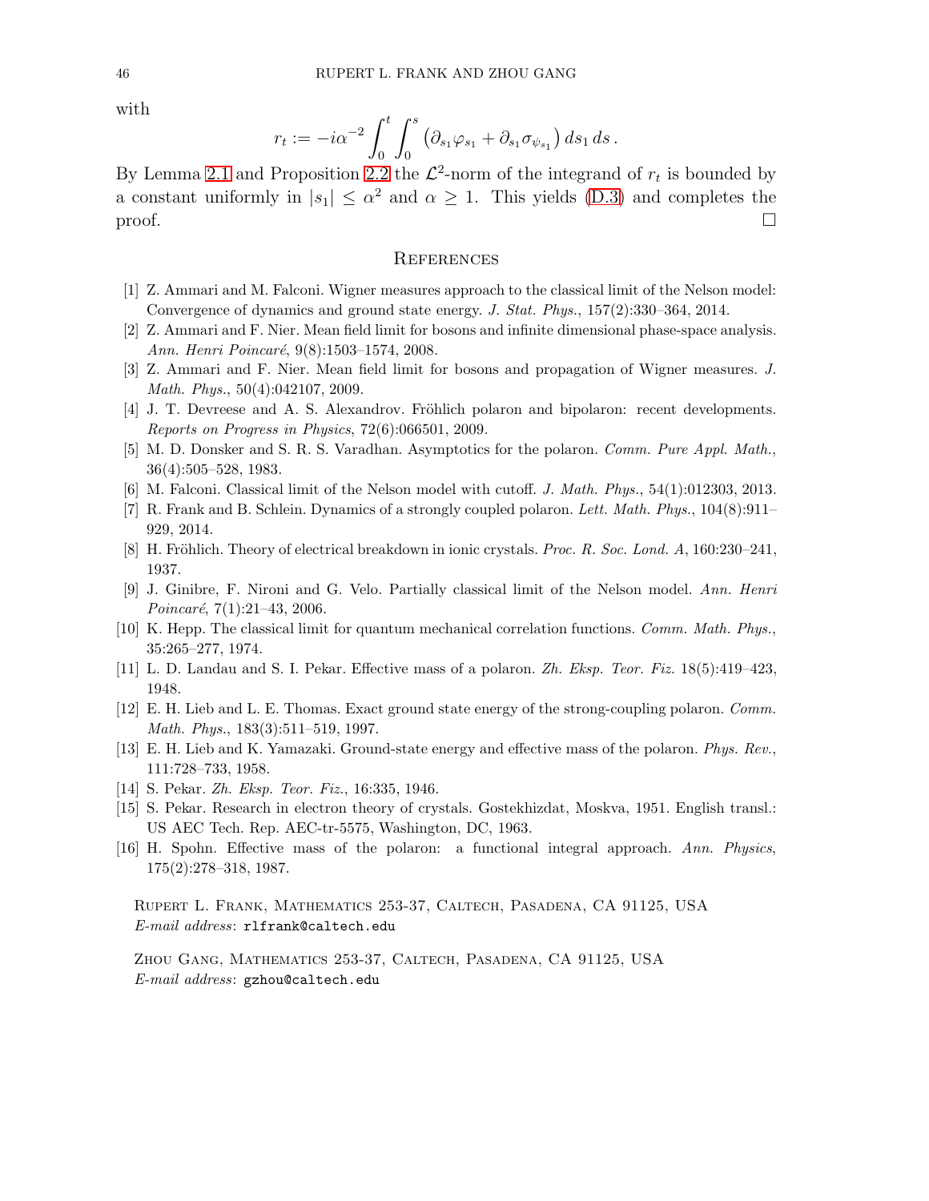with

$$r_t := -i\alpha^{-2} \int_0^t \int_0^s \left( \partial_{s_1} \varphi_{s_1} + \partial_{s_1} \sigma_{\psi_{s_1}} \right) ds_1 \, ds \, .$$

By Lemma 2.1 and Proposition 2.2 the $\mathcal{L}^2$-norm of the integrand of $r_t$ is bounded by a constant uniformly in $|s_1| \leq \alpha^2$ and $\alpha \geq 1$. This yields (D.3) and completes the proof. □

## References

[1] Z. Ammari and M. Falconi. Wigner measures approach to the classical limit of the Nelson model: Convergence of dynamics and ground state energy. *J. Stat. Phys.*, 157(2):330–364, 2014.

[2] Z. Ammari and F. Nier. Mean field limit for bosons and infinite dimensional phase-space analysis. *Ann. Henri Poincaré*, 9(8):1503–1574, 2008.

[3] Z. Ammari and F. Nier. Mean field limit for bosons and propagation of Wigner measures. *J. Math. Phys.*, 50(4):042107, 2009.

[4] J. T. Devreese and A. S. Alexandrov. Fröhlich polaron and bipolaron: recent developments. *Reports on Progress in Physics*, 72(6):066501, 2009.

[5] M. D. Donsker and S. R. S. Varadhan. Asymptotics for the polaron. *Comm. Pure Appl. Math.*, 36(4):505–528, 1983.

[6] M. Falconi. Classical limit of the Nelson model with cutoff. *J. Math. Phys.*, 54(1):012303, 2013.

[7] R. Frank and B. Schlein. Dynamics of a strongly coupled polaron. *Lett. Math. Phys.*, 104(8):911–929, 2014.

[8] H. Fröhlich. Theory of electrical breakdown in ionic crystals. *Proc. R. Soc. Lond. A*, 160:230–241, 1937.

[9] J. Ginibre, F. Nironi and G. Velo. Partially classical limit of the Nelson model. *Ann. Henri Poincaré*, 7(1):21–43, 2006.

[10] K. Hepp. The classical limit for quantum mechanical correlation functions. *Comm. Math. Phys.*, 35:265–277, 1974.

[11] L. D. Landau and S. I. Pekar. Effective mass of a polaron. *Zh. Eksp. Teor. Fiz.* 18(5):419–423, 1948.

[12] E. H. Lieb and L. E. Thomas. Exact ground state energy of the strong-coupling polaron. *Comm. Math. Phys.*, 183(3):511–519, 1997.

[13] E. H. Lieb and K. Yamazaki. Ground-state energy and effective mass of the polaron. *Phys. Rev.*, 111:728–733, 1958.

[14] S. Pekar. *Zh. Eksp. Teor. Fiz.*, 16:335, 1946.

[15] S. Pekar. Research in electron theory of crystals. Gostekhizdat, Moskva, 1951. English transl.: US AEC Tech. Rep. AEC-tr-5575, Washington, DC, 1963.

[16] H. Spohn. Effective mass of the polaron: a functional integral approach. *Ann. Physics*, 175(2):278–318, 1987.

Rupert L. Frank, Mathematics 253-37, Caltech, Pasadena, CA 91125, USA
*E-mail address*: rlfrank@caltech.edu

Zhou Gang, Mathematics 253-37, Caltech, Pasadena, CA 91125, USA
*E-mail address*: gzhou@caltech.edu